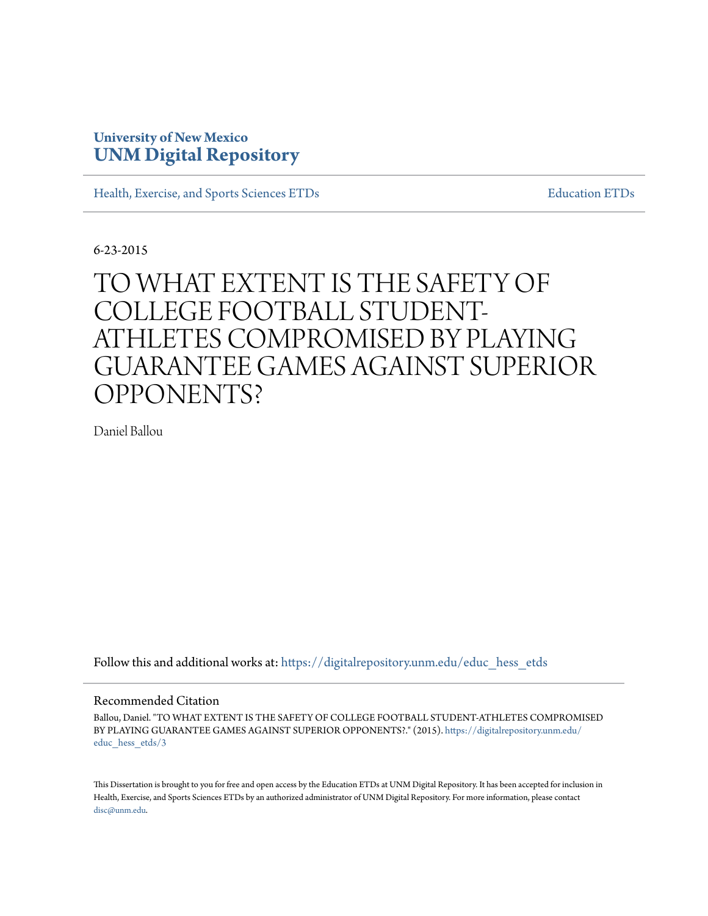University of New Mexico
**UNM Digital Repository**

Health, Exercise, and Sports Sciences ETDs

Education ETDs

6-23-2015

# TO WHAT EXTENT IS THE SAFETY OF COLLEGE FOOTBALL STUDENT-ATHLETES COMPROMISED BY PLAYING GUARANTEE GAMES AGAINST SUPERIOR OPPONENTS?

Daniel Ballou

Follow this and additional works at: https://digitalrepository.unm.edu/educ_hess_etds

## Recommended Citation

Ballou, Daniel. "TO WHAT EXTENT IS THE SAFETY OF COLLEGE FOOTBALL STUDENT-ATHLETES COMPROMISED BY PLAYING GUARANTEE GAMES AGAINST SUPERIOR OPPONENTS?." (2015). https://digitalrepository.unm.edu/educ_hess_etds/3

This Dissertation is brought to you for free and open access by the Education ETDs at UNM Digital Repository. It has been accepted for inclusion in Health, Exercise, and Sports Sciences ETDs by an authorized administrator of UNM Digital Repository. For more information, please contact disc@unm.edu.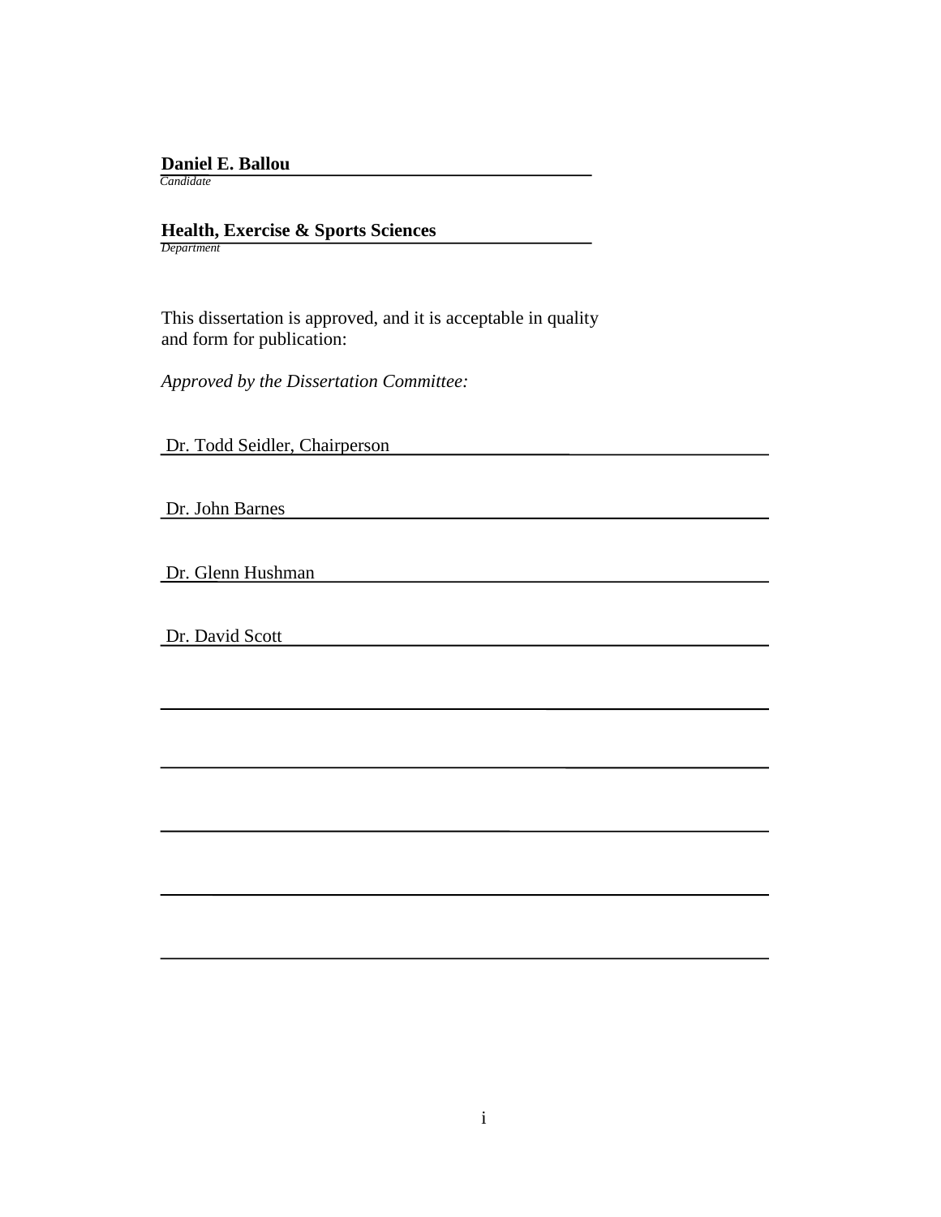**Daniel E. Ballou**
*Candidate*

**Health, Exercise & Sports Sciences**
*Department*

This dissertation is approved, and it is acceptable in quality and form for publication:

*Approved by the Dissertation Committee:*

Dr. Todd Seidler, Chairperson

Dr. John Barnes

Dr. Glenn Hushman

Dr. David Scott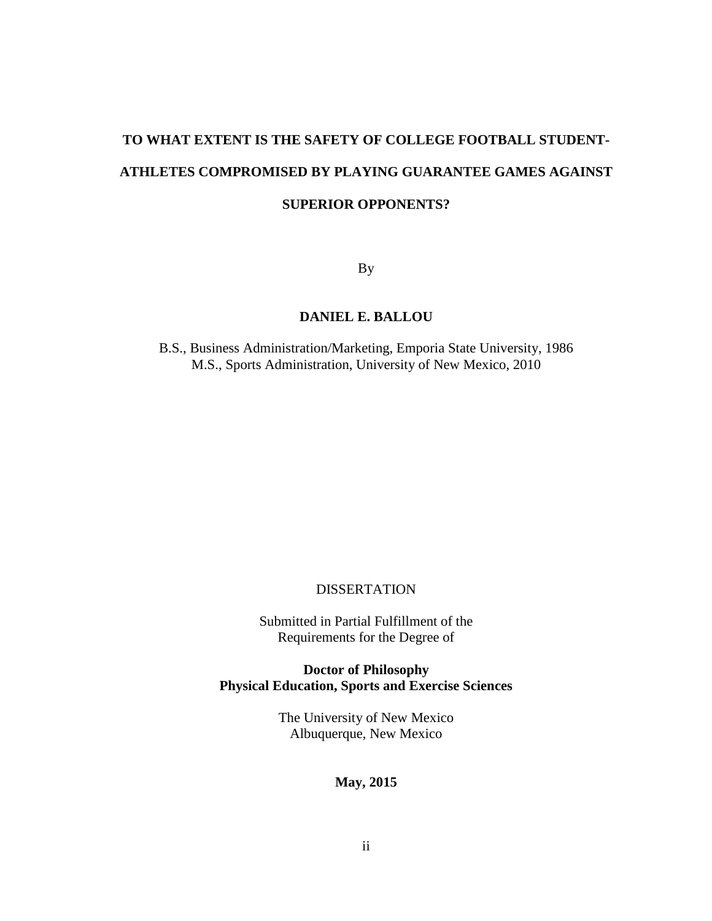# TO WHAT EXTENT IS THE SAFETY OF COLLEGE FOOTBALL STUDENT-ATHLETES COMPROMISED BY PLAYING GUARANTEE GAMES AGAINST SUPERIOR OPPONENTS?

By

**DANIEL E. BALLOU**

B.S., Business Administration/Marketing, Emporia State University, 1986
M.S., Sports Administration, University of New Mexico, 2010

DISSERTATION

Submitted in Partial Fulfillment of the
Requirements for the Degree of

**Doctor of Philosophy**
**Physical Education, Sports and Exercise Sciences**

The University of New Mexico
Albuquerque, New Mexico

**May, 2015**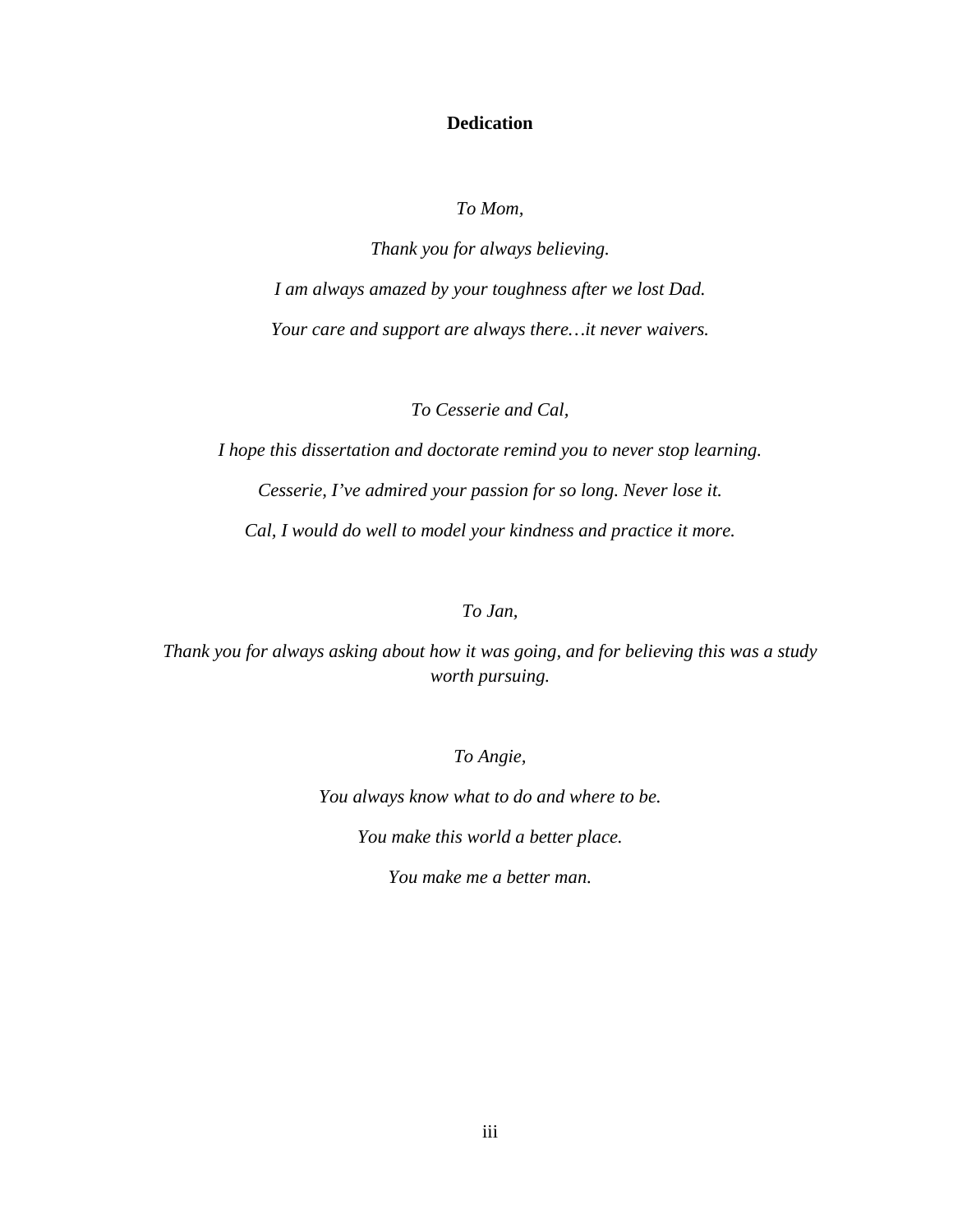# Dedication

*To Mom,*

*Thank you for always believing.*

*I am always amazed by your toughness after we lost Dad.*

*Your care and support are always there…it never waivers.*

*To Cesserie and Cal,*

*I hope this dissertation and doctorate remind you to never stop learning.*

*Cesserie, I've admired your passion for so long. Never lose it.*

*Cal, I would do well to model your kindness and practice it more.*

*To Jan,*

*Thank you for always asking about how it was going, and for believing this was a study worth pursuing.*

*To Angie,*

*You always know what to do and where to be.*

*You make this world a better place.*

*You make me a better man.*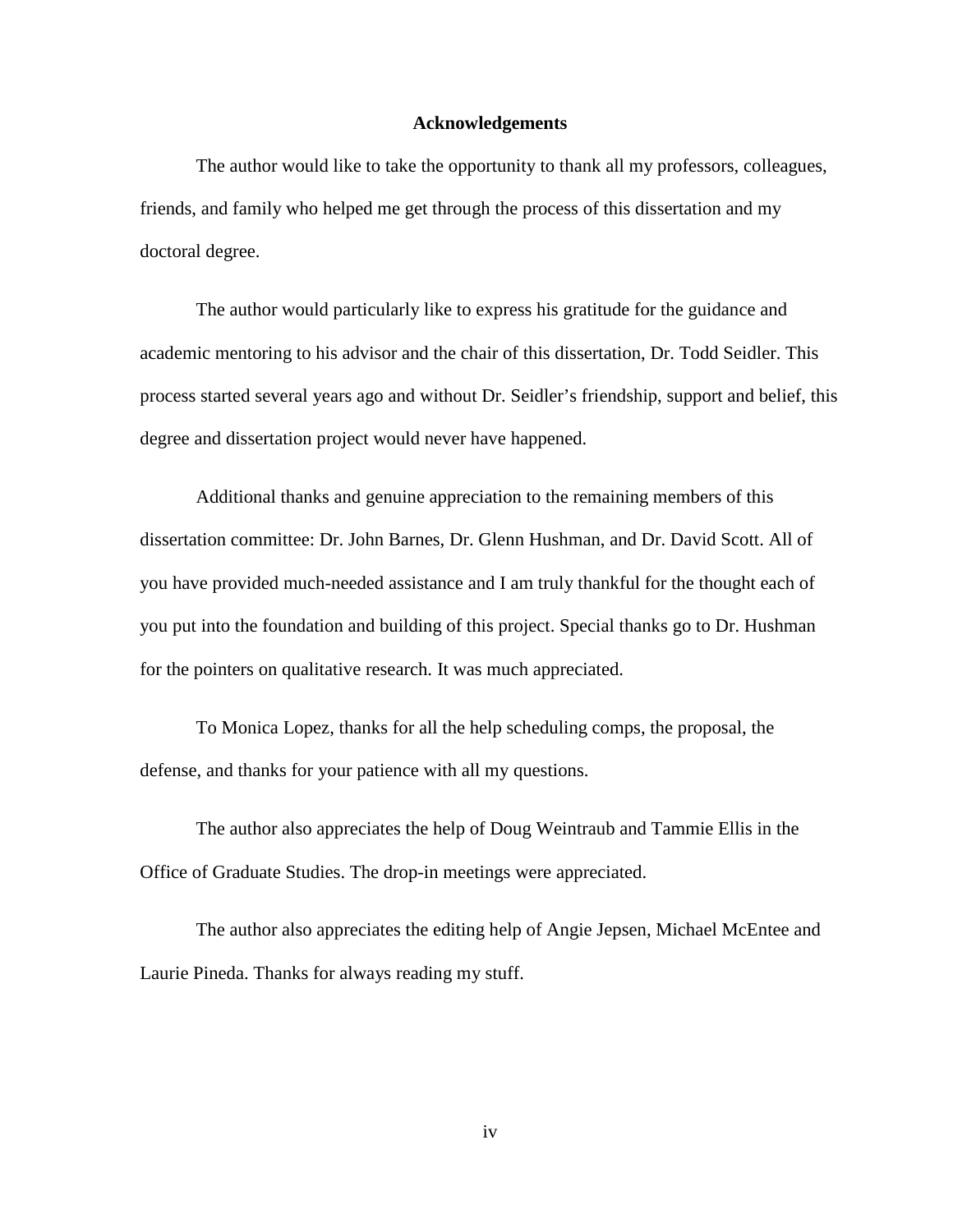# Acknowledgements

The author would like to take the opportunity to thank all my professors, colleagues, friends, and family who helped me get through the process of this dissertation and my doctoral degree.

The author would particularly like to express his gratitude for the guidance and academic mentoring to his advisor and the chair of this dissertation, Dr. Todd Seidler. This process started several years ago and without Dr. Seidler's friendship, support and belief, this degree and dissertation project would never have happened.

Additional thanks and genuine appreciation to the remaining members of this dissertation committee: Dr. John Barnes, Dr. Glenn Hushman, and Dr. David Scott. All of you have provided much-needed assistance and I am truly thankful for the thought each of you put into the foundation and building of this project. Special thanks go to Dr. Hushman for the pointers on qualitative research. It was much appreciated.

To Monica Lopez, thanks for all the help scheduling comps, the proposal, the defense, and thanks for your patience with all my questions.

The author also appreciates the help of Doug Weintraub and Tammie Ellis in the Office of Graduate Studies. The drop-in meetings were appreciated.

The author also appreciates the editing help of Angie Jepsen, Michael McEntee and Laurie Pineda. Thanks for always reading my stuff.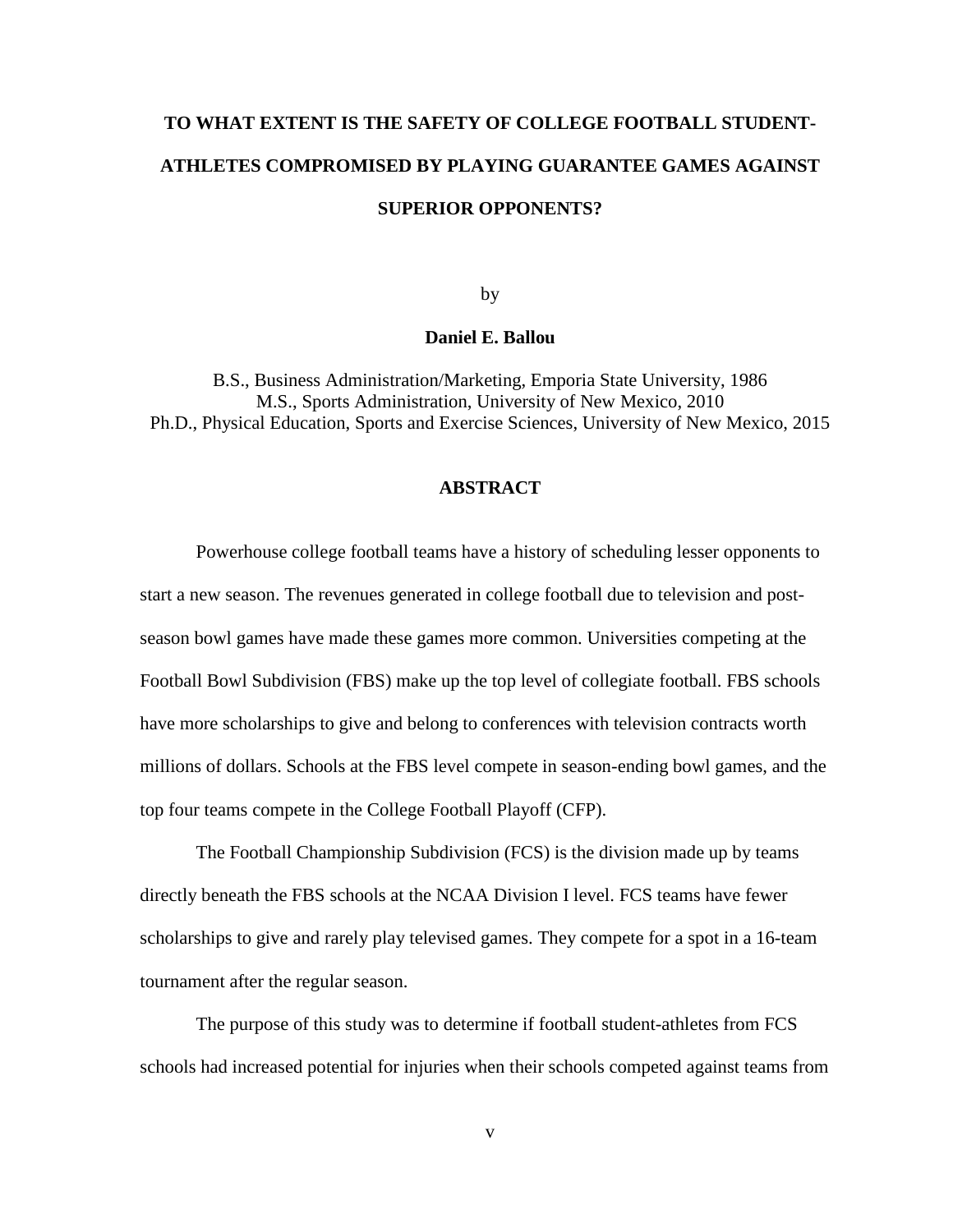**TO WHAT EXTENT IS THE SAFETY OF COLLEGE FOOTBALL STUDENT-ATHLETES COMPROMISED BY PLAYING GUARANTEE GAMES AGAINST SUPERIOR OPPONENTS?**

by

**Daniel E. Ballou**

B.S., Business Administration/Marketing, Emporia State University, 1986
M.S., Sports Administration, University of New Mexico, 2010
Ph.D., Physical Education, Sports and Exercise Sciences, University of New Mexico, 2015

## ABSTRACT

Powerhouse college football teams have a history of scheduling lesser opponents to start a new season. The revenues generated in college football due to television and post-season bowl games have made these games more common. Universities competing at the Football Bowl Subdivision (FBS) make up the top level of collegiate football. FBS schools have more scholarships to give and belong to conferences with television contracts worth millions of dollars. Schools at the FBS level compete in season-ending bowl games, and the top four teams compete in the College Football Playoff (CFP).

The Football Championship Subdivision (FCS) is the division made up by teams directly beneath the FBS schools at the NCAA Division I level. FCS teams have fewer scholarships to give and rarely play televised games. They compete for a spot in a 16-team tournament after the regular season.

The purpose of this study was to determine if football student-athletes from FCS schools had increased potential for injuries when their schools competed against teams from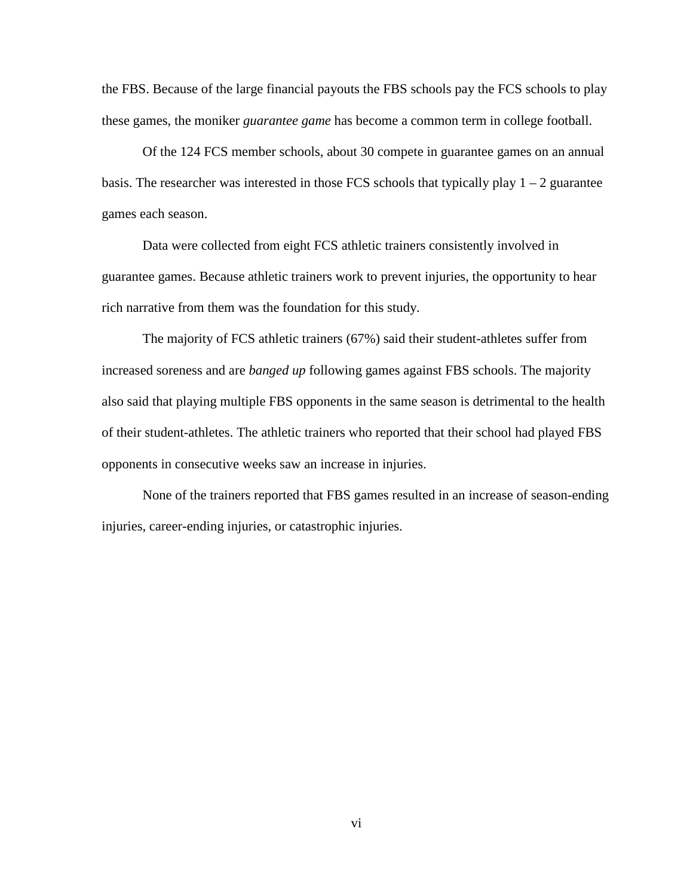the FBS. Because of the large financial payouts the FBS schools pay the FCS schools to play these games, the moniker *guarantee game* has become a common term in college football.

Of the 124 FCS member schools, about 30 compete in guarantee games on an annual basis. The researcher was interested in those FCS schools that typically play 1 – 2 guarantee games each season.

Data were collected from eight FCS athletic trainers consistently involved in guarantee games. Because athletic trainers work to prevent injuries, the opportunity to hear rich narrative from them was the foundation for this study.

The majority of FCS athletic trainers (67%) said their student-athletes suffer from increased soreness and are *banged up* following games against FBS schools. The majority also said that playing multiple FBS opponents in the same season is detrimental to the health of their student-athletes. The athletic trainers who reported that their school had played FBS opponents in consecutive weeks saw an increase in injuries.

None of the trainers reported that FBS games resulted in an increase of season-ending injuries, career-ending injuries, or catastrophic injuries.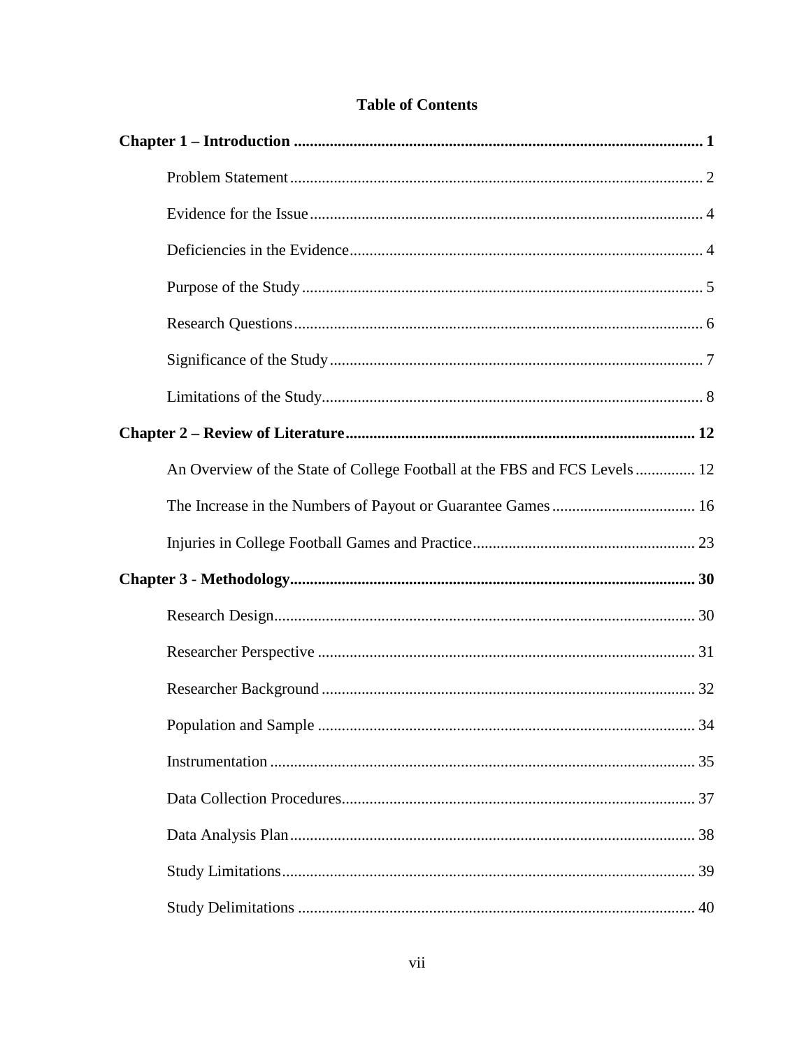# Table of Contents

**Chapter 1 – Introduction** ........................................................................................................ **1**

Problem Statement ........................................................................................................ 2

Evidence for the Issue .................................................................................................. 4

Deficiencies in the Evidence ......................................................................................... 4

Purpose of the Study ..................................................................................................... 5

Research Questions ....................................................................................................... 6

Significance of the Study .............................................................................................. 7

Limitations of the Study ................................................................................................ 8

**Chapter 2 – Review of Literature** .......................................................................................... **12**

An Overview of the State of College Football at the FBS and FCS Levels ............... 12

The Increase in the Numbers of Payout or Guarantee Games .................................... 16

Injuries in College Football Games and Practice ........................................................ 23

**Chapter 3 - Methodology** ....................................................................................................... **30**

Research Design .......................................................................................................... 30

Researcher Perspective ............................................................................................... 31

Researcher Background .............................................................................................. 32

Population and Sample ............................................................................................... 34

Instrumentation ........................................................................................................... 35

Data Collection Procedures ......................................................................................... 37

Data Analysis Plan ...................................................................................................... 38

Study Limitations ........................................................................................................ 39

Study Delimitations ..................................................................................................... 40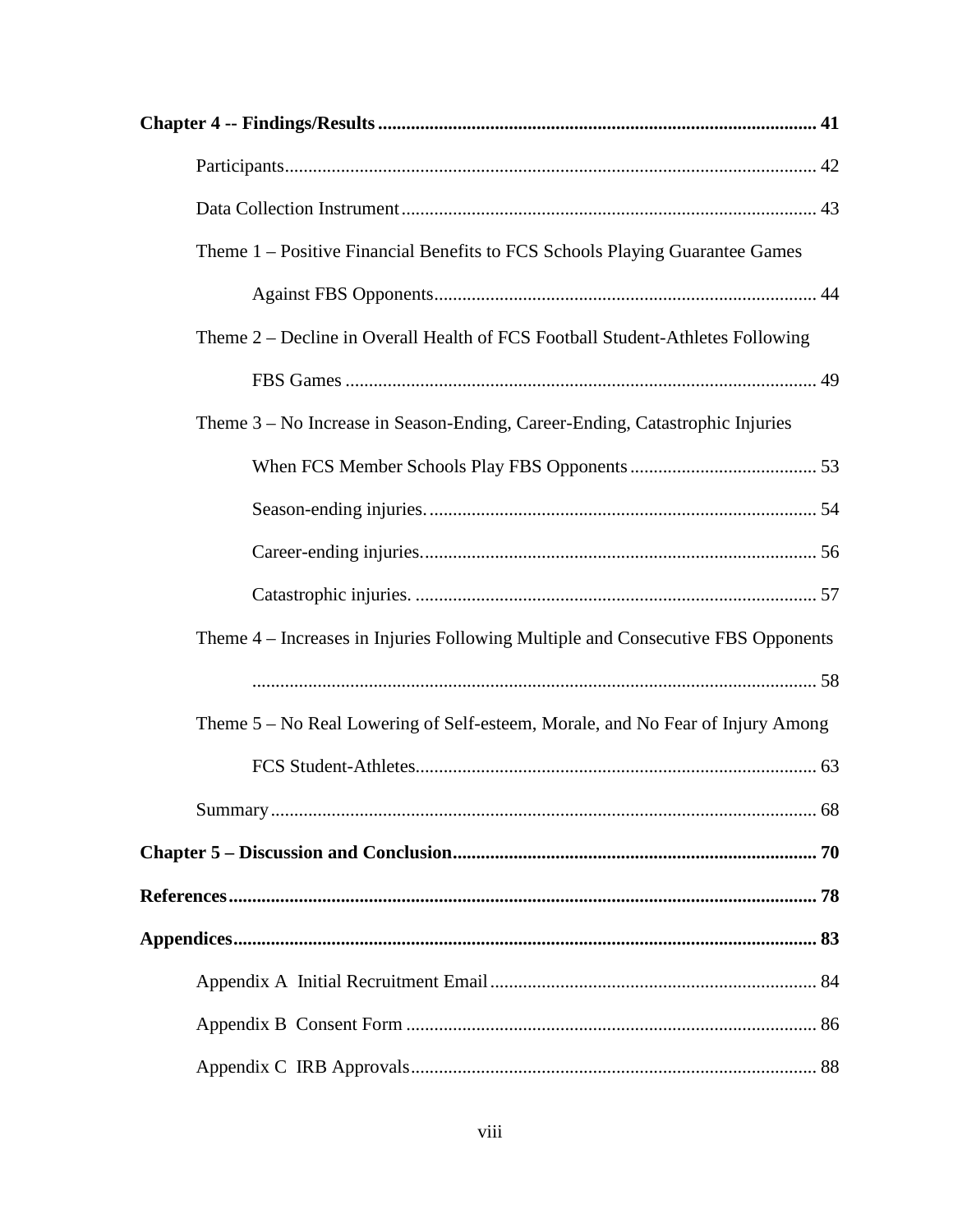**Chapter 4 -- Findings/Results** ..... **41**

Participants ..... 42

Data Collection Instrument ..... 43

Theme 1 – Positive Financial Benefits to FCS Schools Playing Guarantee Games Against FBS Opponents ..... 44

Theme 2 – Decline in Overall Health of FCS Football Student-Athletes Following FBS Games ..... 49

Theme 3 – No Increase in Season-Ending, Career-Ending, Catastrophic Injuries When FCS Member Schools Play FBS Opponents ..... 53

Season-ending injuries. ..... 54

Career-ending injuries. ..... 56

Catastrophic injuries. ..... 57

Theme 4 – Increases in Injuries Following Multiple and Consecutive FBS Opponents ..... 58

Theme 5 – No Real Lowering of Self-esteem, Morale, and No Fear of Injury Among FCS Student-Athletes ..... 63

Summary ..... 68

**Chapter 5 – Discussion and Conclusion** ..... **70**

**References** ..... **78**

**Appendices** ..... **83**

Appendix A Initial Recruitment Email ..... 84

Appendix B Consent Form ..... 86

Appendix C IRB Approvals ..... 88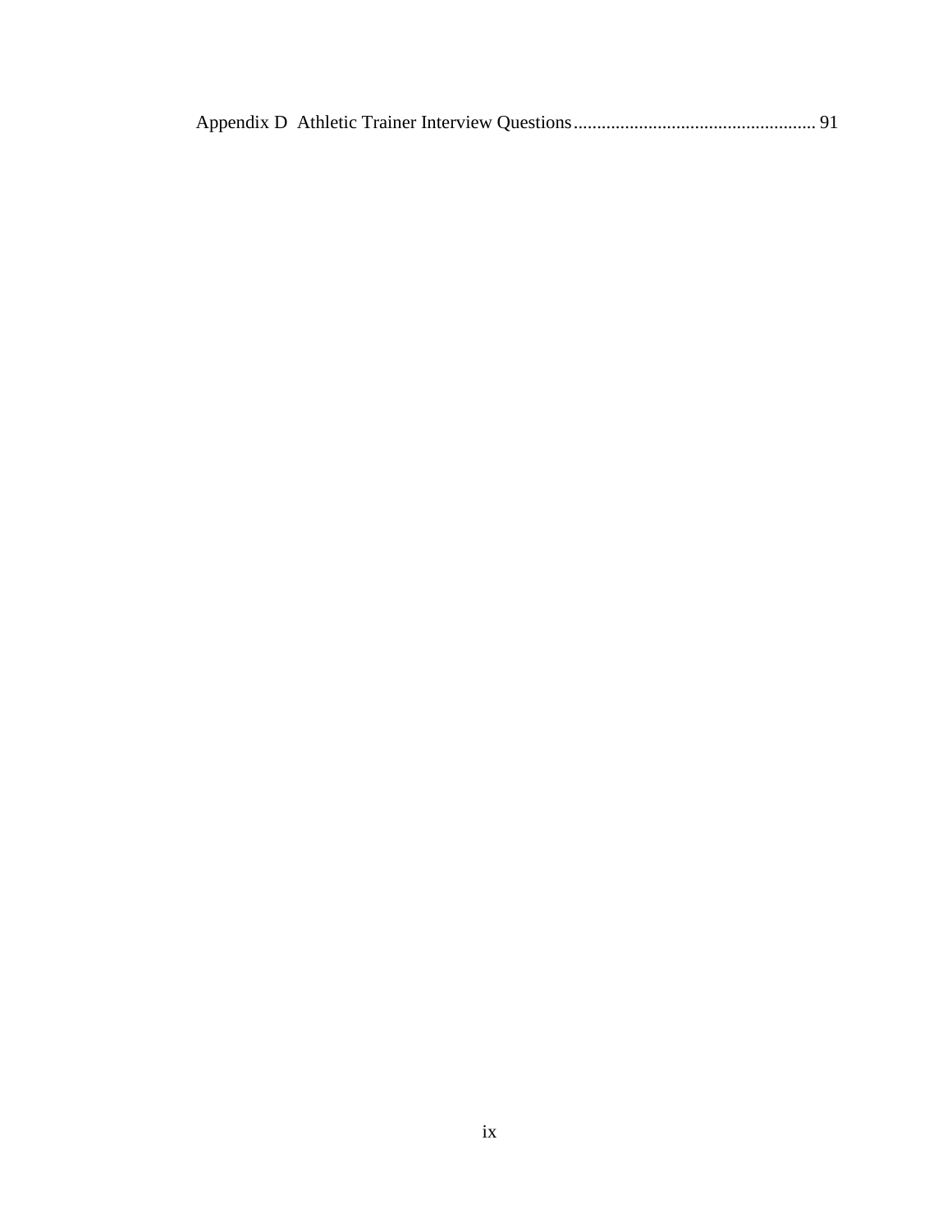Appendix D  Athletic Trainer Interview Questions .................................................... 91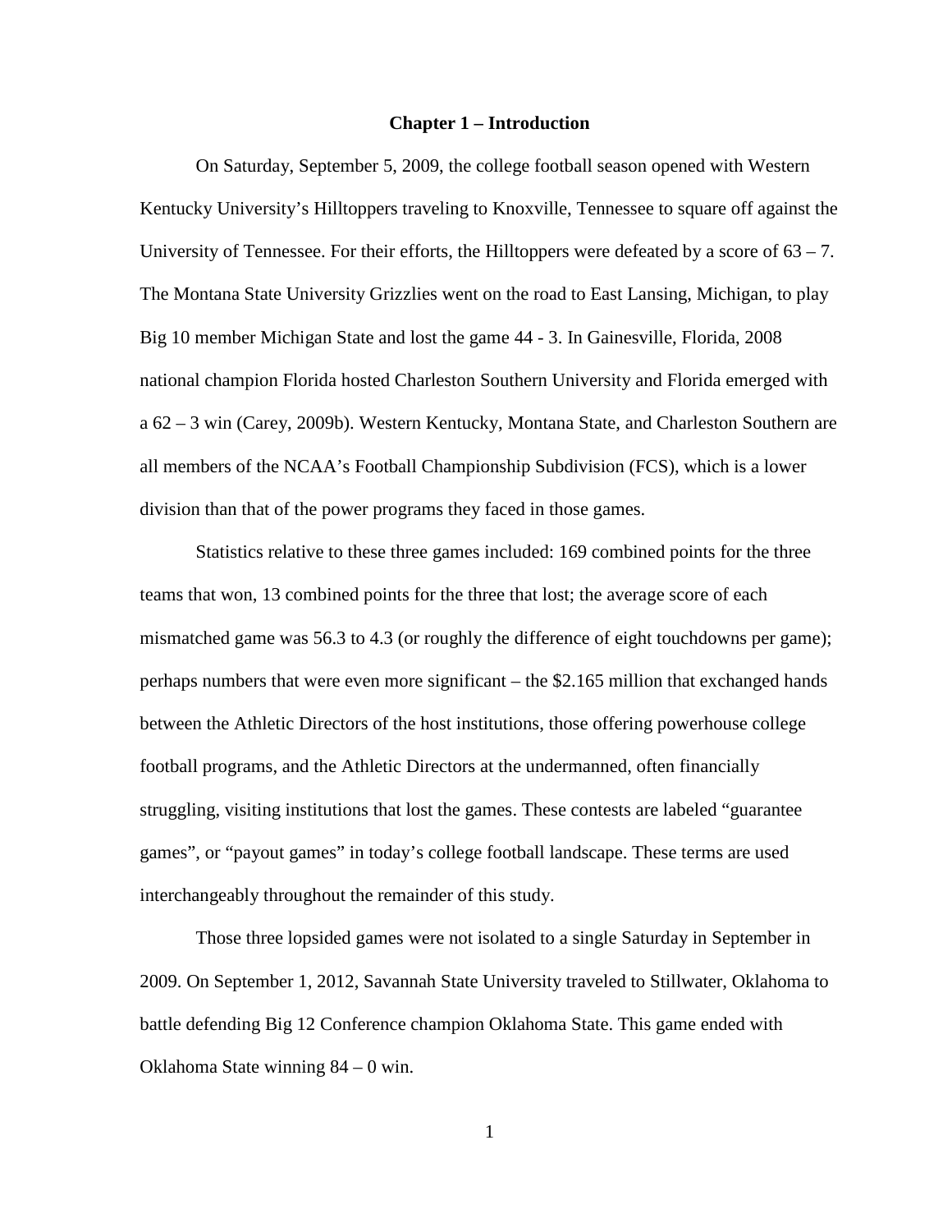# Chapter 1 – Introduction

On Saturday, September 5, 2009, the college football season opened with Western Kentucky University's Hilltoppers traveling to Knoxville, Tennessee to square off against the University of Tennessee. For their efforts, the Hilltoppers were defeated by a score of 63 – 7. The Montana State University Grizzlies went on the road to East Lansing, Michigan, to play Big 10 member Michigan State and lost the game 44 - 3. In Gainesville, Florida, 2008 national champion Florida hosted Charleston Southern University and Florida emerged with a 62 – 3 win (Carey, 2009b). Western Kentucky, Montana State, and Charleston Southern are all members of the NCAA's Football Championship Subdivision (FCS), which is a lower division than that of the power programs they faced in those games.

Statistics relative to these three games included: 169 combined points for the three teams that won, 13 combined points for the three that lost; the average score of each mismatched game was 56.3 to 4.3 (or roughly the difference of eight touchdowns per game); perhaps numbers that were even more significant – the $2.165 million that exchanged hands between the Athletic Directors of the host institutions, those offering powerhouse college football programs, and the Athletic Directors at the undermanned, often financially struggling, visiting institutions that lost the games. These contests are labeled "guarantee games", or "payout games" in today's college football landscape. These terms are used interchangeably throughout the remainder of this study.

Those three lopsided games were not isolated to a single Saturday in September in 2009. On September 1, 2012, Savannah State University traveled to Stillwater, Oklahoma to battle defending Big 12 Conference champion Oklahoma State. This game ended with Oklahoma State winning 84 – 0 win.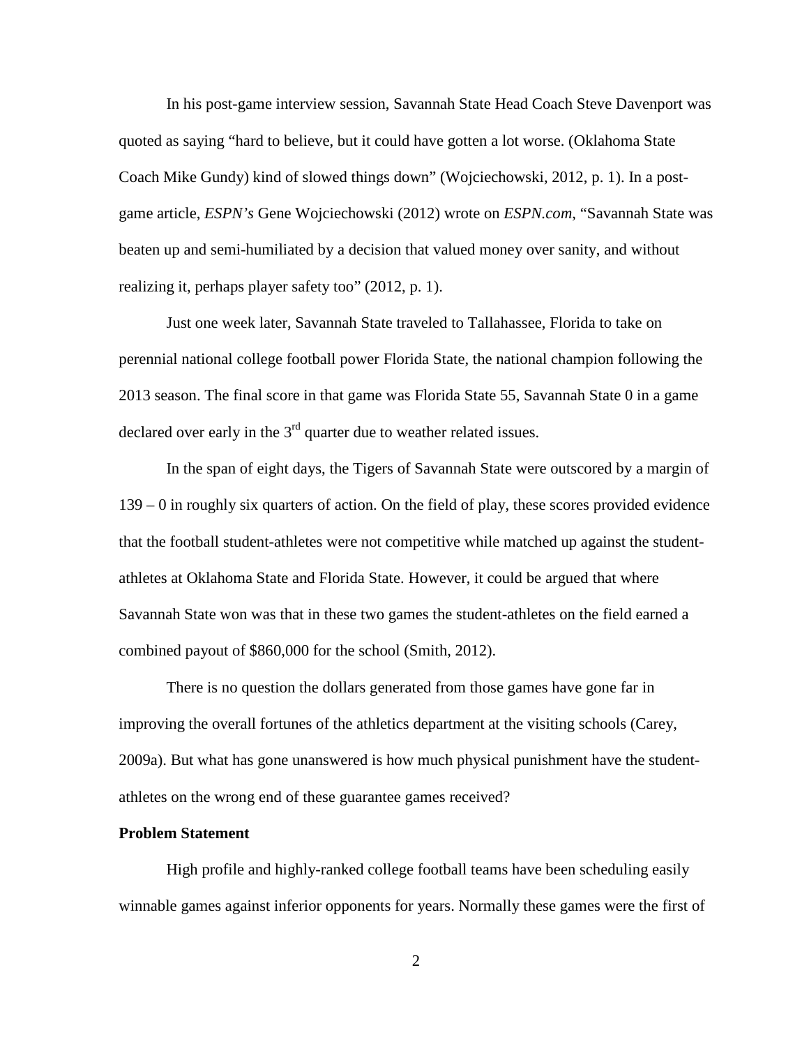In his post-game interview session, Savannah State Head Coach Steve Davenport was quoted as saying “hard to believe, but it could have gotten a lot worse. (Oklahoma State Coach Mike Gundy) kind of slowed things down” (Wojciechowski, 2012, p. 1). In a post-game article, *ESPN’s* Gene Wojciechowski (2012) wrote on *ESPN.com*, “Savannah State was beaten up and semi-humiliated by a decision that valued money over sanity, and without realizing it, perhaps player safety too” (2012, p. 1).

Just one week later, Savannah State traveled to Tallahassee, Florida to take on perennial national college football power Florida State, the national champion following the 2013 season. The final score in that game was Florida State 55, Savannah State 0 in a game declared over early in the 3rd quarter due to weather related issues.

In the span of eight days, the Tigers of Savannah State were outscored by a margin of 139 – 0 in roughly six quarters of action. On the field of play, these scores provided evidence that the football student-athletes were not competitive while matched up against the student-athletes at Oklahoma State and Florida State. However, it could be argued that where Savannah State won was that in these two games the student-athletes on the field earned a combined payout of $860,000 for the school (Smith, 2012).

There is no question the dollars generated from those games have gone far in improving the overall fortunes of the athletics department at the visiting schools (Carey, 2009a). But what has gone unanswered is how much physical punishment have the student-athletes on the wrong end of these guarantee games received?

**Problem Statement**

High profile and highly-ranked college football teams have been scheduling easily winnable games against inferior opponents for years. Normally these games were the first of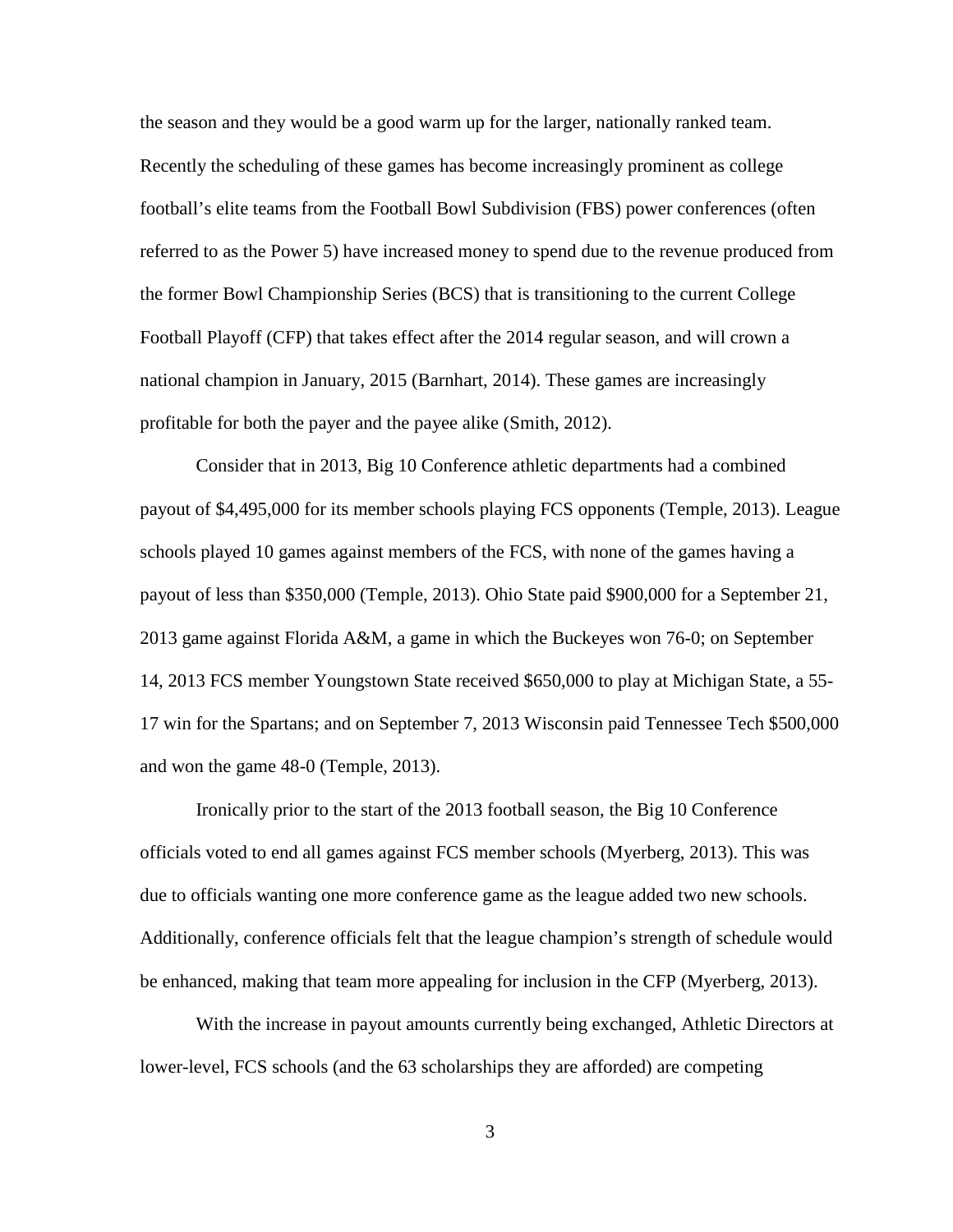the season and they would be a good warm up for the larger, nationally ranked team. Recently the scheduling of these games has become increasingly prominent as college football's elite teams from the Football Bowl Subdivision (FBS) power conferences (often referred to as the Power 5) have increased money to spend due to the revenue produced from the former Bowl Championship Series (BCS) that is transitioning to the current College Football Playoff (CFP) that takes effect after the 2014 regular season, and will crown a national champion in January, 2015 (Barnhart, 2014). These games are increasingly profitable for both the payer and the payee alike (Smith, 2012).

Consider that in 2013, Big 10 Conference athletic departments had a combined payout of $4,495,000 for its member schools playing FCS opponents (Temple, 2013). League schools played 10 games against members of the FCS, with none of the games having a payout of less than $350,000 (Temple, 2013). Ohio State paid $900,000 for a September 21, 2013 game against Florida A&M, a game in which the Buckeyes won 76-0; on September 14, 2013 FCS member Youngstown State received $650,000 to play at Michigan State, a 55-17 win for the Spartans; and on September 7, 2013 Wisconsin paid Tennessee Tech $500,000 and won the game 48-0 (Temple, 2013).

Ironically prior to the start of the 2013 football season, the Big 10 Conference officials voted to end all games against FCS member schools (Myerberg, 2013). This was due to officials wanting one more conference game as the league added two new schools. Additionally, conference officials felt that the league champion's strength of schedule would be enhanced, making that team more appealing for inclusion in the CFP (Myerberg, 2013).

With the increase in payout amounts currently being exchanged, Athletic Directors at lower-level, FCS schools (and the 63 scholarships they are afforded) are competing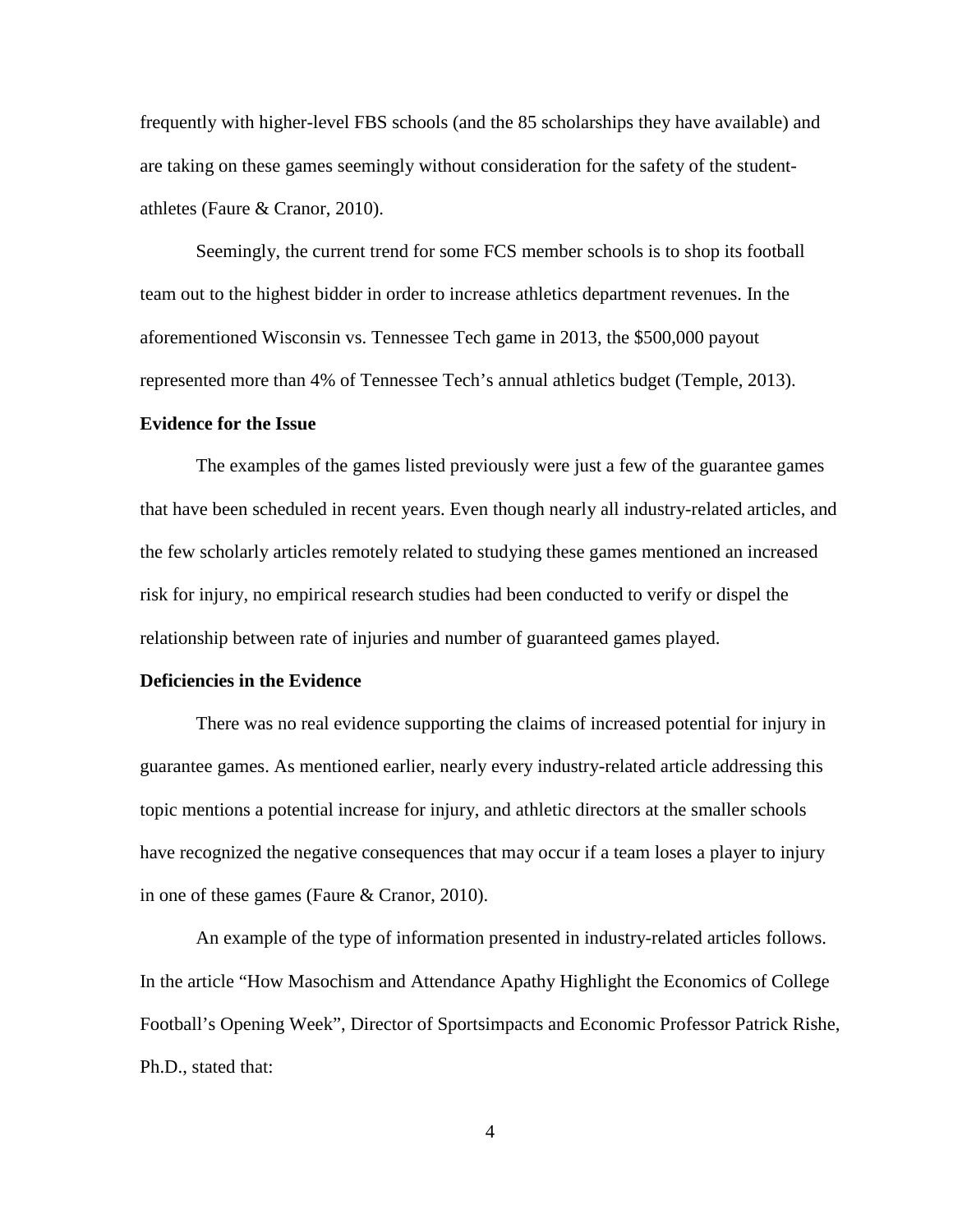frequently with higher-level FBS schools (and the 85 scholarships they have available) and are taking on these games seemingly without consideration for the safety of the student-athletes (Faure & Cranor, 2010).

Seemingly, the current trend for some FCS member schools is to shop its football team out to the highest bidder in order to increase athletics department revenues. In the aforementioned Wisconsin vs. Tennessee Tech game in 2013, the $500,000 payout represented more than 4% of Tennessee Tech's annual athletics budget (Temple, 2013).

**Evidence for the Issue**

The examples of the games listed previously were just a few of the guarantee games that have been scheduled in recent years. Even though nearly all industry-related articles, and the few scholarly articles remotely related to studying these games mentioned an increased risk for injury, no empirical research studies had been conducted to verify or dispel the relationship between rate of injuries and number of guaranteed games played.

**Deficiencies in the Evidence**

There was no real evidence supporting the claims of increased potential for injury in guarantee games. As mentioned earlier, nearly every industry-related article addressing this topic mentions a potential increase for injury, and athletic directors at the smaller schools have recognized the negative consequences that may occur if a team loses a player to injury in one of these games (Faure & Cranor, 2010).

An example of the type of information presented in industry-related articles follows. In the article "How Masochism and Attendance Apathy Highlight the Economics of College Football's Opening Week", Director of Sportsimpacts and Economic Professor Patrick Rishe, Ph.D., stated that: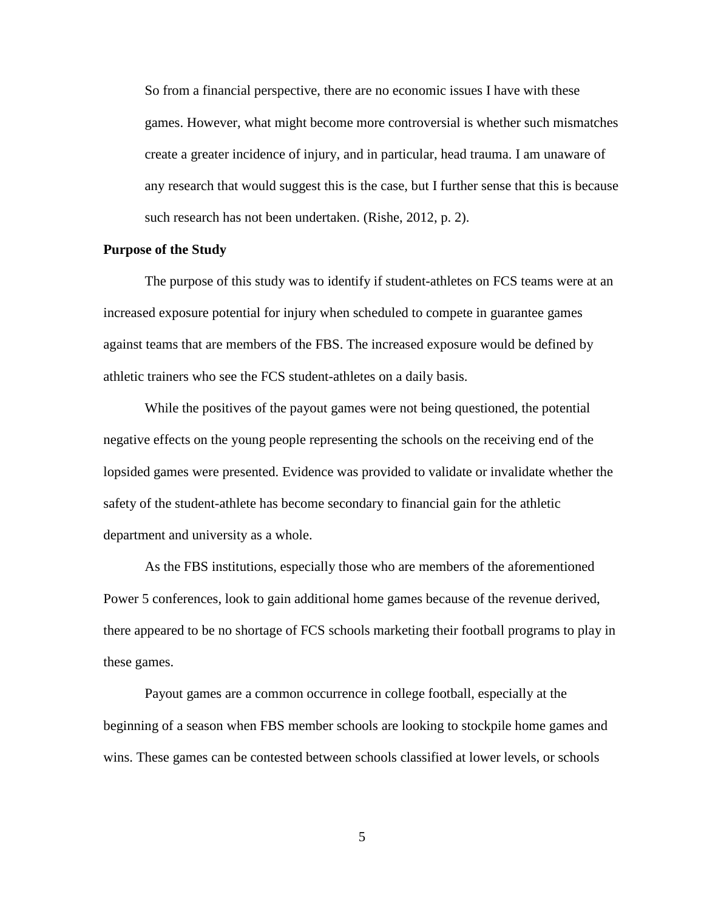> So from a financial perspective, there are no economic issues I have with these games. However, what might become more controversial is whether such mismatches create a greater incidence of injury, and in particular, head trauma. I am unaware of any research that would suggest this is the case, but I further sense that this is because such research has not been undertaken. (Rishe, 2012, p. 2).

**Purpose of the Study**

The purpose of this study was to identify if student-athletes on FCS teams were at an increased exposure potential for injury when scheduled to compete in guarantee games against teams that are members of the FBS. The increased exposure would be defined by athletic trainers who see the FCS student-athletes on a daily basis.

While the positives of the payout games were not being questioned, the potential negative effects on the young people representing the schools on the receiving end of the lopsided games were presented. Evidence was provided to validate or invalidate whether the safety of the student-athlete has become secondary to financial gain for the athletic department and university as a whole.

As the FBS institutions, especially those who are members of the aforementioned Power 5 conferences, look to gain additional home games because of the revenue derived, there appeared to be no shortage of FCS schools marketing their football programs to play in these games.

Payout games are a common occurrence in college football, especially at the beginning of a season when FBS member schools are looking to stockpile home games and wins. These games can be contested between schools classified at lower levels, or schools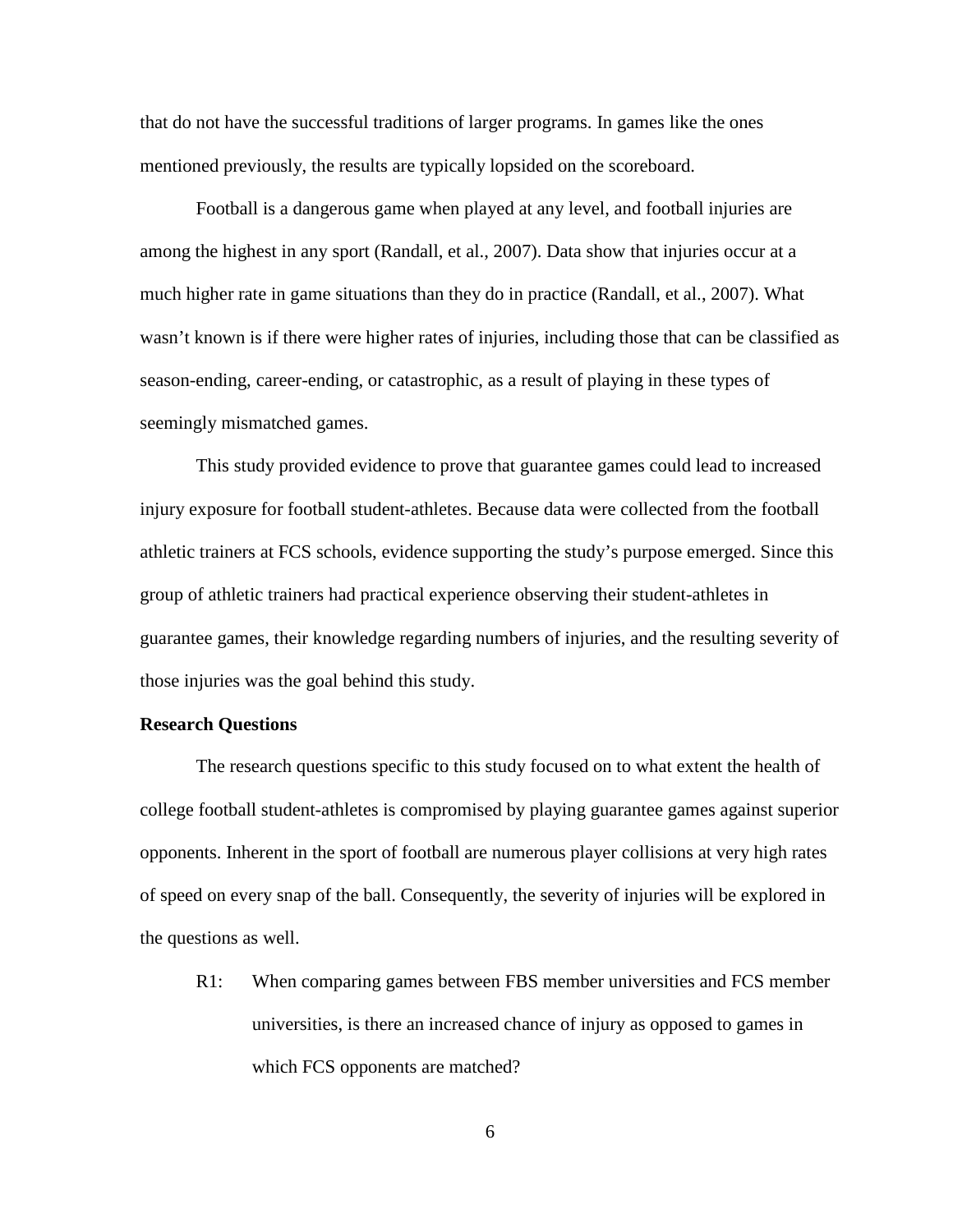that do not have the successful traditions of larger programs. In games like the ones mentioned previously, the results are typically lopsided on the scoreboard.

Football is a dangerous game when played at any level, and football injuries are among the highest in any sport (Randall, et al., 2007). Data show that injuries occur at a much higher rate in game situations than they do in practice (Randall, et al., 2007). What wasn't known is if there were higher rates of injuries, including those that can be classified as season-ending, career-ending, or catastrophic, as a result of playing in these types of seemingly mismatched games.

This study provided evidence to prove that guarantee games could lead to increased injury exposure for football student-athletes. Because data were collected from the football athletic trainers at FCS schools, evidence supporting the study's purpose emerged. Since this group of athletic trainers had practical experience observing their student-athletes in guarantee games, their knowledge regarding numbers of injuries, and the resulting severity of those injuries was the goal behind this study.

**Research Questions**

The research questions specific to this study focused on to what extent the health of college football student-athletes is compromised by playing guarantee games against superior opponents. Inherent in the sport of football are numerous player collisions at very high rates of speed on every snap of the ball. Consequently, the severity of injuries will be explored in the questions as well.

R1: When comparing games between FBS member universities and FCS member universities, is there an increased chance of injury as opposed to games in which FCS opponents are matched?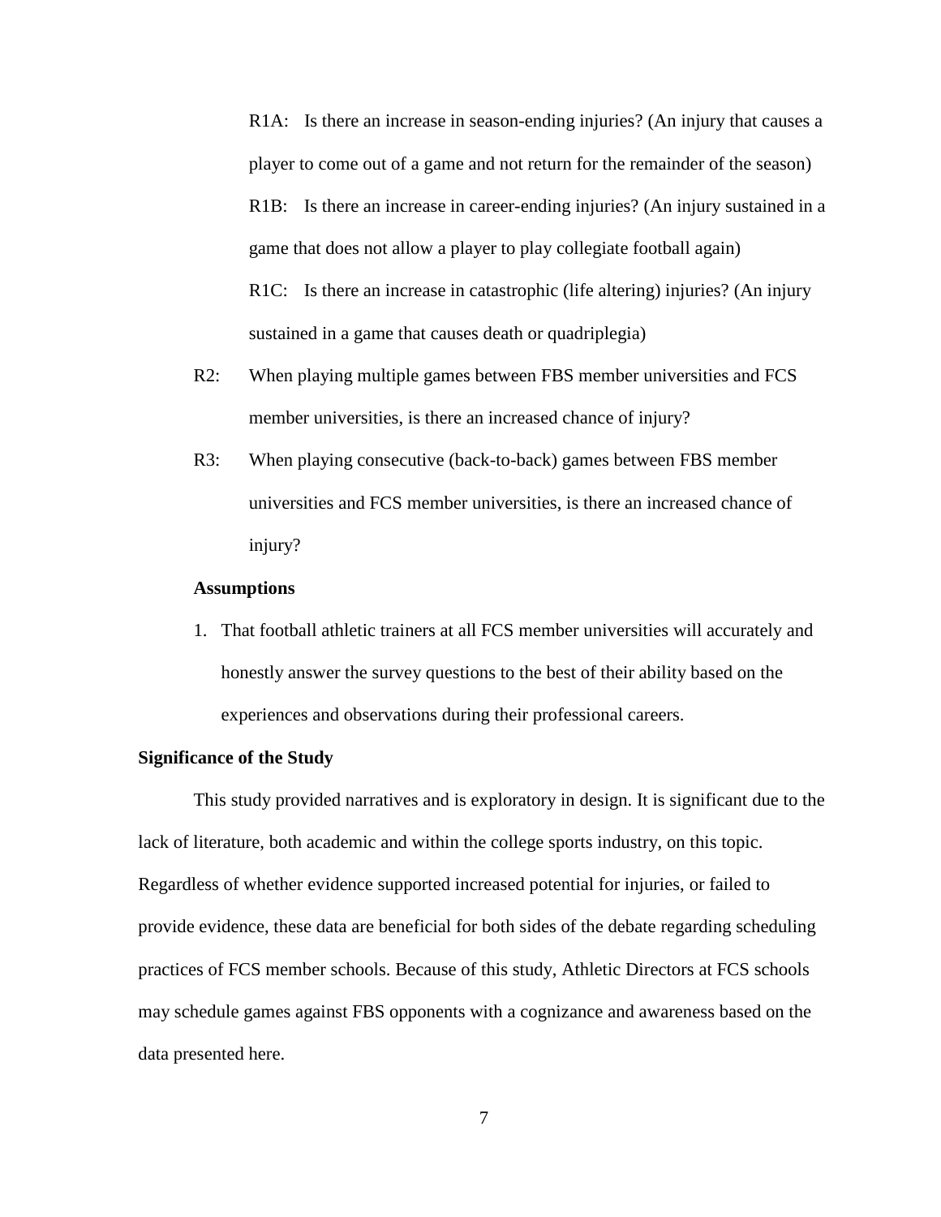R1A: Is there an increase in season-ending injuries? (An injury that causes a player to come out of a game and not return for the remainder of the season)

R1B: Is there an increase in career-ending injuries? (An injury sustained in a game that does not allow a player to play collegiate football again)

R1C: Is there an increase in catastrophic (life altering) injuries? (An injury sustained in a game that causes death or quadriplegia)

R2: When playing multiple games between FBS member universities and FCS member universities, is there an increased chance of injury?

R3: When playing consecutive (back-to-back) games between FBS member universities and FCS member universities, is there an increased chance of injury?

**Assumptions**

1. That football athletic trainers at all FCS member universities will accurately and honestly answer the survey questions to the best of their ability based on the experiences and observations during their professional careers.

**Significance of the Study**

This study provided narratives and is exploratory in design. It is significant due to the lack of literature, both academic and within the college sports industry, on this topic. Regardless of whether evidence supported increased potential for injuries, or failed to provide evidence, these data are beneficial for both sides of the debate regarding scheduling practices of FCS member schools. Because of this study, Athletic Directors at FCS schools may schedule games against FBS opponents with a cognizance and awareness based on the data presented here.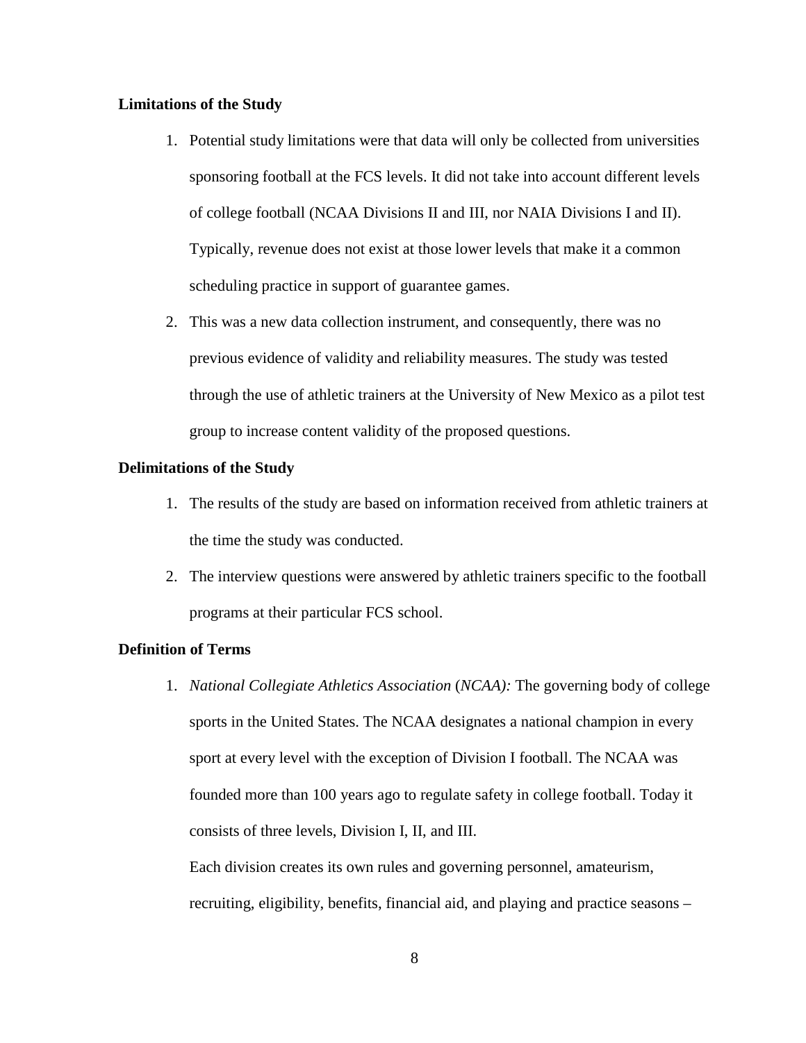**Limitations of the Study**

1. Potential study limitations were that data will only be collected from universities sponsoring football at the FCS levels. It did not take into account different levels of college football (NCAA Divisions II and III, nor NAIA Divisions I and II). Typically, revenue does not exist at those lower levels that make it a common scheduling practice in support of guarantee games.
2. This was a new data collection instrument, and consequently, there was no previous evidence of validity and reliability measures. The study was tested through the use of athletic trainers at the University of New Mexico as a pilot test group to increase content validity of the proposed questions.

**Delimitations of the Study**

1. The results of the study are based on information received from athletic trainers at the time the study was conducted.
2. The interview questions were answered by athletic trainers specific to the football programs at their particular FCS school.

**Definition of Terms**

1. *National Collegiate Athletics Association* (*NCAA):* The governing body of college sports in the United States. The NCAA designates a national champion in every sport at every level with the exception of Division I football. The NCAA was founded more than 100 years ago to regulate safety in college football. Today it consists of three levels, Division I, II, and III.

   Each division creates its own rules and governing personnel, amateurism, recruiting, eligibility, benefits, financial aid, and playing and practice seasons –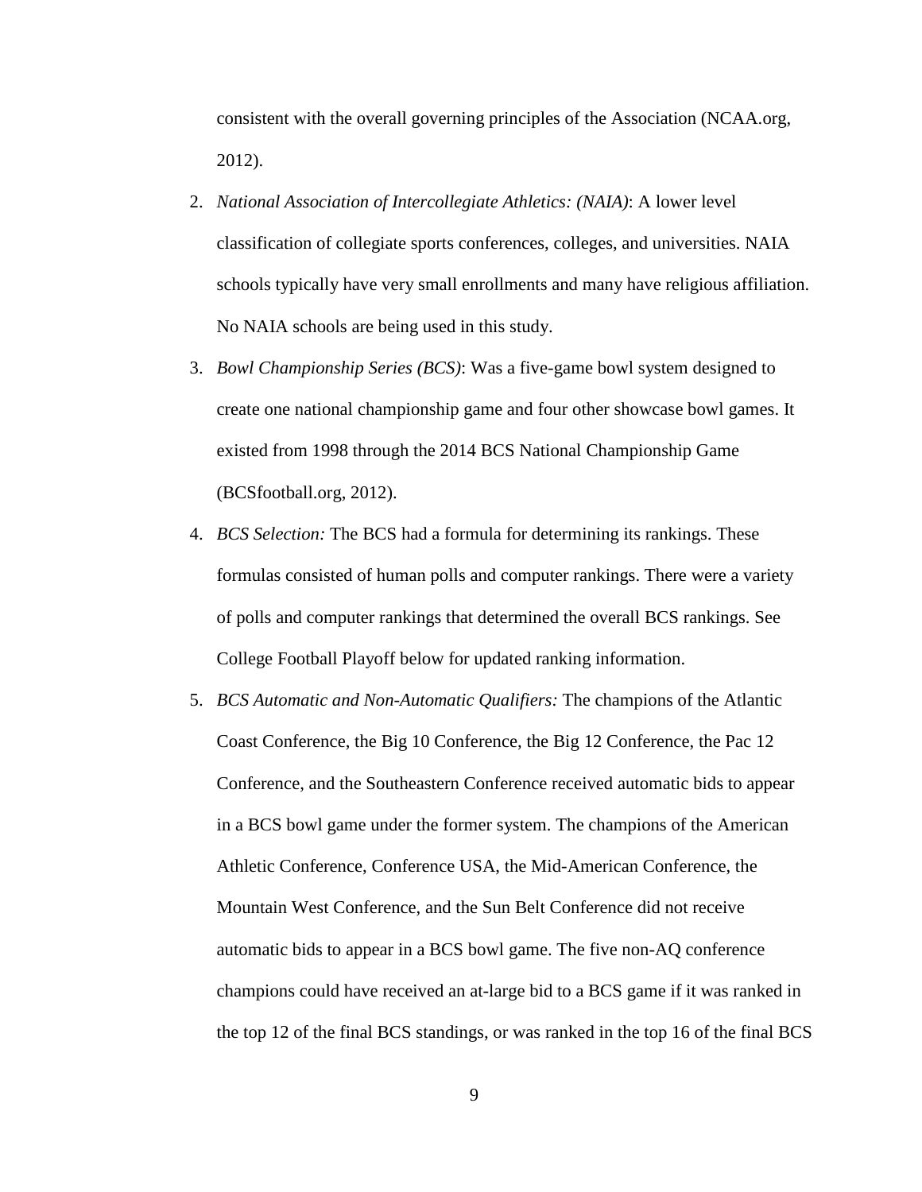consistent with the overall governing principles of the Association (NCAA.org, 2012).

2. *National Association of Intercollegiate Athletics: (NAIA)*: A lower level classification of collegiate sports conferences, colleges, and universities. NAIA schools typically have very small enrollments and many have religious affiliation. No NAIA schools are being used in this study.
3. *Bowl Championship Series (BCS)*: Was a five-game bowl system designed to create one national championship game and four other showcase bowl games. It existed from 1998 through the 2014 BCS National Championship Game (BCSfootball.org, 2012).
4. *BCS Selection:* The BCS had a formula for determining its rankings. These formulas consisted of human polls and computer rankings. There were a variety of polls and computer rankings that determined the overall BCS rankings. See College Football Playoff below for updated ranking information.
5. *BCS Automatic and Non-Automatic Qualifiers:* The champions of the Atlantic Coast Conference, the Big 10 Conference, the Big 12 Conference, the Pac 12 Conference, and the Southeastern Conference received automatic bids to appear in a BCS bowl game under the former system. The champions of the American Athletic Conference, Conference USA, the Mid-American Conference, the Mountain West Conference, and the Sun Belt Conference did not receive automatic bids to appear in a BCS bowl game. The five non-AQ conference champions could have received an at-large bid to a BCS game if it was ranked in the top 12 of the final BCS standings, or was ranked in the top 16 of the final BCS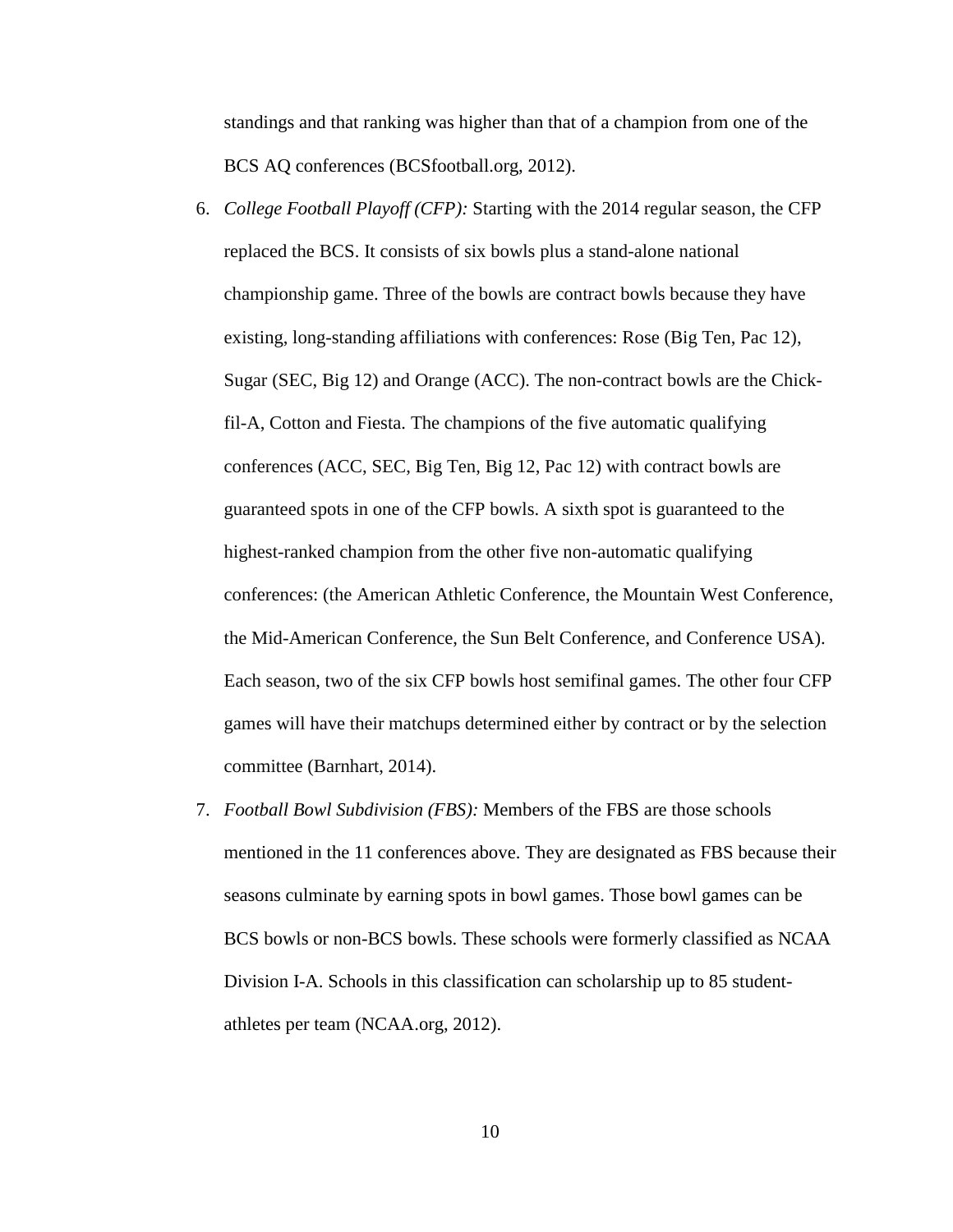standings and that ranking was higher than that of a champion from one of the BCS AQ conferences (BCSfootball.org, 2012).

6. *College Football Playoff (CFP):* Starting with the 2014 regular season, the CFP replaced the BCS. It consists of six bowls plus a stand-alone national championship game. Three of the bowls are contract bowls because they have existing, long-standing affiliations with conferences: Rose (Big Ten, Pac 12), Sugar (SEC, Big 12) and Orange (ACC). The non-contract bowls are the Chick-fil-A, Cotton and Fiesta. The champions of the five automatic qualifying conferences (ACC, SEC, Big Ten, Big 12, Pac 12) with contract bowls are guaranteed spots in one of the CFP bowls. A sixth spot is guaranteed to the highest-ranked champion from the other five non-automatic qualifying conferences: (the American Athletic Conference, the Mountain West Conference, the Mid-American Conference, the Sun Belt Conference, and Conference USA). Each season, two of the six CFP bowls host semifinal games. The other four CFP games will have their matchups determined either by contract or by the selection committee (Barnhart, 2014).

7. *Football Bowl Subdivision (FBS):* Members of the FBS are those schools mentioned in the 11 conferences above. They are designated as FBS because their seasons culminate by earning spots in bowl games. Those bowl games can be BCS bowls or non-BCS bowls. These schools were formerly classified as NCAA Division I-A. Schools in this classification can scholarship up to 85 student-athletes per team (NCAA.org, 2012).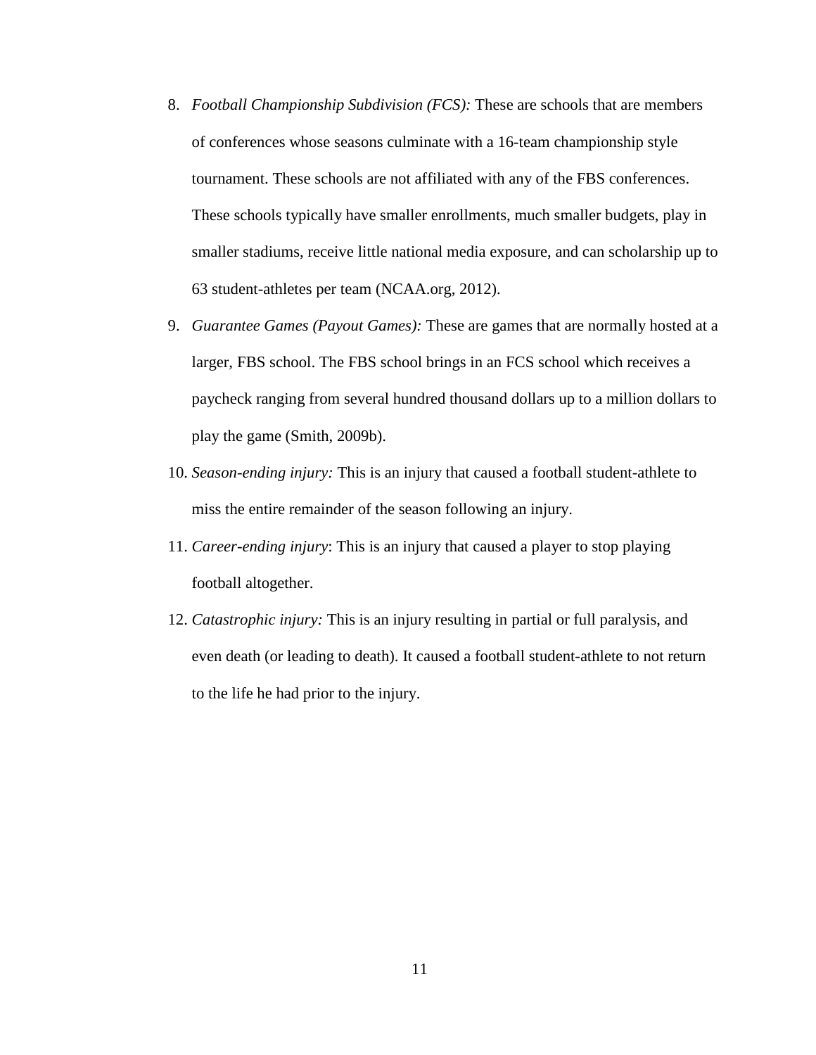8. *Football Championship Subdivision (FCS):* These are schools that are members of conferences whose seasons culminate with a 16-team championship style tournament. These schools are not affiliated with any of the FBS conferences. These schools typically have smaller enrollments, much smaller budgets, play in smaller stadiums, receive little national media exposure, and can scholarship up to 63 student-athletes per team (NCAA.org, 2012).
9. *Guarantee Games (Payout Games):* These are games that are normally hosted at a larger, FBS school. The FBS school brings in an FCS school which receives a paycheck ranging from several hundred thousand dollars up to a million dollars to play the game (Smith, 2009b).
10. *Season-ending injury:* This is an injury that caused a football student-athlete to miss the entire remainder of the season following an injury.
11. *Career-ending injury*: This is an injury that caused a player to stop playing football altogether.
12. *Catastrophic injury:* This is an injury resulting in partial or full paralysis, and even death (or leading to death). It caused a football student-athlete to not return to the life he had prior to the injury.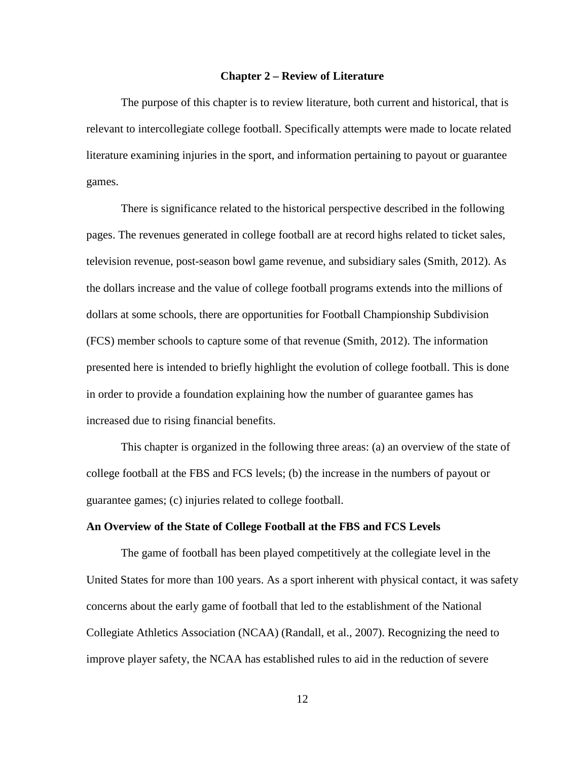# Chapter 2 – Review of Literature

The purpose of this chapter is to review literature, both current and historical, that is relevant to intercollegiate college football. Specifically attempts were made to locate related literature examining injuries in the sport, and information pertaining to payout or guarantee games.

There is significance related to the historical perspective described in the following pages. The revenues generated in college football are at record highs related to ticket sales, television revenue, post-season bowl game revenue, and subsidiary sales (Smith, 2012). As the dollars increase and the value of college football programs extends into the millions of dollars at some schools, there are opportunities for Football Championship Subdivision (FCS) member schools to capture some of that revenue (Smith, 2012). The information presented here is intended to briefly highlight the evolution of college football. This is done in order to provide a foundation explaining how the number of guarantee games has increased due to rising financial benefits.

This chapter is organized in the following three areas: (a) an overview of the state of college football at the FBS and FCS levels; (b) the increase in the numbers of payout or guarantee games; (c) injuries related to college football.

## An Overview of the State of College Football at the FBS and FCS Levels

The game of football has been played competitively at the collegiate level in the United States for more than 100 years. As a sport inherent with physical contact, it was safety concerns about the early game of football that led to the establishment of the National Collegiate Athletics Association (NCAA) (Randall, et al., 2007). Recognizing the need to improve player safety, the NCAA has established rules to aid in the reduction of severe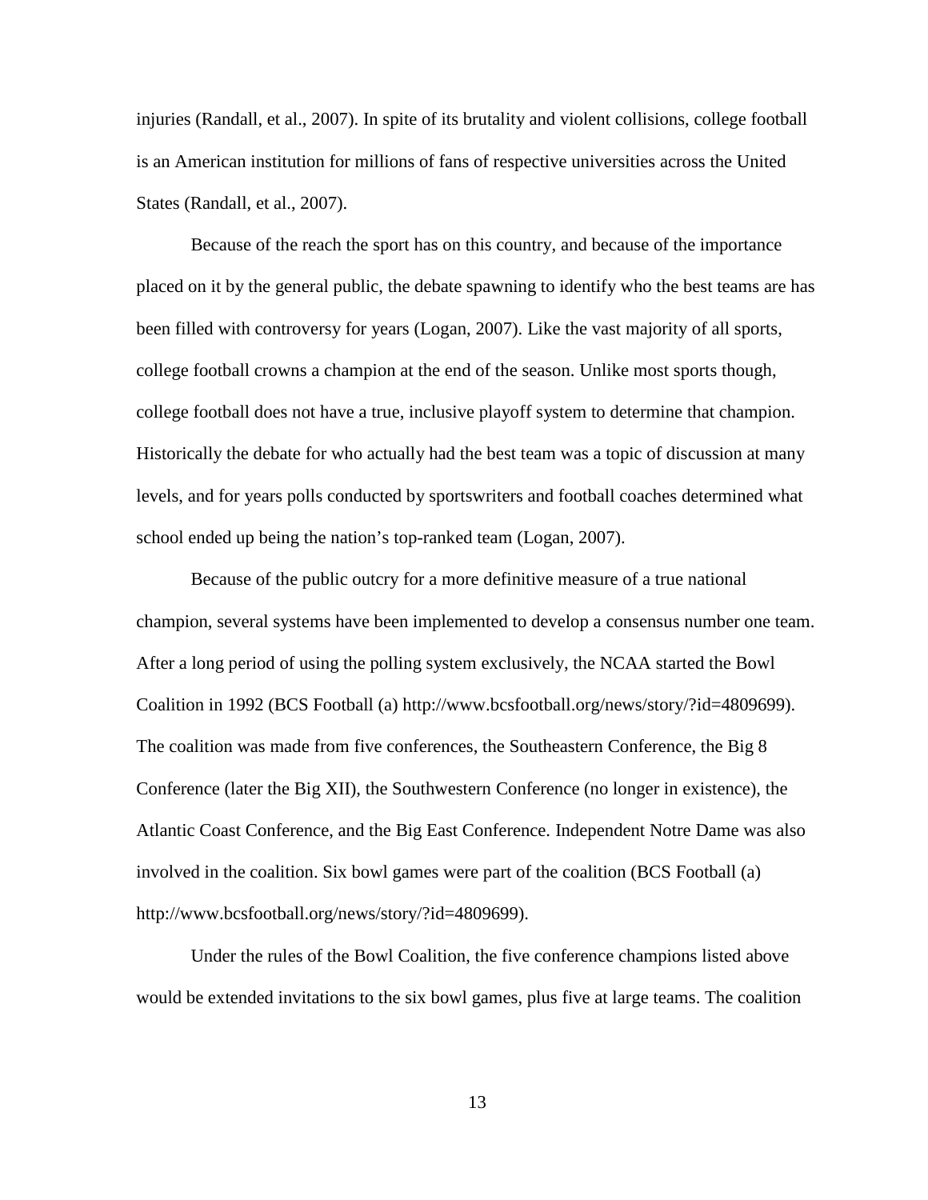injuries (Randall, et al., 2007). In spite of its brutality and violent collisions, college football is an American institution for millions of fans of respective universities across the United States (Randall, et al., 2007).

Because of the reach the sport has on this country, and because of the importance placed on it by the general public, the debate spawning to identify who the best teams are has been filled with controversy for years (Logan, 2007). Like the vast majority of all sports, college football crowns a champion at the end of the season. Unlike most sports though, college football does not have a true, inclusive playoff system to determine that champion. Historically the debate for who actually had the best team was a topic of discussion at many levels, and for years polls conducted by sportswriters and football coaches determined what school ended up being the nation's top-ranked team (Logan, 2007).

Because of the public outcry for a more definitive measure of a true national champion, several systems have been implemented to develop a consensus number one team. After a long period of using the polling system exclusively, the NCAA started the Bowl Coalition in 1992 (BCS Football (a) http://www.bcsfootball.org/news/story/?id=4809699). The coalition was made from five conferences, the Southeastern Conference, the Big 8 Conference (later the Big XII), the Southwestern Conference (no longer in existence), the Atlantic Coast Conference, and the Big East Conference. Independent Notre Dame was also involved in the coalition. Six bowl games were part of the coalition (BCS Football (a) http://www.bcsfootball.org/news/story/?id=4809699).

Under the rules of the Bowl Coalition, the five conference champions listed above would be extended invitations to the six bowl games, plus five at large teams. The coalition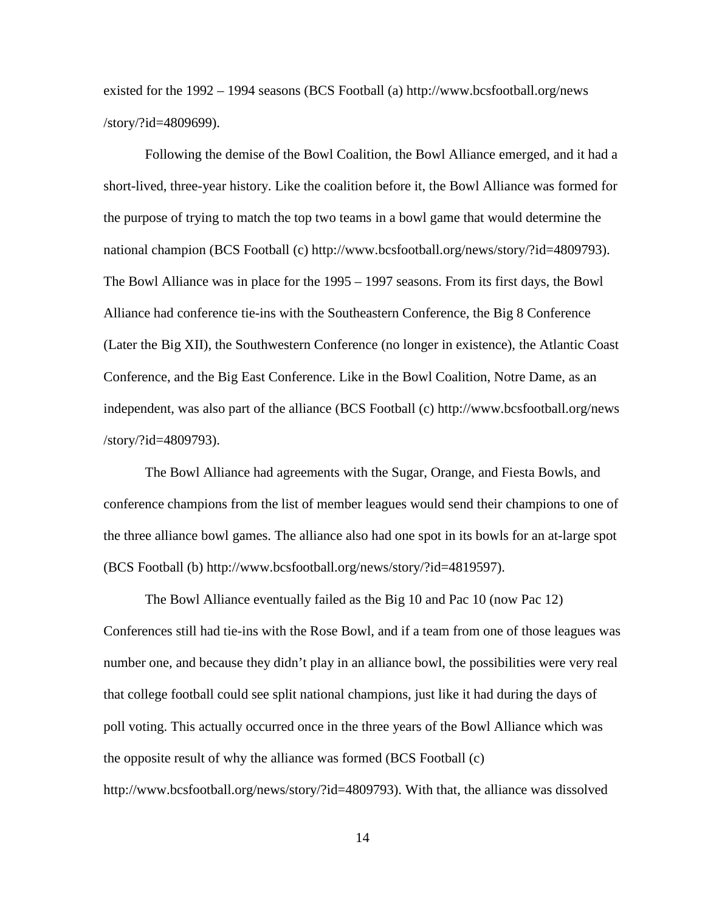existed for the 1992 – 1994 seasons (BCS Football (a) http://www.bcsfootball.org/news/story/?id=4809699).

Following the demise of the Bowl Coalition, the Bowl Alliance emerged, and it had a short-lived, three-year history. Like the coalition before it, the Bowl Alliance was formed for the purpose of trying to match the top two teams in a bowl game that would determine the national champion (BCS Football (c) http://www.bcsfootball.org/news/story/?id=4809793). The Bowl Alliance was in place for the 1995 – 1997 seasons. From its first days, the Bowl Alliance had conference tie-ins with the Southeastern Conference, the Big 8 Conference (Later the Big XII), the Southwestern Conference (no longer in existence), the Atlantic Coast Conference, and the Big East Conference. Like in the Bowl Coalition, Notre Dame, as an independent, was also part of the alliance (BCS Football (c) http://www.bcsfootball.org/news/story/?id=4809793).

The Bowl Alliance had agreements with the Sugar, Orange, and Fiesta Bowls, and conference champions from the list of member leagues would send their champions to one of the three alliance bowl games. The alliance also had one spot in its bowls for an at-large spot (BCS Football (b) http://www.bcsfootball.org/news/story/?id=4819597).

The Bowl Alliance eventually failed as the Big 10 and Pac 10 (now Pac 12) Conferences still had tie-ins with the Rose Bowl, and if a team from one of those leagues was number one, and because they didn't play in an alliance bowl, the possibilities were very real that college football could see split national champions, just like it had during the days of poll voting. This actually occurred once in the three years of the Bowl Alliance which was the opposite result of why the alliance was formed (BCS Football (c) http://www.bcsfootball.org/news/story/?id=4809793). With that, the alliance was dissolved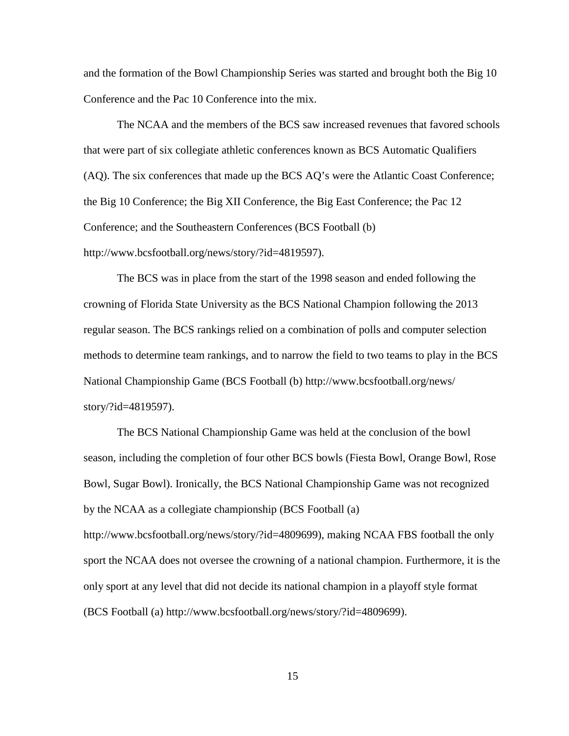and the formation of the Bowl Championship Series was started and brought both the Big 10 Conference and the Pac 10 Conference into the mix.

The NCAA and the members of the BCS saw increased revenues that favored schools that were part of six collegiate athletic conferences known as BCS Automatic Qualifiers (AQ). The six conferences that made up the BCS AQ's were the Atlantic Coast Conference; the Big 10 Conference; the Big XII Conference, the Big East Conference; the Pac 12 Conference; and the Southeastern Conferences (BCS Football (b) http://www.bcsfootball.org/news/story/?id=4819597).

The BCS was in place from the start of the 1998 season and ended following the crowning of Florida State University as the BCS National Champion following the 2013 regular season. The BCS rankings relied on a combination of polls and computer selection methods to determine team rankings, and to narrow the field to two teams to play in the BCS National Championship Game (BCS Football (b) http://www.bcsfootball.org/news/story/?id=4819597).

The BCS National Championship Game was held at the conclusion of the bowl season, including the completion of four other BCS bowls (Fiesta Bowl, Orange Bowl, Rose Bowl, Sugar Bowl). Ironically, the BCS National Championship Game was not recognized by the NCAA as a collegiate championship (BCS Football (a) http://www.bcsfootball.org/news/story/?id=4809699), making NCAA FBS football the only sport the NCAA does not oversee the crowning of a national champion. Furthermore, it is the only sport at any level that did not decide its national champion in a playoff style format (BCS Football (a) http://www.bcsfootball.org/news/story/?id=4809699).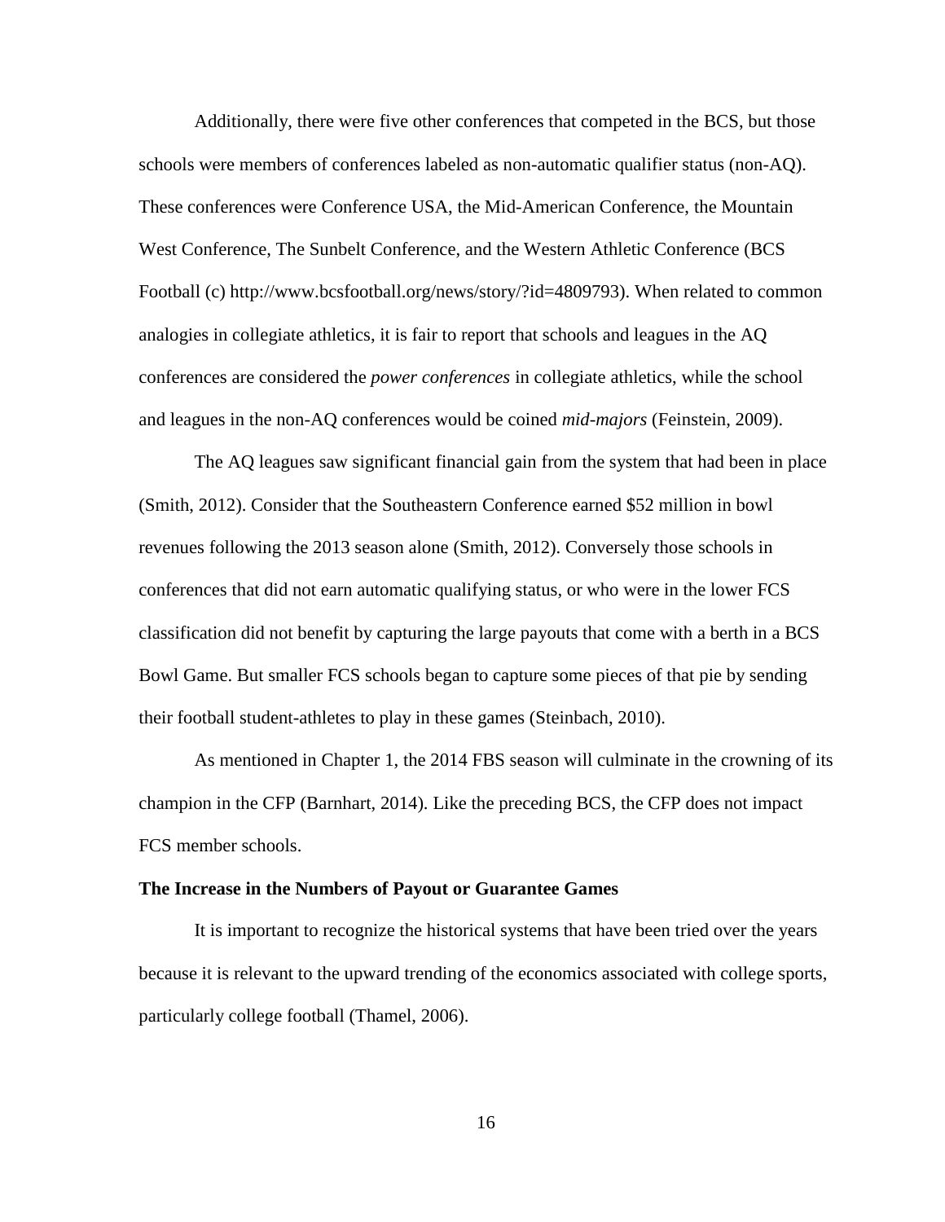Additionally, there were five other conferences that competed in the BCS, but those schools were members of conferences labeled as non-automatic qualifier status (non-AQ). These conferences were Conference USA, the Mid-American Conference, the Mountain West Conference, The Sunbelt Conference, and the Western Athletic Conference (BCS Football (c) http://www.bcsfootball.org/news/story/?id=4809793). When related to common analogies in collegiate athletics, it is fair to report that schools and leagues in the AQ conferences are considered the *power conferences* in collegiate athletics, while the school and leagues in the non-AQ conferences would be coined *mid-majors* (Feinstein, 2009).

The AQ leagues saw significant financial gain from the system that had been in place (Smith, 2012). Consider that the Southeastern Conference earned $52 million in bowl revenues following the 2013 season alone (Smith, 2012). Conversely those schools in conferences that did not earn automatic qualifying status, or who were in the lower FCS classification did not benefit by capturing the large payouts that come with a berth in a BCS Bowl Game. But smaller FCS schools began to capture some pieces of that pie by sending their football student-athletes to play in these games (Steinbach, 2010).

As mentioned in Chapter 1, the 2014 FBS season will culminate in the crowning of its champion in the CFP (Barnhart, 2014). Like the preceding BCS, the CFP does not impact FCS member schools.

**The Increase in the Numbers of Payout or Guarantee Games**

It is important to recognize the historical systems that have been tried over the years because it is relevant to the upward trending of the economics associated with college sports, particularly college football (Thamel, 2006).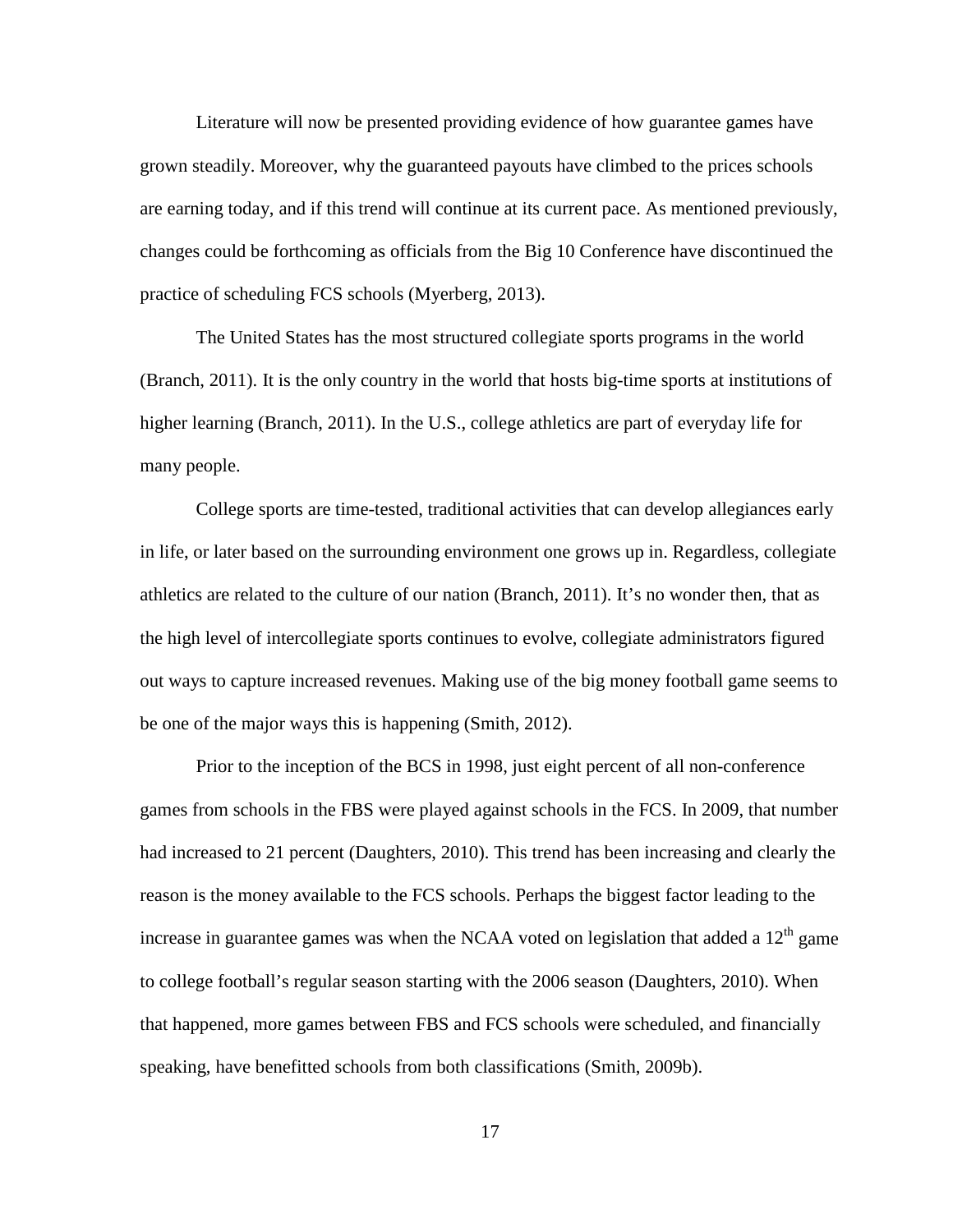Literature will now be presented providing evidence of how guarantee games have grown steadily. Moreover, why the guaranteed payouts have climbed to the prices schools are earning today, and if this trend will continue at its current pace. As mentioned previously, changes could be forthcoming as officials from the Big 10 Conference have discontinued the practice of scheduling FCS schools (Myerberg, 2013).

The United States has the most structured collegiate sports programs in the world (Branch, 2011). It is the only country in the world that hosts big-time sports at institutions of higher learning (Branch, 2011). In the U.S., college athletics are part of everyday life for many people.

College sports are time-tested, traditional activities that can develop allegiances early in life, or later based on the surrounding environment one grows up in. Regardless, collegiate athletics are related to the culture of our nation (Branch, 2011). It's no wonder then, that as the high level of intercollegiate sports continues to evolve, collegiate administrators figured out ways to capture increased revenues. Making use of the big money football game seems to be one of the major ways this is happening (Smith, 2012).

Prior to the inception of the BCS in 1998, just eight percent of all non-conference games from schools in the FBS were played against schools in the FCS. In 2009, that number had increased to 21 percent (Daughters, 2010). This trend has been increasing and clearly the reason is the money available to the FCS schools. Perhaps the biggest factor leading to the increase in guarantee games was when the NCAA voted on legislation that added a 12th game to college football's regular season starting with the 2006 season (Daughters, 2010). When that happened, more games between FBS and FCS schools were scheduled, and financially speaking, have benefitted schools from both classifications (Smith, 2009b).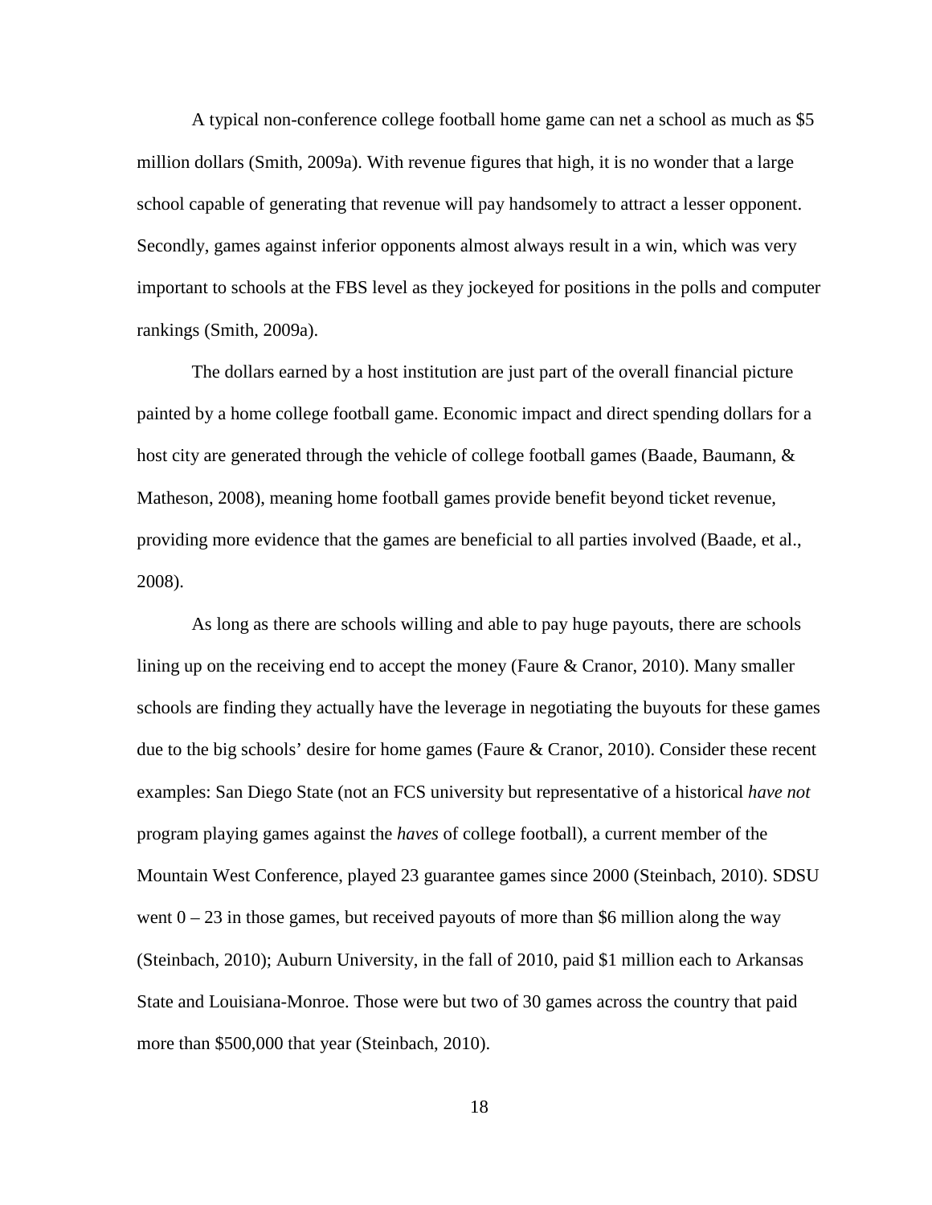A typical non-conference college football home game can net a school as much as $5 million dollars (Smith, 2009a). With revenue figures that high, it is no wonder that a large school capable of generating that revenue will pay handsomely to attract a lesser opponent. Secondly, games against inferior opponents almost always result in a win, which was very important to schools at the FBS level as they jockeyed for positions in the polls and computer rankings (Smith, 2009a).

The dollars earned by a host institution are just part of the overall financial picture painted by a home college football game. Economic impact and direct spending dollars for a host city are generated through the vehicle of college football games (Baade, Baumann, & Matheson, 2008), meaning home football games provide benefit beyond ticket revenue, providing more evidence that the games are beneficial to all parties involved (Baade, et al., 2008).

As long as there are schools willing and able to pay huge payouts, there are schools lining up on the receiving end to accept the money (Faure & Cranor, 2010). Many smaller schools are finding they actually have the leverage in negotiating the buyouts for these games due to the big schools' desire for home games (Faure & Cranor, 2010). Consider these recent examples: San Diego State (not an FCS university but representative of a historical *have not* program playing games against the *haves* of college football), a current member of the Mountain West Conference, played 23 guarantee games since 2000 (Steinbach, 2010). SDSU went 0 – 23 in those games, but received payouts of more than $6 million along the way (Steinbach, 2010); Auburn University, in the fall of 2010, paid $1 million each to Arkansas State and Louisiana-Monroe. Those were but two of 30 games across the country that paid more than $500,000 that year (Steinbach, 2010).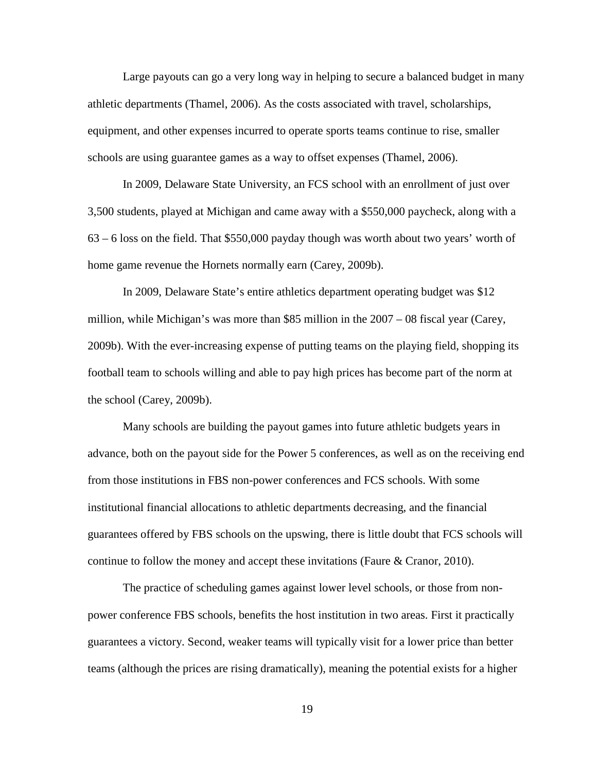Large payouts can go a very long way in helping to secure a balanced budget in many athletic departments (Thamel, 2006). As the costs associated with travel, scholarships, equipment, and other expenses incurred to operate sports teams continue to rise, smaller schools are using guarantee games as a way to offset expenses (Thamel, 2006).

In 2009, Delaware State University, an FCS school with an enrollment of just over 3,500 students, played at Michigan and came away with a $550,000 paycheck, along with a 63 – 6 loss on the field. That $550,000 payday though was worth about two years' worth of home game revenue the Hornets normally earn (Carey, 2009b).

In 2009, Delaware State's entire athletics department operating budget was $12 million, while Michigan's was more than $85 million in the 2007 – 08 fiscal year (Carey, 2009b). With the ever-increasing expense of putting teams on the playing field, shopping its football team to schools willing and able to pay high prices has become part of the norm at the school (Carey, 2009b).

Many schools are building the payout games into future athletic budgets years in advance, both on the payout side for the Power 5 conferences, as well as on the receiving end from those institutions in FBS non-power conferences and FCS schools. With some institutional financial allocations to athletic departments decreasing, and the financial guarantees offered by FBS schools on the upswing, there is little doubt that FCS schools will continue to follow the money and accept these invitations (Faure & Cranor, 2010).

The practice of scheduling games against lower level schools, or those from non-power conference FBS schools, benefits the host institution in two areas. First it practically guarantees a victory. Second, weaker teams will typically visit for a lower price than better teams (although the prices are rising dramatically), meaning the potential exists for a higher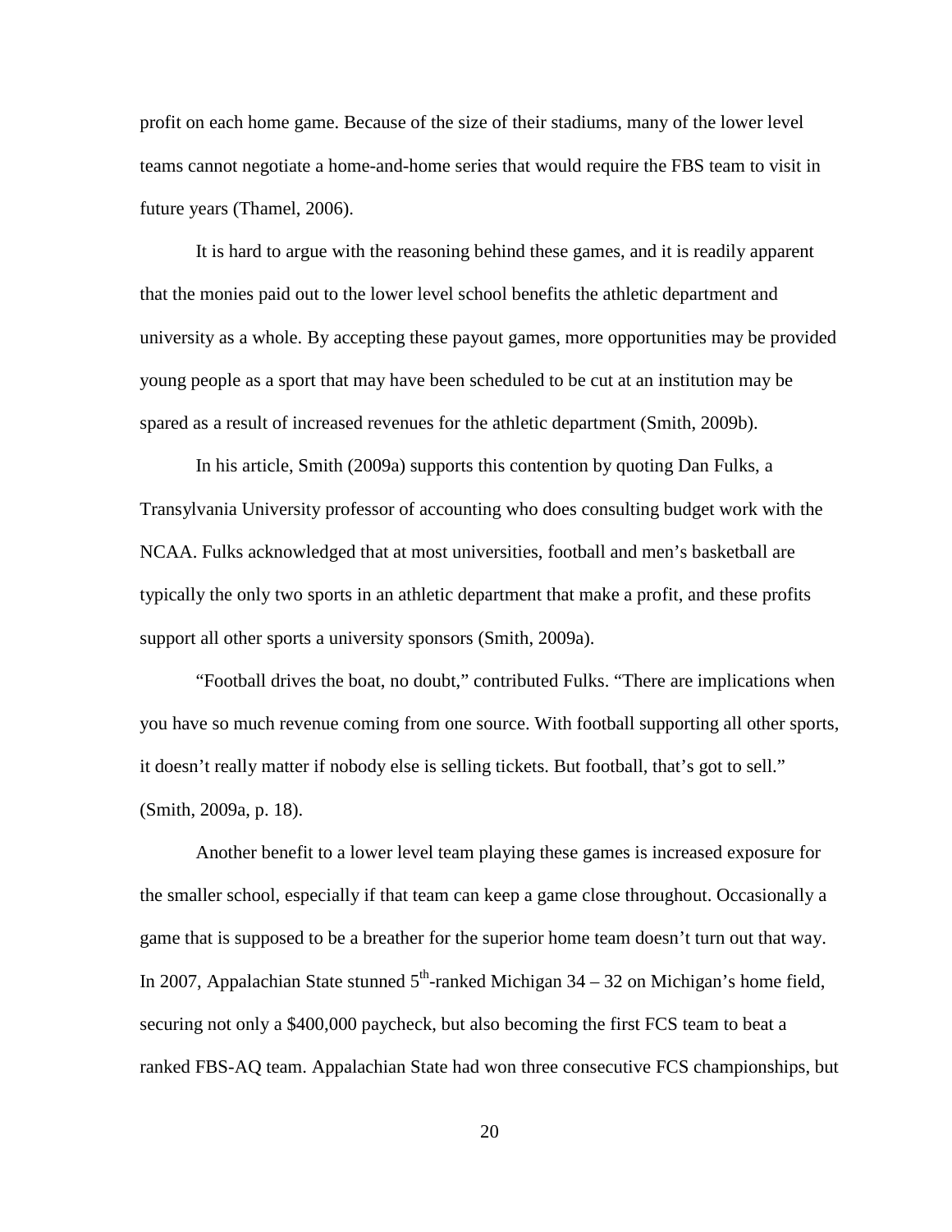profit on each home game. Because of the size of their stadiums, many of the lower level teams cannot negotiate a home-and-home series that would require the FBS team to visit in future years (Thamel, 2006).

It is hard to argue with the reasoning behind these games, and it is readily apparent that the monies paid out to the lower level school benefits the athletic department and university as a whole. By accepting these payout games, more opportunities may be provided young people as a sport that may have been scheduled to be cut at an institution may be spared as a result of increased revenues for the athletic department (Smith, 2009b).

In his article, Smith (2009a) supports this contention by quoting Dan Fulks, a Transylvania University professor of accounting who does consulting budget work with the NCAA. Fulks acknowledged that at most universities, football and men's basketball are typically the only two sports in an athletic department that make a profit, and these profits support all other sports a university sponsors (Smith, 2009a).

"Football drives the boat, no doubt," contributed Fulks. "There are implications when you have so much revenue coming from one source. With football supporting all other sports, it doesn't really matter if nobody else is selling tickets. But football, that's got to sell." (Smith, 2009a, p. 18).

Another benefit to a lower level team playing these games is increased exposure for the smaller school, especially if that team can keep a game close throughout. Occasionally a game that is supposed to be a breather for the superior home team doesn't turn out that way. In 2007, Appalachian State stunned 5th-ranked Michigan 34 – 32 on Michigan's home field, securing not only a $400,000 paycheck, but also becoming the first FCS team to beat a ranked FBS-AQ team. Appalachian State had won three consecutive FCS championships, but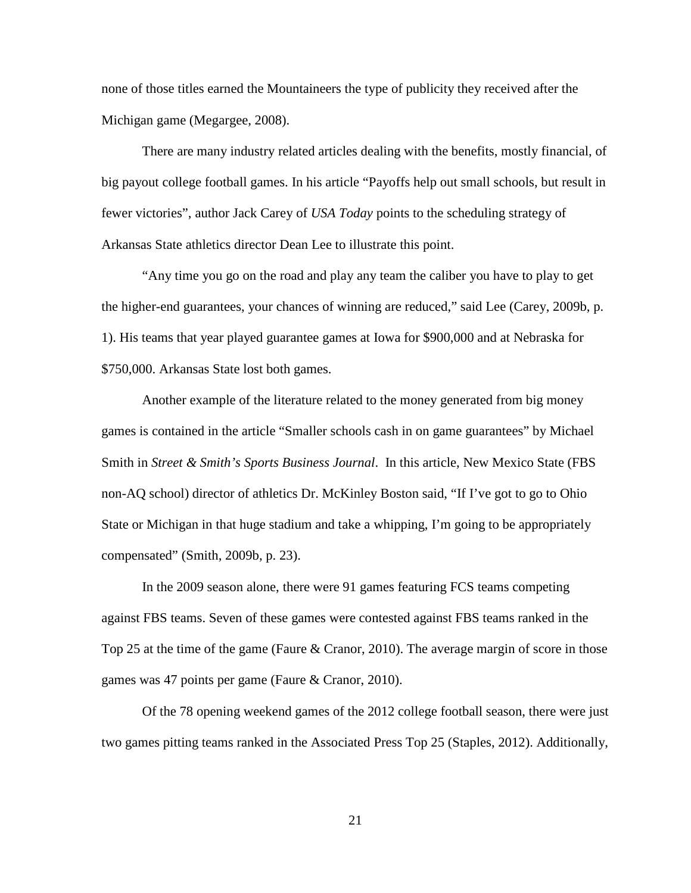none of those titles earned the Mountaineers the type of publicity they received after the Michigan game (Megargee, 2008).

There are many industry related articles dealing with the benefits, mostly financial, of big payout college football games. In his article “Payoffs help out small schools, but result in fewer victories”, author Jack Carey of *USA Today* points to the scheduling strategy of Arkansas State athletics director Dean Lee to illustrate this point.

“Any time you go on the road and play any team the caliber you have to play to get the higher-end guarantees, your chances of winning are reduced,” said Lee (Carey, 2009b, p. 1). His teams that year played guarantee games at Iowa for $900,000 and at Nebraska for $750,000. Arkansas State lost both games.

Another example of the literature related to the money generated from big money games is contained in the article “Smaller schools cash in on game guarantees” by Michael Smith in *Street & Smith’s Sports Business Journal*. In this article, New Mexico State (FBS non-AQ school) director of athletics Dr. McKinley Boston said, “If I’ve got to go to Ohio State or Michigan in that huge stadium and take a whipping, I’m going to be appropriately compensated” (Smith, 2009b, p. 23).

In the 2009 season alone, there were 91 games featuring FCS teams competing against FBS teams. Seven of these games were contested against FBS teams ranked in the Top 25 at the time of the game (Faure & Cranor, 2010). The average margin of score in those games was 47 points per game (Faure & Cranor, 2010).

Of the 78 opening weekend games of the 2012 college football season, there were just two games pitting teams ranked in the Associated Press Top 25 (Staples, 2012). Additionally,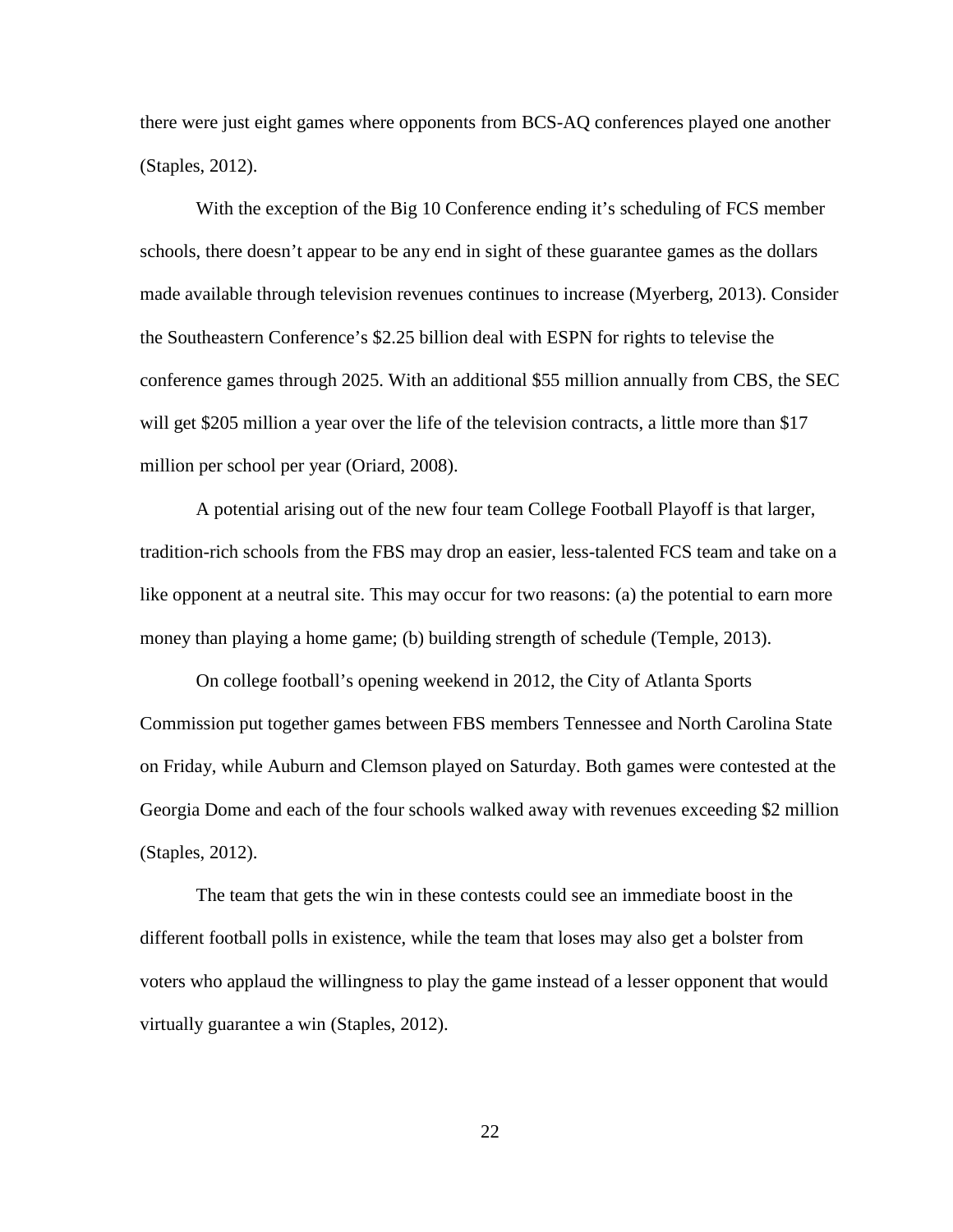there were just eight games where opponents from BCS-AQ conferences played one another (Staples, 2012).

With the exception of the Big 10 Conference ending it's scheduling of FCS member schools, there doesn't appear to be any end in sight of these guarantee games as the dollars made available through television revenues continues to increase (Myerberg, 2013). Consider the Southeastern Conference's $2.25 billion deal with ESPN for rights to televise the conference games through 2025. With an additional $55 million annually from CBS, the SEC will get $205 million a year over the life of the television contracts, a little more than $17 million per school per year (Oriard, 2008).

A potential arising out of the new four team College Football Playoff is that larger, tradition-rich schools from the FBS may drop an easier, less-talented FCS team and take on a like opponent at a neutral site. This may occur for two reasons: (a) the potential to earn more money than playing a home game; (b) building strength of schedule (Temple, 2013).

On college football's opening weekend in 2012, the City of Atlanta Sports Commission put together games between FBS members Tennessee and North Carolina State on Friday, while Auburn and Clemson played on Saturday. Both games were contested at the Georgia Dome and each of the four schools walked away with revenues exceeding $2 million (Staples, 2012).

The team that gets the win in these contests could see an immediate boost in the different football polls in existence, while the team that loses may also get a bolster from voters who applaud the willingness to play the game instead of a lesser opponent that would virtually guarantee a win (Staples, 2012).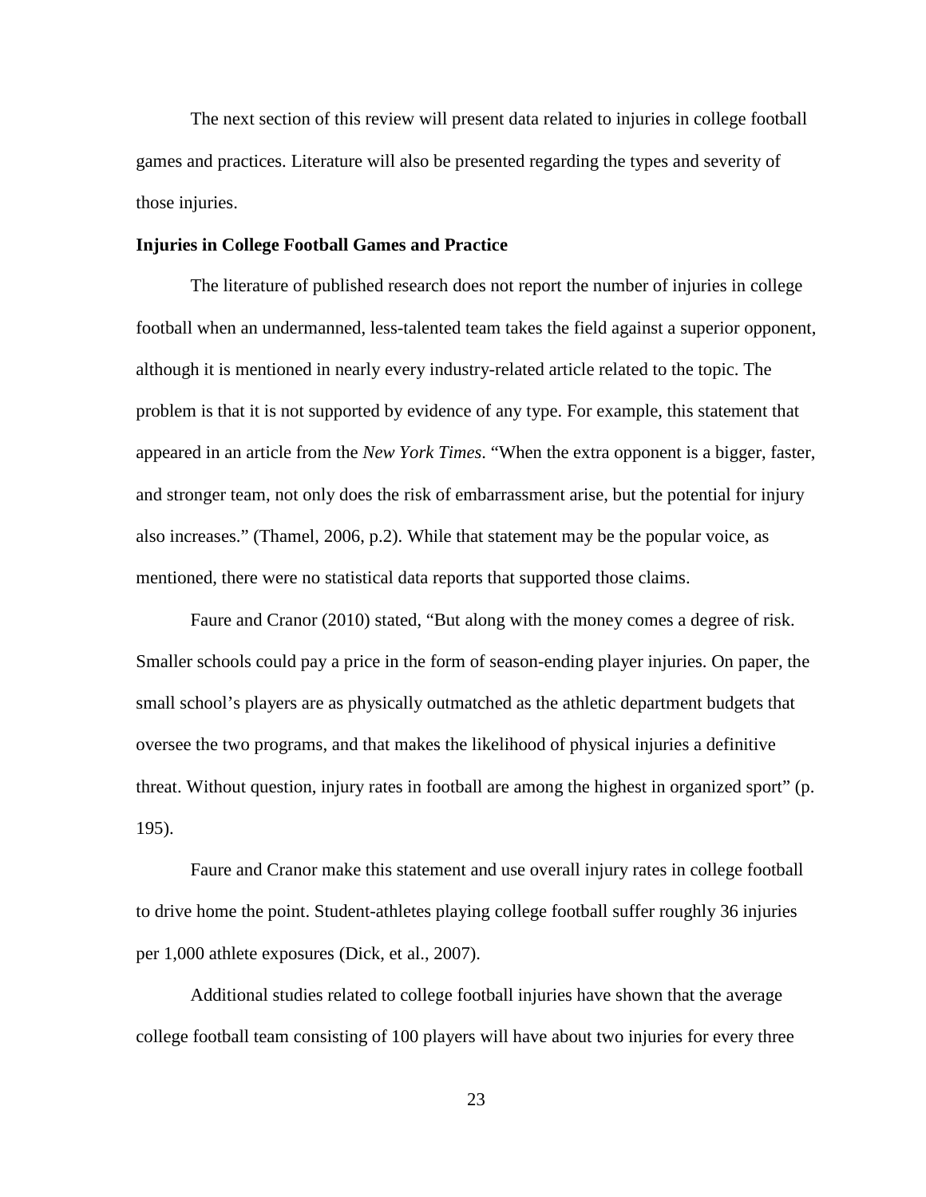The next section of this review will present data related to injuries in college football games and practices. Literature will also be presented regarding the types and severity of those injuries.

**Injuries in College Football Games and Practice**

The literature of published research does not report the number of injuries in college football when an undermanned, less-talented team takes the field against a superior opponent, although it is mentioned in nearly every industry-related article related to the topic. The problem is that it is not supported by evidence of any type. For example, this statement that appeared in an article from the *New York Times*. "When the extra opponent is a bigger, faster, and stronger team, not only does the risk of embarrassment arise, but the potential for injury also increases." (Thamel, 2006, p.2). While that statement may be the popular voice, as mentioned, there were no statistical data reports that supported those claims.

Faure and Cranor (2010) stated, "But along with the money comes a degree of risk. Smaller schools could pay a price in the form of season-ending player injuries. On paper, the small school's players are as physically outmatched as the athletic department budgets that oversee the two programs, and that makes the likelihood of physical injuries a definitive threat. Without question, injury rates in football are among the highest in organized sport" (p. 195).

Faure and Cranor make this statement and use overall injury rates in college football to drive home the point. Student-athletes playing college football suffer roughly 36 injuries per 1,000 athlete exposures (Dick, et al., 2007).

Additional studies related to college football injuries have shown that the average college football team consisting of 100 players will have about two injuries for every three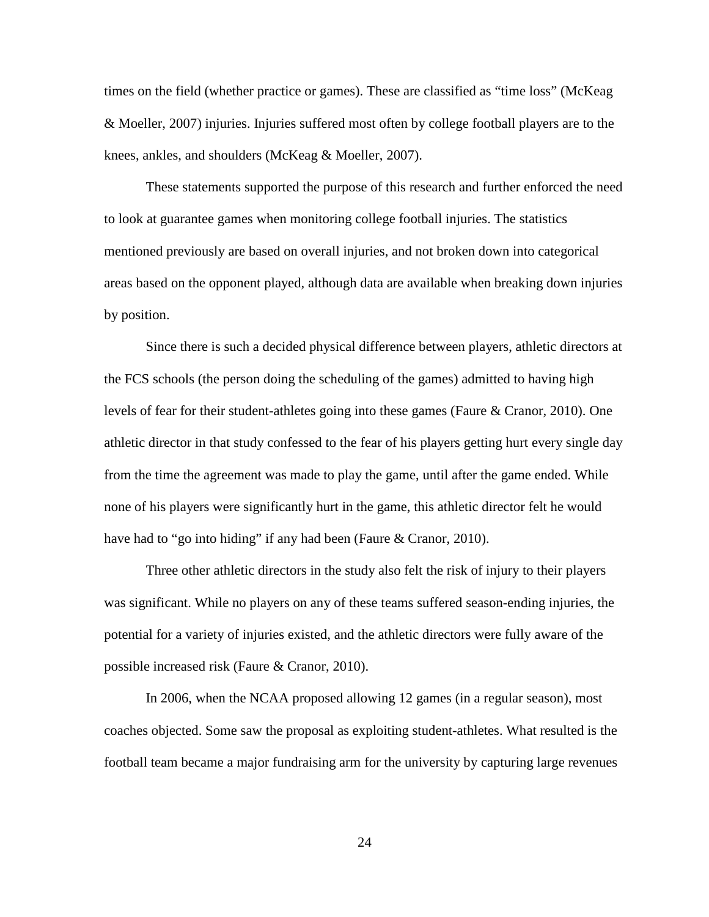times on the field (whether practice or games). These are classified as "time loss" (McKeag & Moeller, 2007) injuries. Injuries suffered most often by college football players are to the knees, ankles, and shoulders (McKeag & Moeller, 2007).

These statements supported the purpose of this research and further enforced the need to look at guarantee games when monitoring college football injuries. The statistics mentioned previously are based on overall injuries, and not broken down into categorical areas based on the opponent played, although data are available when breaking down injuries by position.

Since there is such a decided physical difference between players, athletic directors at the FCS schools (the person doing the scheduling of the games) admitted to having high levels of fear for their student-athletes going into these games (Faure & Cranor, 2010). One athletic director in that study confessed to the fear of his players getting hurt every single day from the time the agreement was made to play the game, until after the game ended. While none of his players were significantly hurt in the game, this athletic director felt he would have had to "go into hiding" if any had been (Faure & Cranor, 2010).

Three other athletic directors in the study also felt the risk of injury to their players was significant. While no players on any of these teams suffered season-ending injuries, the potential for a variety of injuries existed, and the athletic directors were fully aware of the possible increased risk (Faure & Cranor, 2010).

In 2006, when the NCAA proposed allowing 12 games (in a regular season), most coaches objected. Some saw the proposal as exploiting student-athletes. What resulted is the football team became a major fundraising arm for the university by capturing large revenues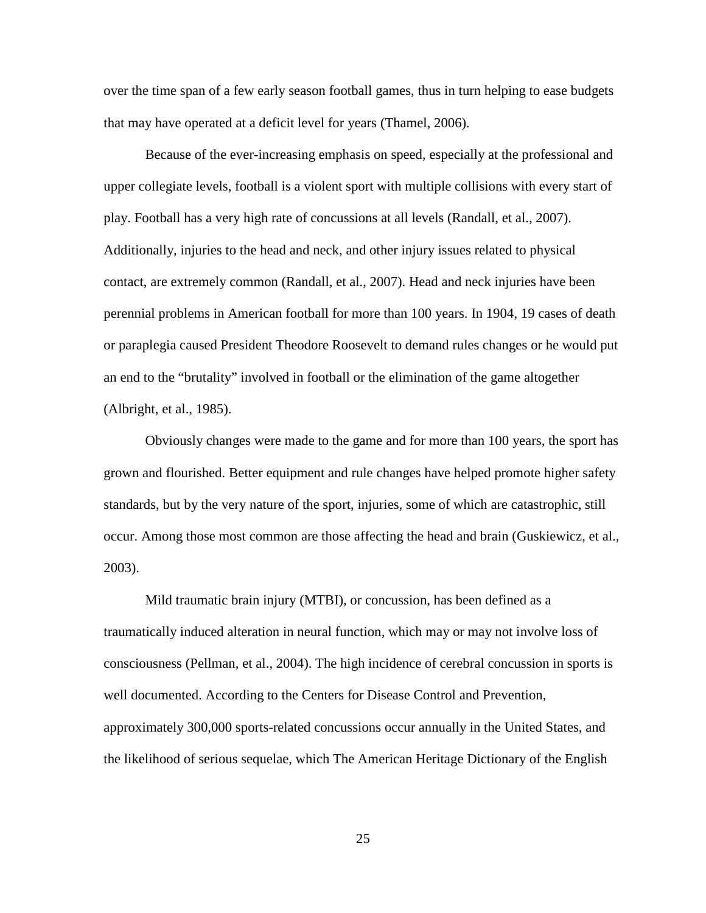over the time span of a few early season football games, thus in turn helping to ease budgets that may have operated at a deficit level for years (Thamel, 2006).

Because of the ever-increasing emphasis on speed, especially at the professional and upper collegiate levels, football is a violent sport with multiple collisions with every start of play. Football has a very high rate of concussions at all levels (Randall, et al., 2007). Additionally, injuries to the head and neck, and other injury issues related to physical contact, are extremely common (Randall, et al., 2007). Head and neck injuries have been perennial problems in American football for more than 100 years. In 1904, 19 cases of death or paraplegia caused President Theodore Roosevelt to demand rules changes or he would put an end to the "brutality" involved in football or the elimination of the game altogether (Albright, et al., 1985).

Obviously changes were made to the game and for more than 100 years, the sport has grown and flourished. Better equipment and rule changes have helped promote higher safety standards, but by the very nature of the sport, injuries, some of which are catastrophic, still occur. Among those most common are those affecting the head and brain (Guskiewicz, et al., 2003).

Mild traumatic brain injury (MTBI), or concussion, has been defined as a traumatically induced alteration in neural function, which may or may not involve loss of consciousness (Pellman, et al., 2004). The high incidence of cerebral concussion in sports is well documented. According to the Centers for Disease Control and Prevention, approximately 300,000 sports-related concussions occur annually in the United States, and the likelihood of serious sequelae, which The American Heritage Dictionary of the English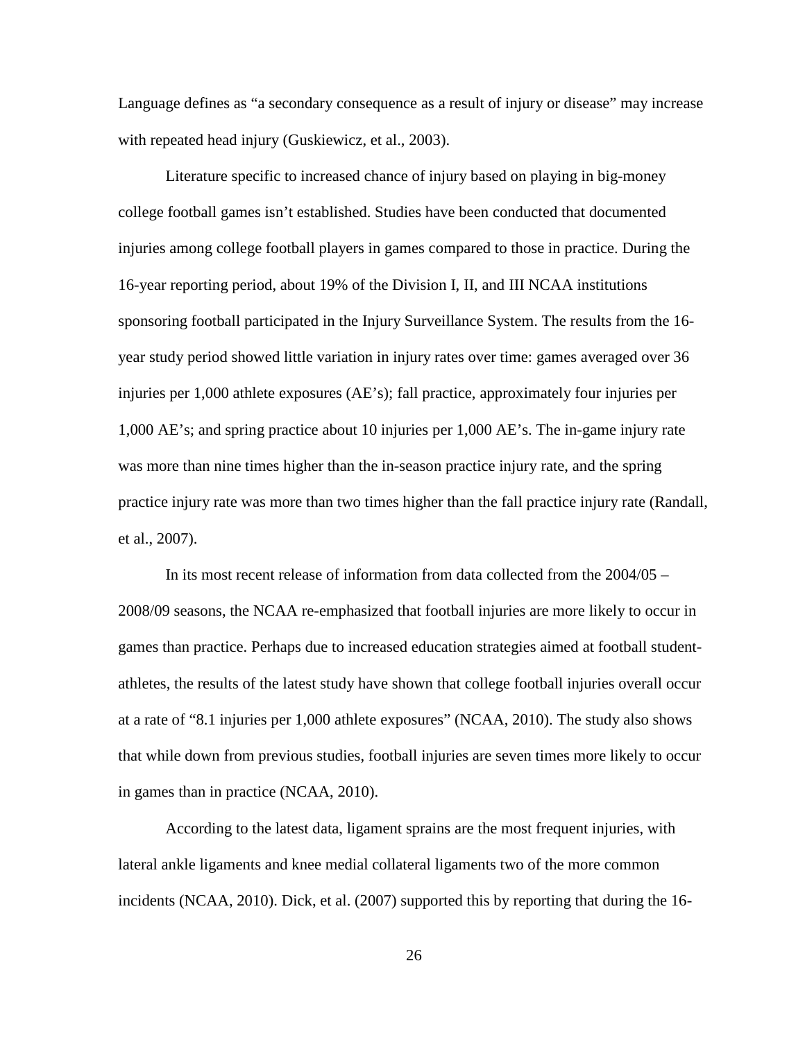Language defines as "a secondary consequence as a result of injury or disease" may increase with repeated head injury (Guskiewicz, et al., 2003).

Literature specific to increased chance of injury based on playing in big-money college football games isn't established. Studies have been conducted that documented injuries among college football players in games compared to those in practice. During the 16-year reporting period, about 19% of the Division I, II, and III NCAA institutions sponsoring football participated in the Injury Surveillance System. The results from the 16-year study period showed little variation in injury rates over time: games averaged over 36 injuries per 1,000 athlete exposures (AE's); fall practice, approximately four injuries per 1,000 AE's; and spring practice about 10 injuries per 1,000 AE's. The in-game injury rate was more than nine times higher than the in-season practice injury rate, and the spring practice injury rate was more than two times higher than the fall practice injury rate (Randall, et al., 2007).

In its most recent release of information from data collected from the 2004/05 – 2008/09 seasons, the NCAA re-emphasized that football injuries are more likely to occur in games than practice. Perhaps due to increased education strategies aimed at football student-athletes, the results of the latest study have shown that college football injuries overall occur at a rate of "8.1 injuries per 1,000 athlete exposures" (NCAA, 2010). The study also shows that while down from previous studies, football injuries are seven times more likely to occur in games than in practice (NCAA, 2010).

According to the latest data, ligament sprains are the most frequent injuries, with lateral ankle ligaments and knee medial collateral ligaments two of the more common incidents (NCAA, 2010). Dick, et al. (2007) supported this by reporting that during the 16-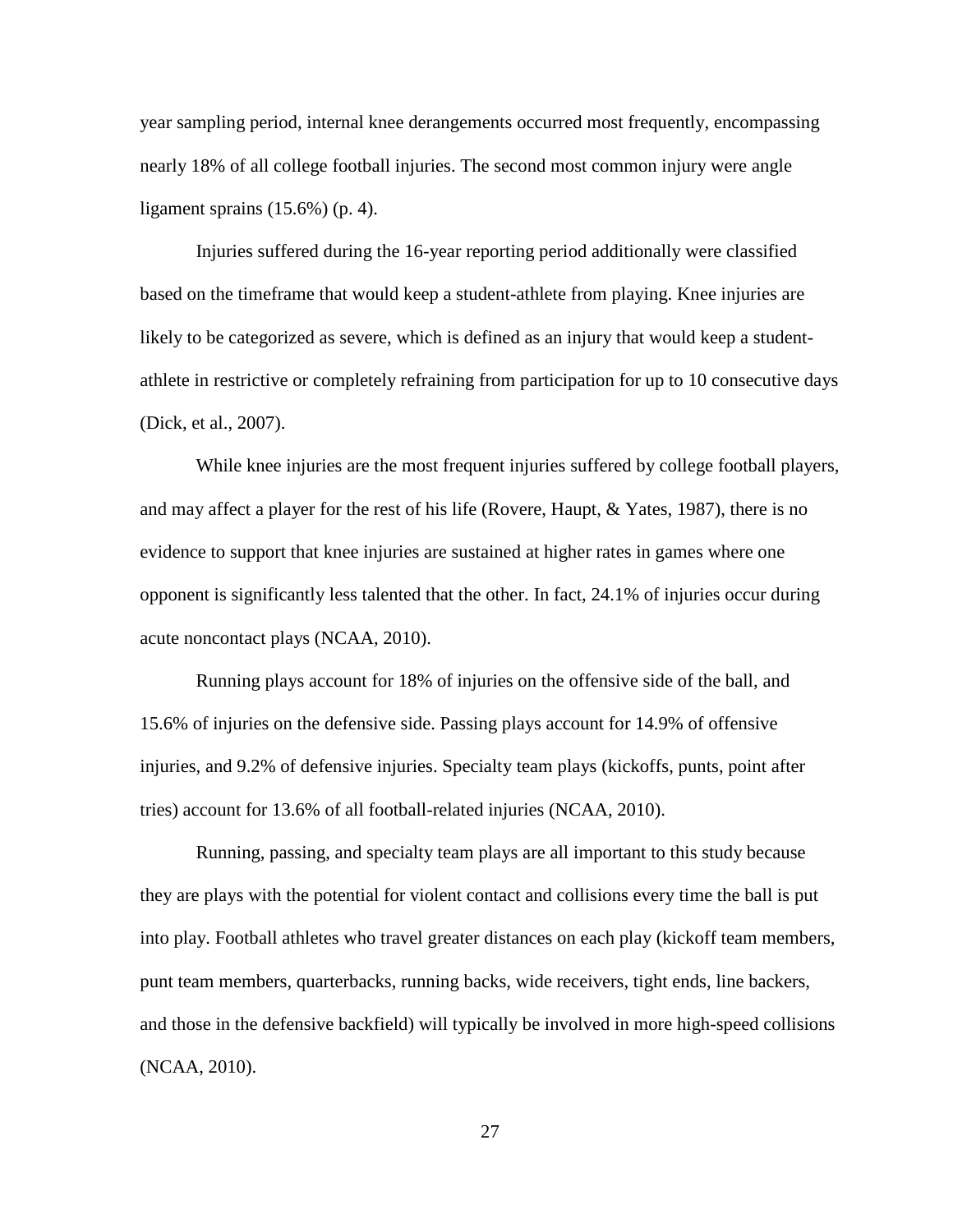year sampling period, internal knee derangements occurred most frequently, encompassing nearly 18% of all college football injuries. The second most common injury were angle ligament sprains (15.6%) (p. 4).

Injuries suffered during the 16-year reporting period additionally were classified based on the timeframe that would keep a student-athlete from playing. Knee injuries are likely to be categorized as severe, which is defined as an injury that would keep a student-athlete in restrictive or completely refraining from participation for up to 10 consecutive days (Dick, et al., 2007).

While knee injuries are the most frequent injuries suffered by college football players, and may affect a player for the rest of his life (Rovere, Haupt, & Yates, 1987), there is no evidence to support that knee injuries are sustained at higher rates in games where one opponent is significantly less talented that the other. In fact, 24.1% of injuries occur during acute noncontact plays (NCAA, 2010).

Running plays account for 18% of injuries on the offensive side of the ball, and 15.6% of injuries on the defensive side. Passing plays account for 14.9% of offensive injuries, and 9.2% of defensive injuries. Specialty team plays (kickoffs, punts, point after tries) account for 13.6% of all football-related injuries (NCAA, 2010).

Running, passing, and specialty team plays are all important to this study because they are plays with the potential for violent contact and collisions every time the ball is put into play. Football athletes who travel greater distances on each play (kickoff team members, punt team members, quarterbacks, running backs, wide receivers, tight ends, line backers, and those in the defensive backfield) will typically be involved in more high-speed collisions (NCAA, 2010).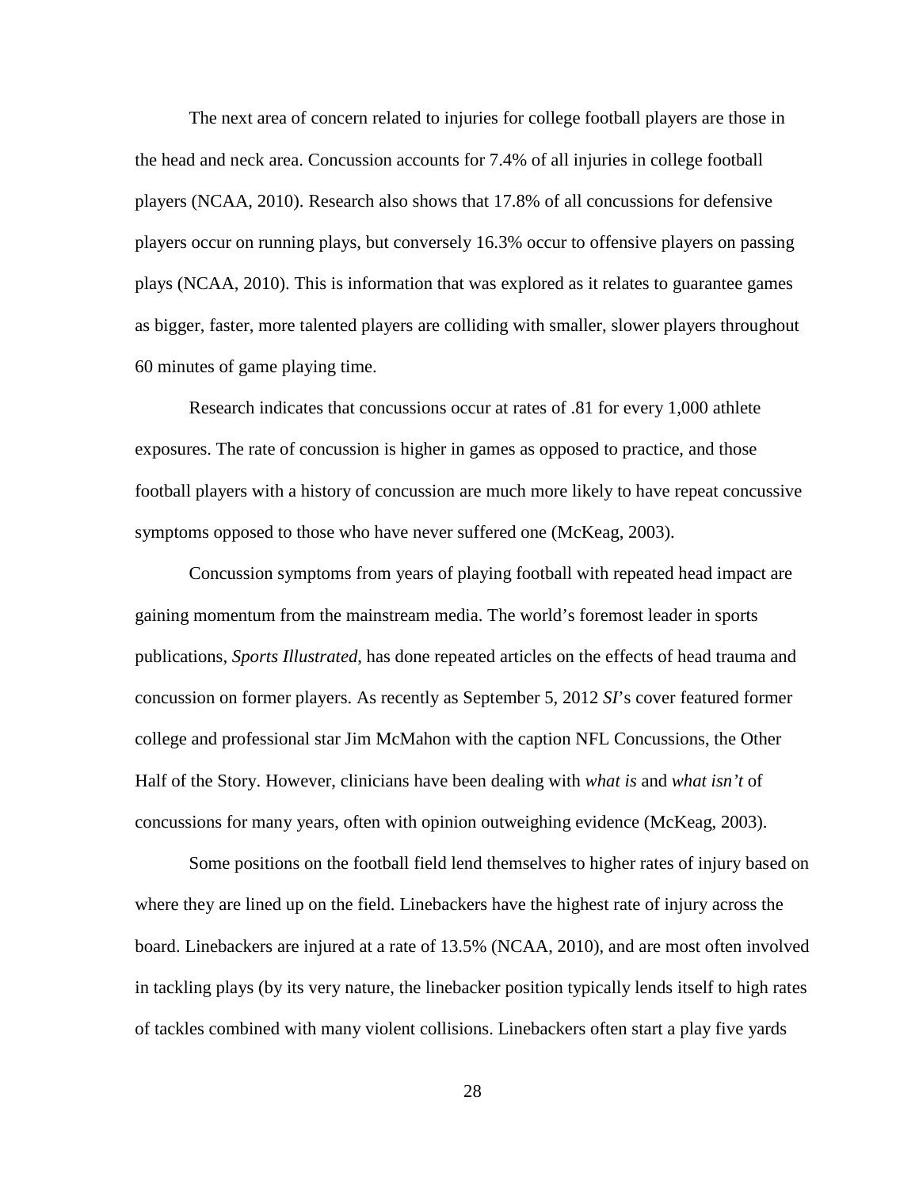The next area of concern related to injuries for college football players are those in the head and neck area. Concussion accounts for 7.4% of all injuries in college football players (NCAA, 2010). Research also shows that 17.8% of all concussions for defensive players occur on running plays, but conversely 16.3% occur to offensive players on passing plays (NCAA, 2010). This is information that was explored as it relates to guarantee games as bigger, faster, more talented players are colliding with smaller, slower players throughout 60 minutes of game playing time.

Research indicates that concussions occur at rates of .81 for every 1,000 athlete exposures. The rate of concussion is higher in games as opposed to practice, and those football players with a history of concussion are much more likely to have repeat concussive symptoms opposed to those who have never suffered one (McKeag, 2003).

Concussion symptoms from years of playing football with repeated head impact are gaining momentum from the mainstream media. The world's foremost leader in sports publications, *Sports Illustrated*, has done repeated articles on the effects of head trauma and concussion on former players. As recently as September 5, 2012 *SI*'s cover featured former college and professional star Jim McMahon with the caption NFL Concussions, the Other Half of the Story. However, clinicians have been dealing with *what is* and *what isn't* of concussions for many years, often with opinion outweighing evidence (McKeag, 2003).

Some positions on the football field lend themselves to higher rates of injury based on where they are lined up on the field. Linebackers have the highest rate of injury across the board. Linebackers are injured at a rate of 13.5% (NCAA, 2010), and are most often involved in tackling plays (by its very nature, the linebacker position typically lends itself to high rates of tackles combined with many violent collisions. Linebackers often start a play five yards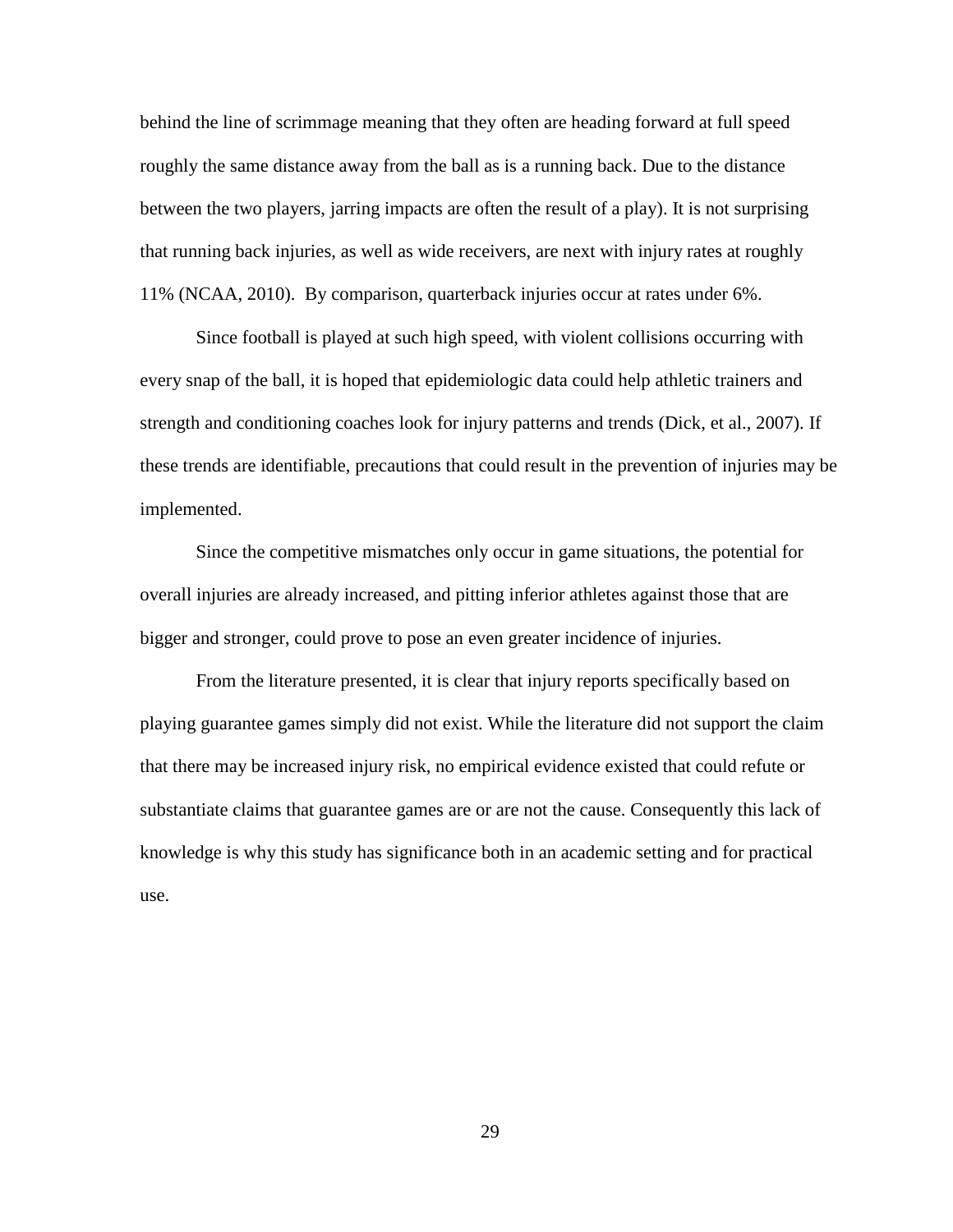behind the line of scrimmage meaning that they often are heading forward at full speed roughly the same distance away from the ball as is a running back. Due to the distance between the two players, jarring impacts are often the result of a play). It is not surprising that running back injuries, as well as wide receivers, are next with injury rates at roughly 11% (NCAA, 2010). By comparison, quarterback injuries occur at rates under 6%.

Since football is played at such high speed, with violent collisions occurring with every snap of the ball, it is hoped that epidemiologic data could help athletic trainers and strength and conditioning coaches look for injury patterns and trends (Dick, et al., 2007). If these trends are identifiable, precautions that could result in the prevention of injuries may be implemented.

Since the competitive mismatches only occur in game situations, the potential for overall injuries are already increased, and pitting inferior athletes against those that are bigger and stronger, could prove to pose an even greater incidence of injuries.

From the literature presented, it is clear that injury reports specifically based on playing guarantee games simply did not exist. While the literature did not support the claim that there may be increased injury risk, no empirical evidence existed that could refute or substantiate claims that guarantee games are or are not the cause. Consequently this lack of knowledge is why this study has significance both in an academic setting and for practical use.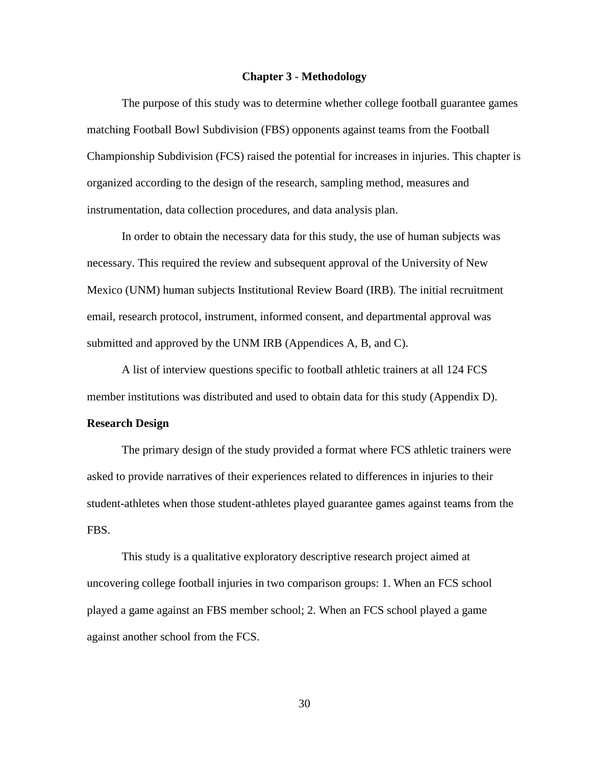# Chapter 3 - Methodology

The purpose of this study was to determine whether college football guarantee games matching Football Bowl Subdivision (FBS) opponents against teams from the Football Championship Subdivision (FCS) raised the potential for increases in injuries. This chapter is organized according to the design of the research, sampling method, measures and instrumentation, data collection procedures, and data analysis plan.

In order to obtain the necessary data for this study, the use of human subjects was necessary. This required the review and subsequent approval of the University of New Mexico (UNM) human subjects Institutional Review Board (IRB). The initial recruitment email, research protocol, instrument, informed consent, and departmental approval was submitted and approved by the UNM IRB (Appendices A, B, and C).

A list of interview questions specific to football athletic trainers at all 124 FCS member institutions was distributed and used to obtain data for this study (Appendix D).

## Research Design

The primary design of the study provided a format where FCS athletic trainers were asked to provide narratives of their experiences related to differences in injuries to their student-athletes when those student-athletes played guarantee games against teams from the FBS.

This study is a qualitative exploratory descriptive research project aimed at uncovering college football injuries in two comparison groups: 1. When an FCS school played a game against an FBS member school; 2. When an FCS school played a game against another school from the FCS.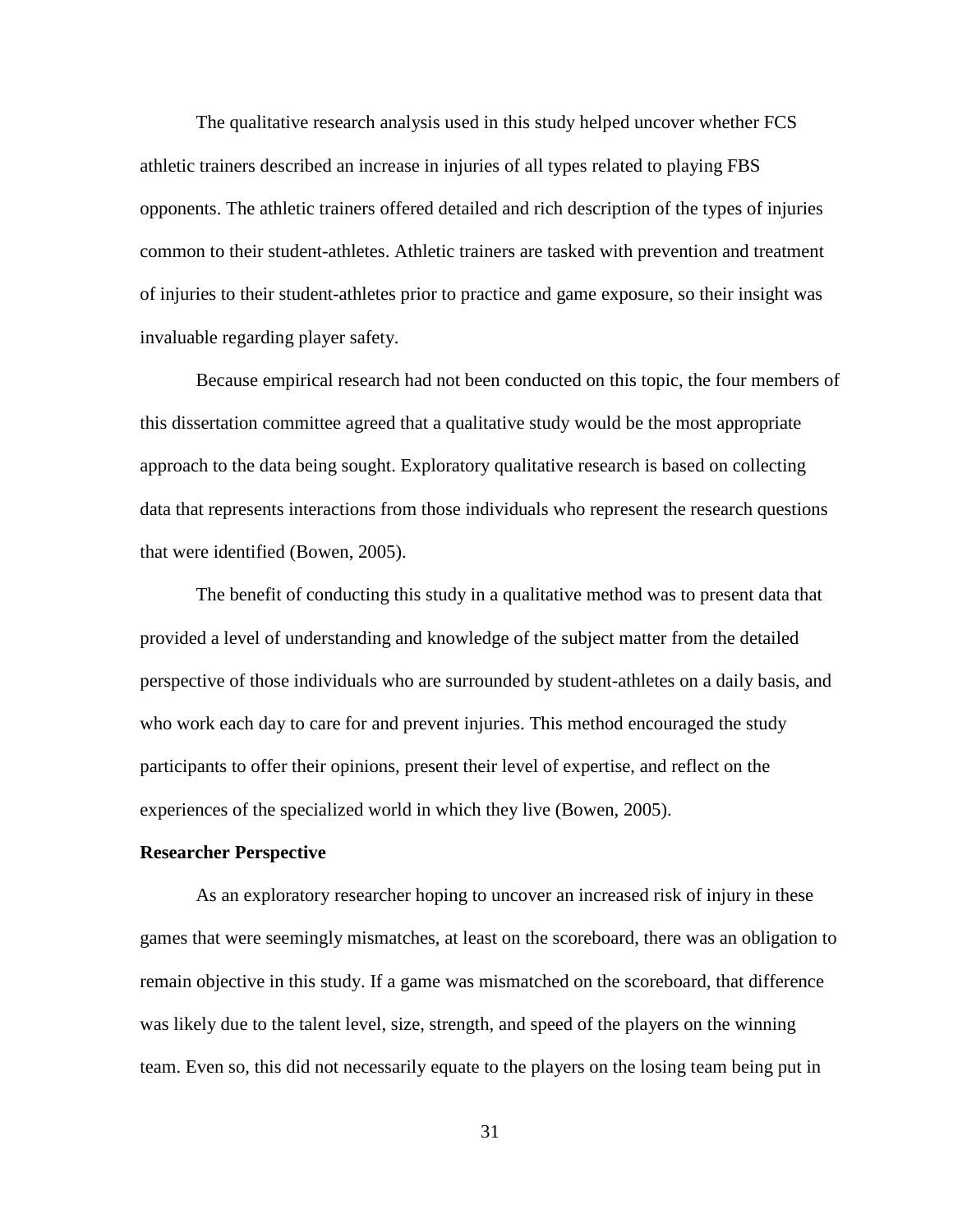The qualitative research analysis used in this study helped uncover whether FCS athletic trainers described an increase in injuries of all types related to playing FBS opponents. The athletic trainers offered detailed and rich description of the types of injuries common to their student-athletes. Athletic trainers are tasked with prevention and treatment of injuries to their student-athletes prior to practice and game exposure, so their insight was invaluable regarding player safety.

Because empirical research had not been conducted on this topic, the four members of this dissertation committee agreed that a qualitative study would be the most appropriate approach to the data being sought. Exploratory qualitative research is based on collecting data that represents interactions from those individuals who represent the research questions that were identified (Bowen, 2005).

The benefit of conducting this study in a qualitative method was to present data that provided a level of understanding and knowledge of the subject matter from the detailed perspective of those individuals who are surrounded by student-athletes on a daily basis, and who work each day to care for and prevent injuries. This method encouraged the study participants to offer their opinions, present their level of expertise, and reflect on the experiences of the specialized world in which they live (Bowen, 2005).

**Researcher Perspective**

As an exploratory researcher hoping to uncover an increased risk of injury in these games that were seemingly mismatches, at least on the scoreboard, there was an obligation to remain objective in this study. If a game was mismatched on the scoreboard, that difference was likely due to the talent level, size, strength, and speed of the players on the winning team. Even so, this did not necessarily equate to the players on the losing team being put in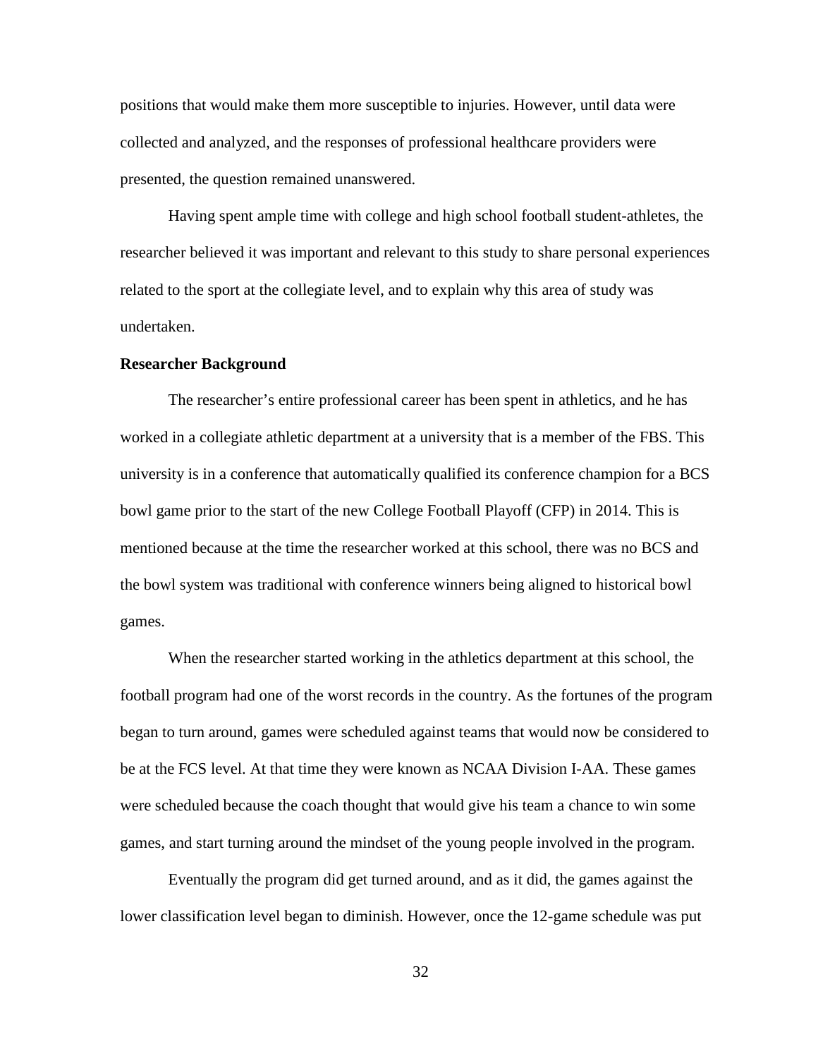positions that would make them more susceptible to injuries. However, until data were collected and analyzed, and the responses of professional healthcare providers were presented, the question remained unanswered.

Having spent ample time with college and high school football student-athletes, the researcher believed it was important and relevant to this study to share personal experiences related to the sport at the collegiate level, and to explain why this area of study was undertaken.

**Researcher Background**

The researcher's entire professional career has been spent in athletics, and he has worked in a collegiate athletic department at a university that is a member of the FBS. This university is in a conference that automatically qualified its conference champion for a BCS bowl game prior to the start of the new College Football Playoff (CFP) in 2014. This is mentioned because at the time the researcher worked at this school, there was no BCS and the bowl system was traditional with conference winners being aligned to historical bowl games.

When the researcher started working in the athletics department at this school, the football program had one of the worst records in the country. As the fortunes of the program began to turn around, games were scheduled against teams that would now be considered to be at the FCS level. At that time they were known as NCAA Division I-AA. These games were scheduled because the coach thought that would give his team a chance to win some games, and start turning around the mindset of the young people involved in the program.

Eventually the program did get turned around, and as it did, the games against the lower classification level began to diminish. However, once the 12-game schedule was put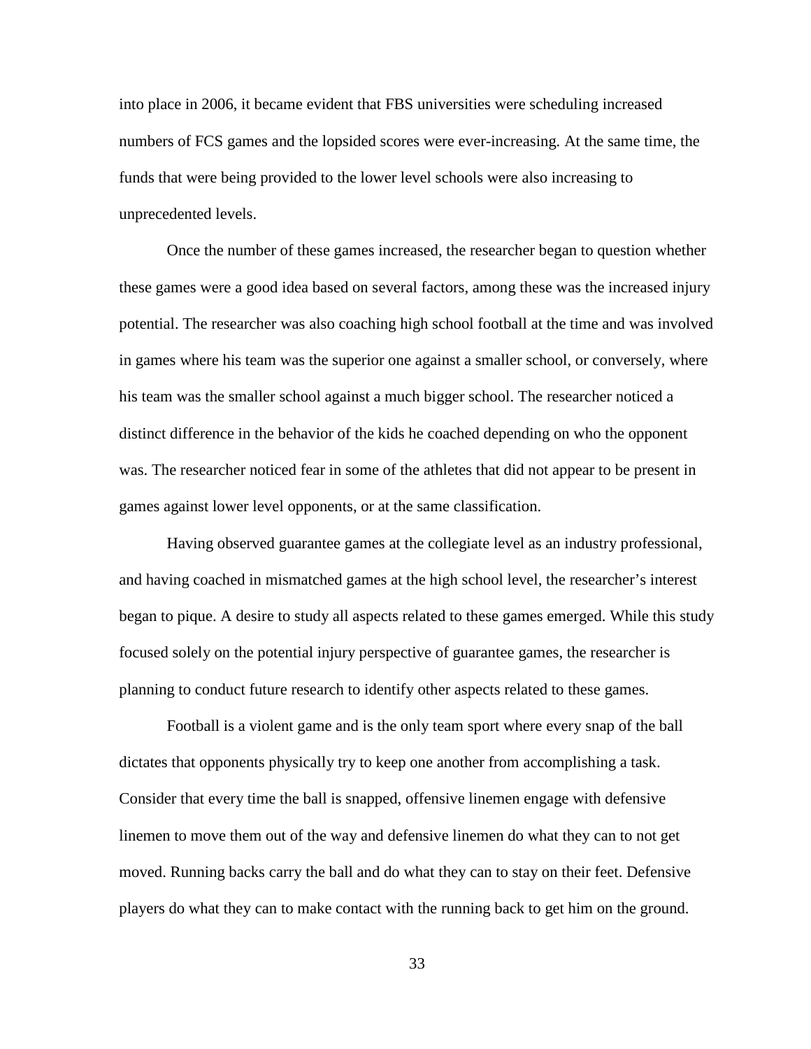into place in 2006, it became evident that FBS universities were scheduling increased numbers of FCS games and the lopsided scores were ever-increasing. At the same time, the funds that were being provided to the lower level schools were also increasing to unprecedented levels.

Once the number of these games increased, the researcher began to question whether these games were a good idea based on several factors, among these was the increased injury potential. The researcher was also coaching high school football at the time and was involved in games where his team was the superior one against a smaller school, or conversely, where his team was the smaller school against a much bigger school. The researcher noticed a distinct difference in the behavior of the kids he coached depending on who the opponent was. The researcher noticed fear in some of the athletes that did not appear to be present in games against lower level opponents, or at the same classification.

Having observed guarantee games at the collegiate level as an industry professional, and having coached in mismatched games at the high school level, the researcher's interest began to pique. A desire to study all aspects related to these games emerged. While this study focused solely on the potential injury perspective of guarantee games, the researcher is planning to conduct future research to identify other aspects related to these games.

Football is a violent game and is the only team sport where every snap of the ball dictates that opponents physically try to keep one another from accomplishing a task. Consider that every time the ball is snapped, offensive linemen engage with defensive linemen to move them out of the way and defensive linemen do what they can to not get moved. Running backs carry the ball and do what they can to stay on their feet. Defensive players do what they can to make contact with the running back to get him on the ground.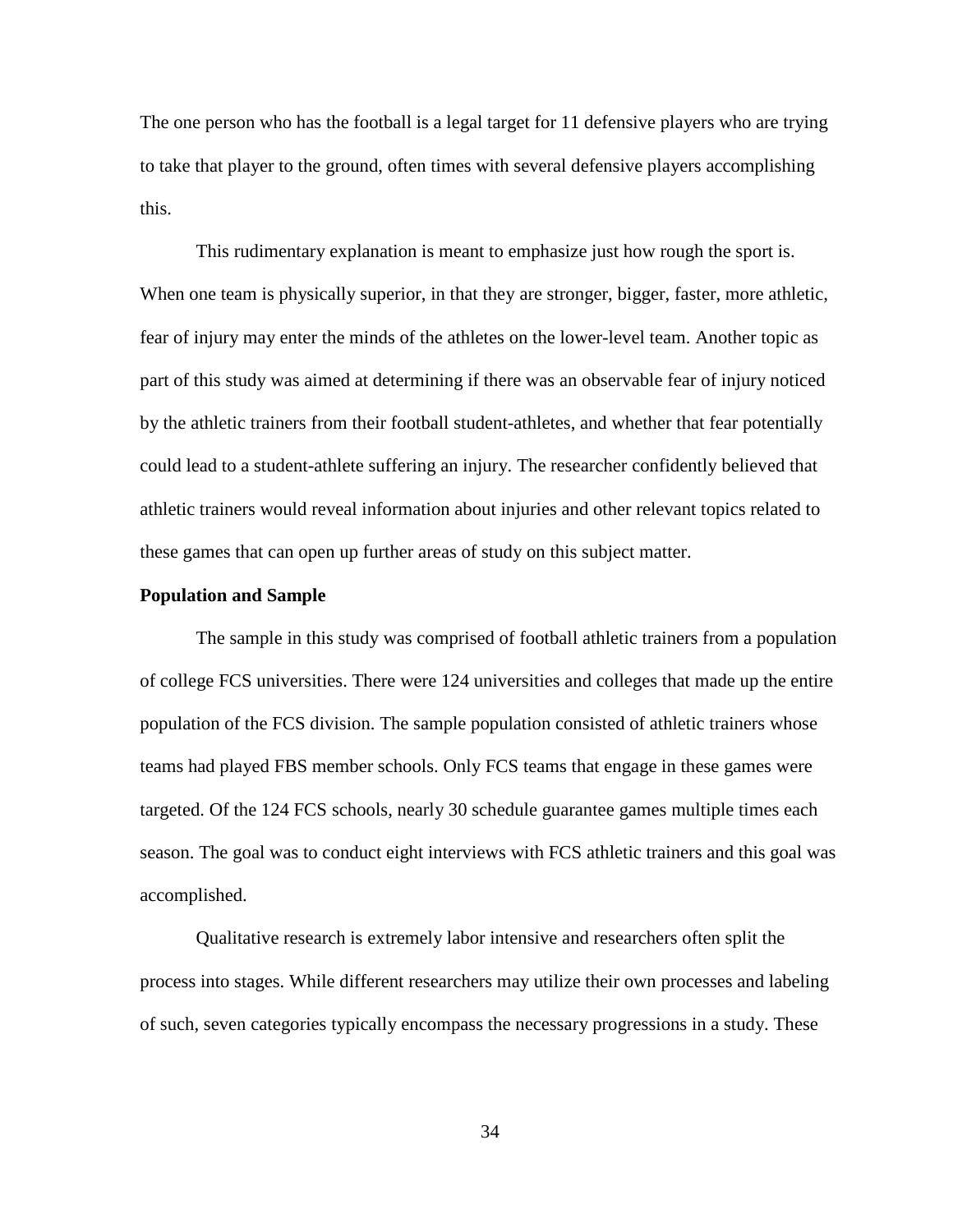The one person who has the football is a legal target for 11 defensive players who are trying to take that player to the ground, often times with several defensive players accomplishing this.

This rudimentary explanation is meant to emphasize just how rough the sport is. When one team is physically superior, in that they are stronger, bigger, faster, more athletic, fear of injury may enter the minds of the athletes on the lower-level team. Another topic as part of this study was aimed at determining if there was an observable fear of injury noticed by the athletic trainers from their football student-athletes, and whether that fear potentially could lead to a student-athlete suffering an injury. The researcher confidently believed that athletic trainers would reveal information about injuries and other relevant topics related to these games that can open up further areas of study on this subject matter.

**Population and Sample**

The sample in this study was comprised of football athletic trainers from a population of college FCS universities. There were 124 universities and colleges that made up the entire population of the FCS division. The sample population consisted of athletic trainers whose teams had played FBS member schools. Only FCS teams that engage in these games were targeted. Of the 124 FCS schools, nearly 30 schedule guarantee games multiple times each season. The goal was to conduct eight interviews with FCS athletic trainers and this goal was accomplished.

Qualitative research is extremely labor intensive and researchers often split the process into stages. While different researchers may utilize their own processes and labeling of such, seven categories typically encompass the necessary progressions in a study. These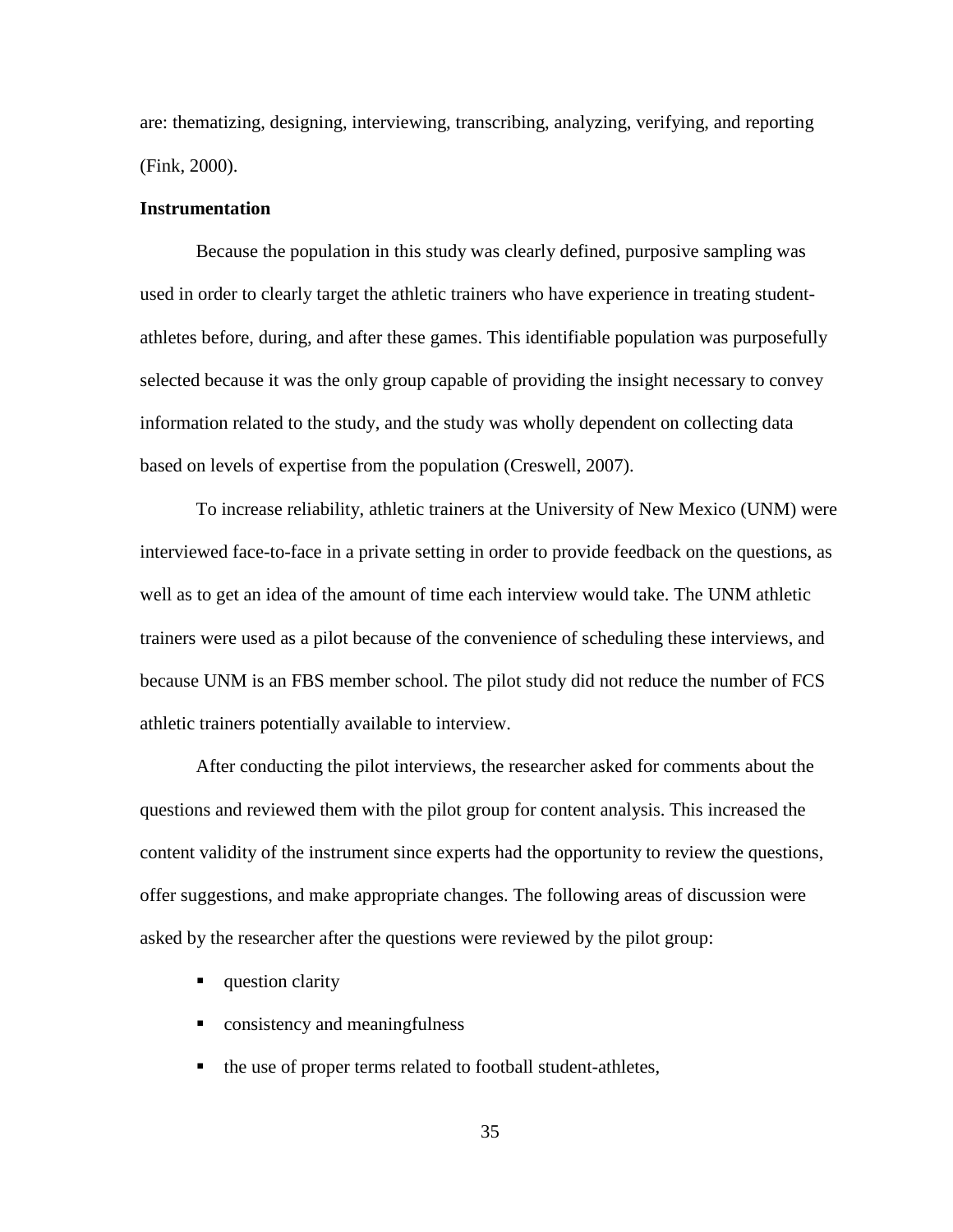are: thematizing, designing, interviewing, transcribing, analyzing, verifying, and reporting (Fink, 2000).

**Instrumentation**

Because the population in this study was clearly defined, purposive sampling was used in order to clearly target the athletic trainers who have experience in treating student-athletes before, during, and after these games. This identifiable population was purposefully selected because it was the only group capable of providing the insight necessary to convey information related to the study, and the study was wholly dependent on collecting data based on levels of expertise from the population (Creswell, 2007).

To increase reliability, athletic trainers at the University of New Mexico (UNM) were interviewed face-to-face in a private setting in order to provide feedback on the questions, as well as to get an idea of the amount of time each interview would take. The UNM athletic trainers were used as a pilot because of the convenience of scheduling these interviews, and because UNM is an FBS member school. The pilot study did not reduce the number of FCS athletic trainers potentially available to interview.

After conducting the pilot interviews, the researcher asked for comments about the questions and reviewed them with the pilot group for content analysis. This increased the content validity of the instrument since experts had the opportunity to review the questions, offer suggestions, and make appropriate changes. The following areas of discussion were asked by the researcher after the questions were reviewed by the pilot group:

- question clarity
- consistency and meaningfulness
- the use of proper terms related to football student-athletes,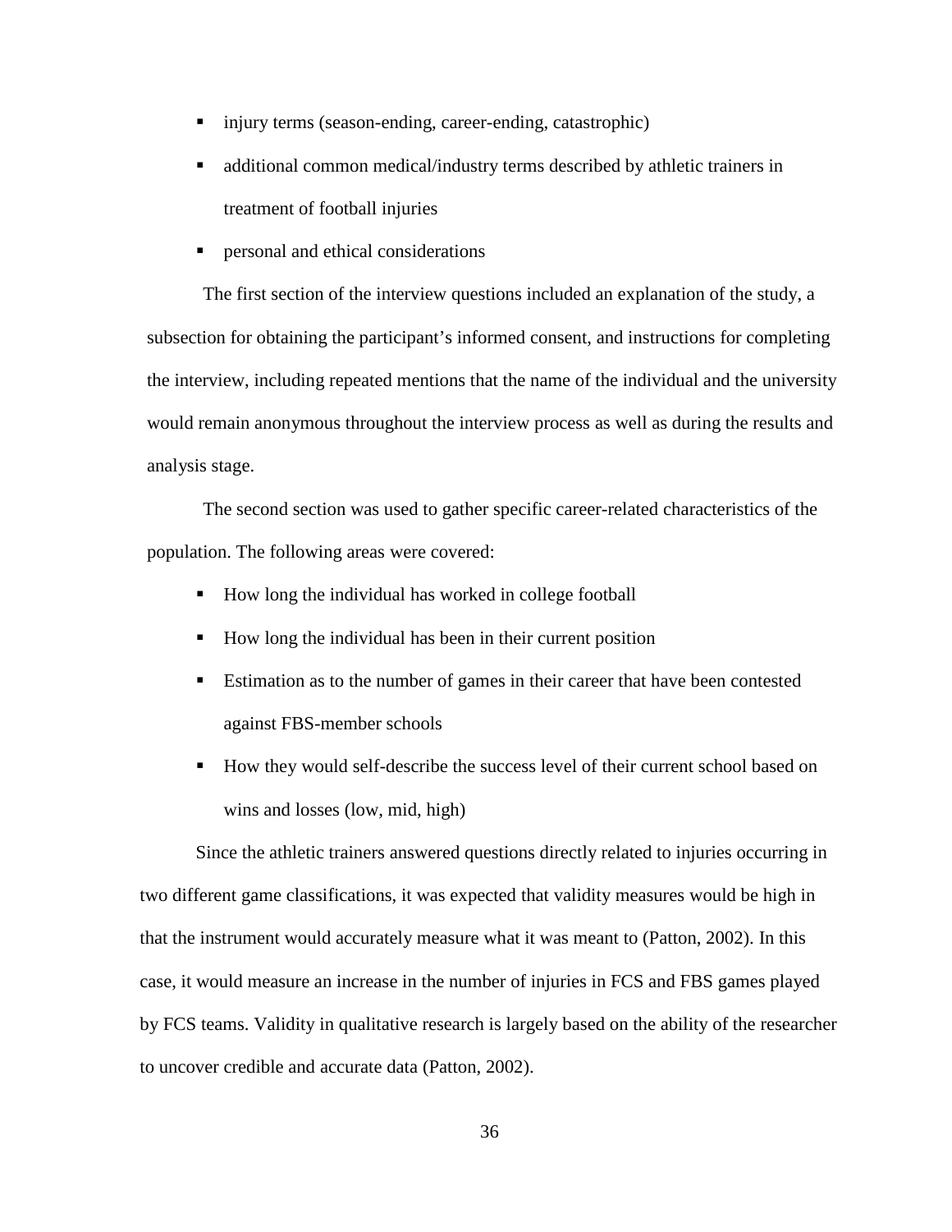- injury terms (season-ending, career-ending, catastrophic)
- additional common medical/industry terms described by athletic trainers in treatment of football injuries
- personal and ethical considerations

The first section of the interview questions included an explanation of the study, a subsection for obtaining the participant's informed consent, and instructions for completing the interview, including repeated mentions that the name of the individual and the university would remain anonymous throughout the interview process as well as during the results and analysis stage.

The second section was used to gather specific career-related characteristics of the population. The following areas were covered:

- How long the individual has worked in college football
- How long the individual has been in their current position
- Estimation as to the number of games in their career that have been contested against FBS-member schools
- How they would self-describe the success level of their current school based on wins and losses (low, mid, high)

Since the athletic trainers answered questions directly related to injuries occurring in two different game classifications, it was expected that validity measures would be high in that the instrument would accurately measure what it was meant to (Patton, 2002). In this case, it would measure an increase in the number of injuries in FCS and FBS games played by FCS teams. Validity in qualitative research is largely based on the ability of the researcher to uncover credible and accurate data (Patton, 2002).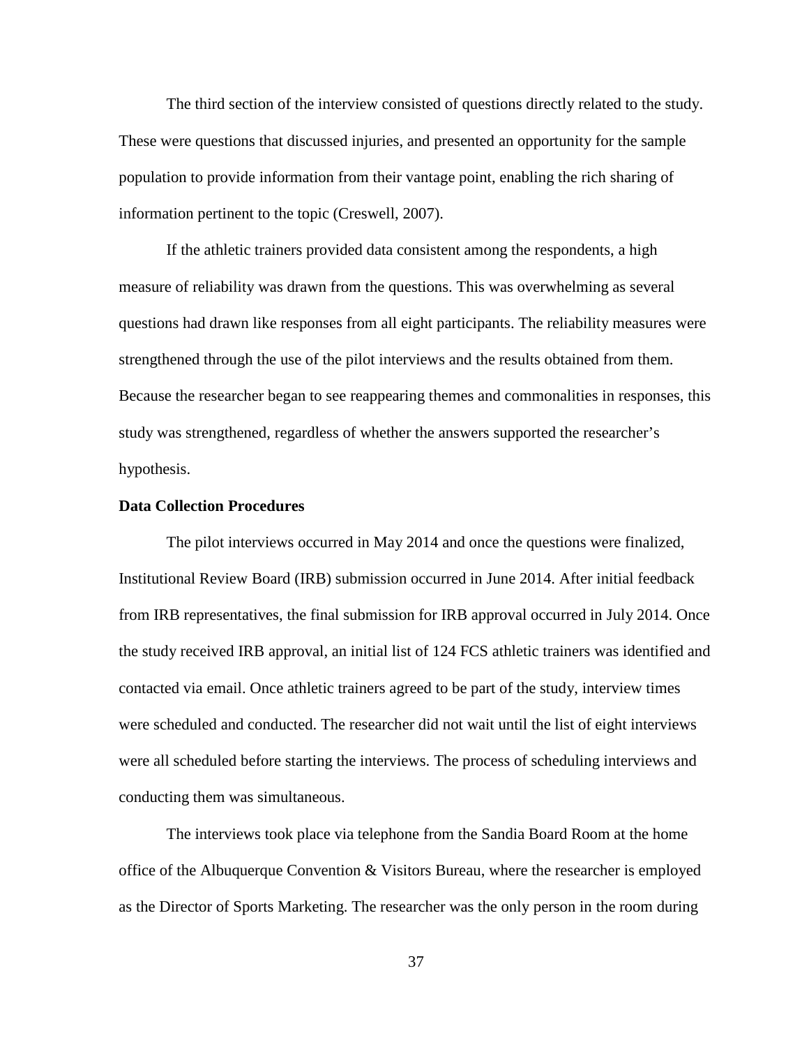The third section of the interview consisted of questions directly related to the study. These were questions that discussed injuries, and presented an opportunity for the sample population to provide information from their vantage point, enabling the rich sharing of information pertinent to the topic (Creswell, 2007).

If the athletic trainers provided data consistent among the respondents, a high measure of reliability was drawn from the questions. This was overwhelming as several questions had drawn like responses from all eight participants. The reliability measures were strengthened through the use of the pilot interviews and the results obtained from them. Because the researcher began to see reappearing themes and commonalities in responses, this study was strengthened, regardless of whether the answers supported the researcher's hypothesis.

**Data Collection Procedures**

The pilot interviews occurred in May 2014 and once the questions were finalized, Institutional Review Board (IRB) submission occurred in June 2014. After initial feedback from IRB representatives, the final submission for IRB approval occurred in July 2014. Once the study received IRB approval, an initial list of 124 FCS athletic trainers was identified and contacted via email. Once athletic trainers agreed to be part of the study, interview times were scheduled and conducted. The researcher did not wait until the list of eight interviews were all scheduled before starting the interviews. The process of scheduling interviews and conducting them was simultaneous.

The interviews took place via telephone from the Sandia Board Room at the home office of the Albuquerque Convention & Visitors Bureau, where the researcher is employed as the Director of Sports Marketing. The researcher was the only person in the room during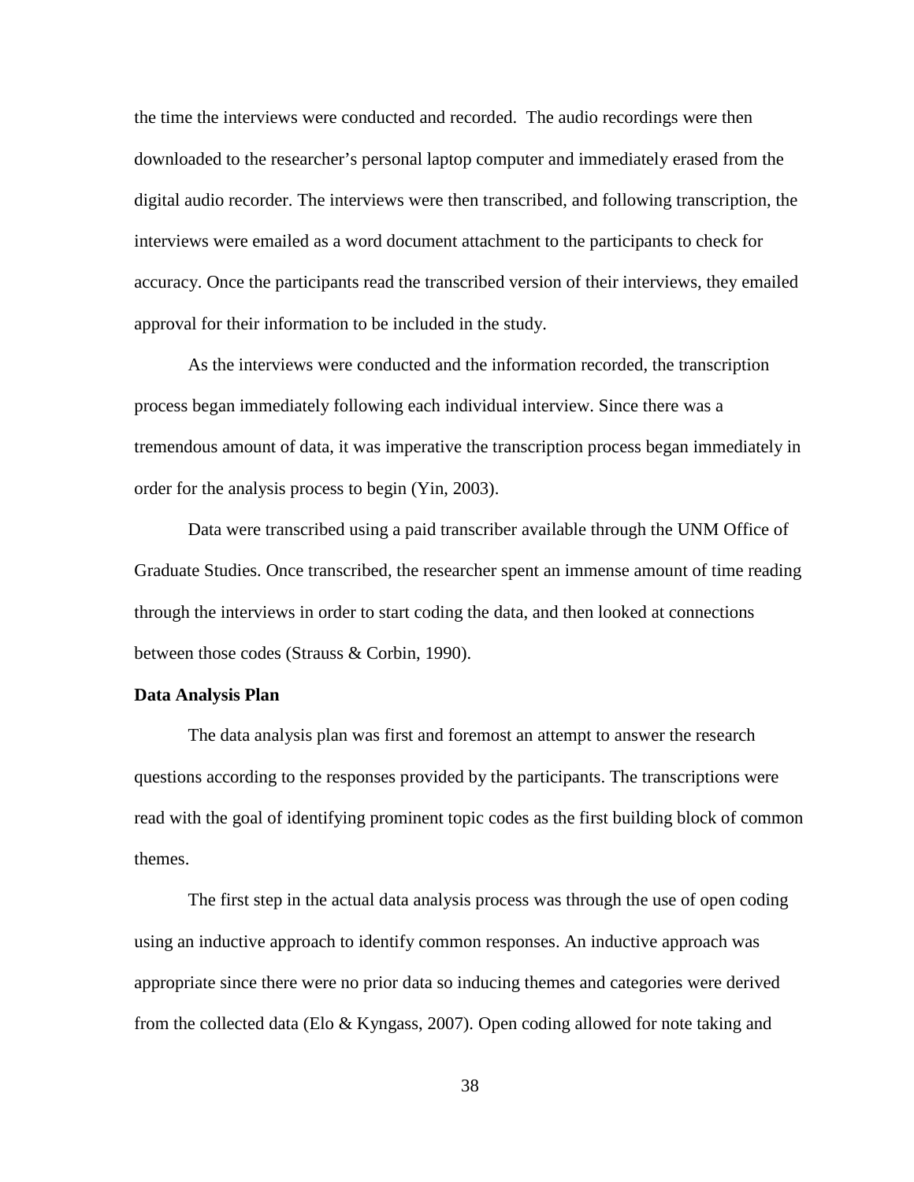the time the interviews were conducted and recorded. The audio recordings were then downloaded to the researcher's personal laptop computer and immediately erased from the digital audio recorder. The interviews were then transcribed, and following transcription, the interviews were emailed as a word document attachment to the participants to check for accuracy. Once the participants read the transcribed version of their interviews, they emailed approval for their information to be included in the study.

As the interviews were conducted and the information recorded, the transcription process began immediately following each individual interview. Since there was a tremendous amount of data, it was imperative the transcription process began immediately in order for the analysis process to begin (Yin, 2003).

Data were transcribed using a paid transcriber available through the UNM Office of Graduate Studies. Once transcribed, the researcher spent an immense amount of time reading through the interviews in order to start coding the data, and then looked at connections between those codes (Strauss & Corbin, 1990).

**Data Analysis Plan**

The data analysis plan was first and foremost an attempt to answer the research questions according to the responses provided by the participants. The transcriptions were read with the goal of identifying prominent topic codes as the first building block of common themes.

The first step in the actual data analysis process was through the use of open coding using an inductive approach to identify common responses. An inductive approach was appropriate since there were no prior data so inducing themes and categories were derived from the collected data (Elo & Kyngass, 2007). Open coding allowed for note taking and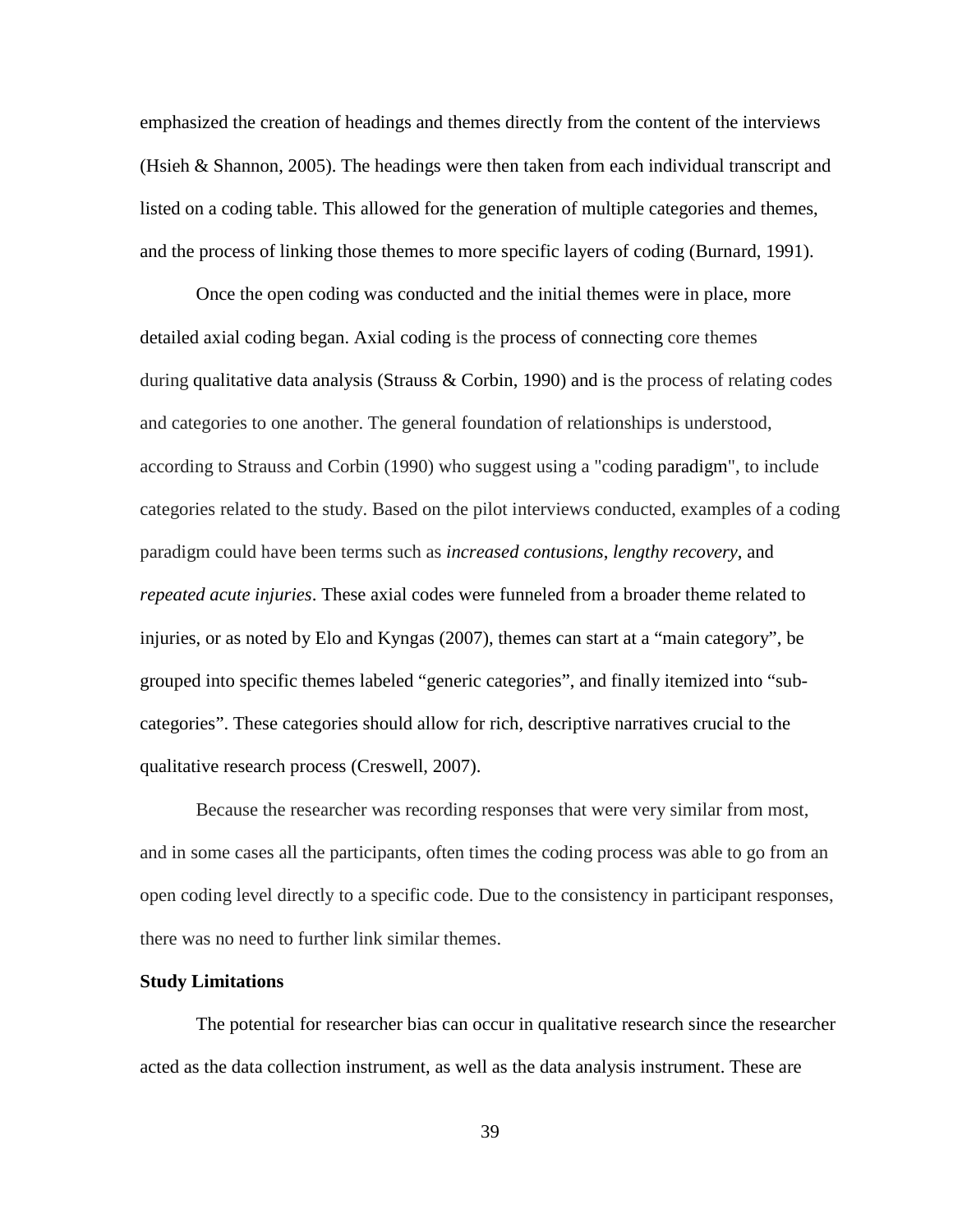emphasized the creation of headings and themes directly from the content of the interviews (Hsieh & Shannon, 2005). The headings were then taken from each individual transcript and listed on a coding table. This allowed for the generation of multiple categories and themes, and the process of linking those themes to more specific layers of coding (Burnard, 1991).

Once the open coding was conducted and the initial themes were in place, more detailed axial coding began. Axial coding is the process of connecting core themes during qualitative data analysis (Strauss & Corbin, 1990) and is the process of relating codes and categories to one another. The general foundation of relationships is understood, according to Strauss and Corbin (1990) who suggest using a "coding paradigm", to include categories related to the study. Based on the pilot interviews conducted, examples of a coding paradigm could have been terms such as *increased contusions*, *lengthy recovery*, and *repeated acute injuries*. These axial codes were funneled from a broader theme related to injuries, or as noted by Elo and Kyngas (2007), themes can start at a "main category", be grouped into specific themes labeled "generic categories", and finally itemized into "sub-categories". These categories should allow for rich, descriptive narratives crucial to the qualitative research process (Creswell, 2007).

Because the researcher was recording responses that were very similar from most, and in some cases all the participants, often times the coding process was able to go from an open coding level directly to a specific code. Due to the consistency in participant responses, there was no need to further link similar themes.

**Study Limitations**

The potential for researcher bias can occur in qualitative research since the researcher acted as the data collection instrument, as well as the data analysis instrument. These are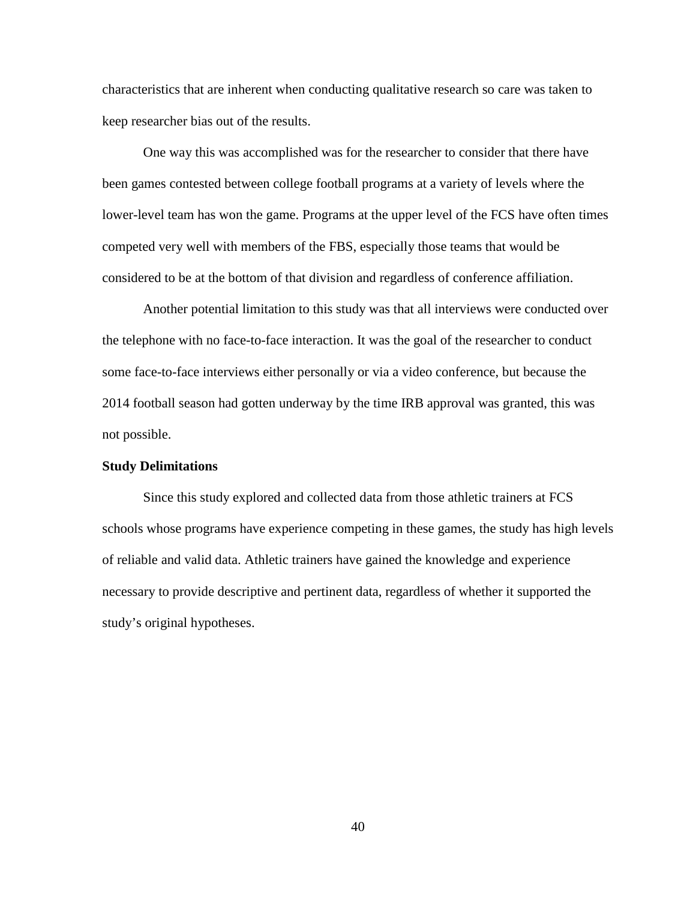characteristics that are inherent when conducting qualitative research so care was taken to keep researcher bias out of the results.

One way this was accomplished was for the researcher to consider that there have been games contested between college football programs at a variety of levels where the lower-level team has won the game. Programs at the upper level of the FCS have often times competed very well with members of the FBS, especially those teams that would be considered to be at the bottom of that division and regardless of conference affiliation.

Another potential limitation to this study was that all interviews were conducted over the telephone with no face-to-face interaction. It was the goal of the researcher to conduct some face-to-face interviews either personally or via a video conference, but because the 2014 football season had gotten underway by the time IRB approval was granted, this was not possible.

**Study Delimitations**

Since this study explored and collected data from those athletic trainers at FCS schools whose programs have experience competing in these games, the study has high levels of reliable and valid data. Athletic trainers have gained the knowledge and experience necessary to provide descriptive and pertinent data, regardless of whether it supported the study's original hypotheses.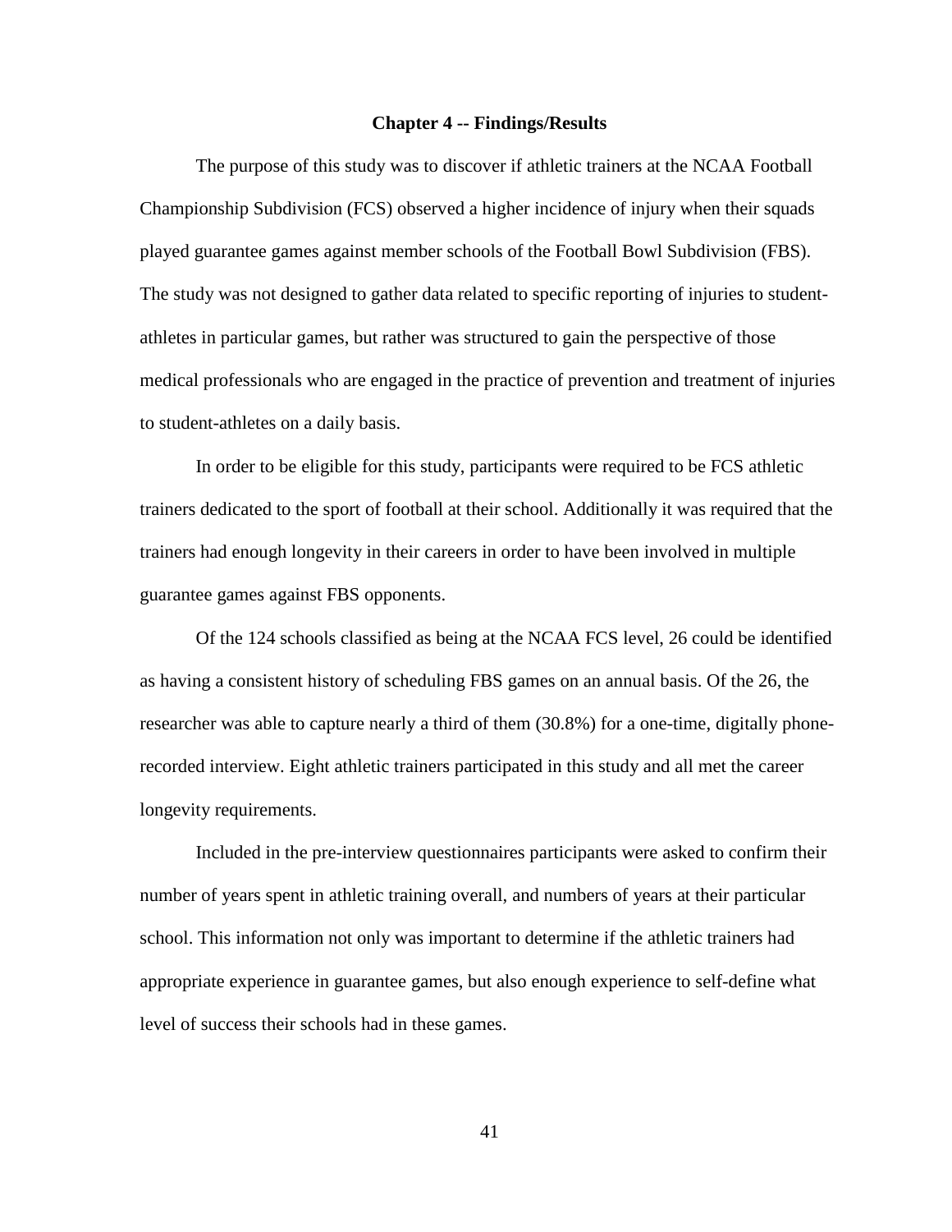## Chapter 4 -- Findings/Results

The purpose of this study was to discover if athletic trainers at the NCAA Football Championship Subdivision (FCS) observed a higher incidence of injury when their squads played guarantee games against member schools of the Football Bowl Subdivision (FBS). The study was not designed to gather data related to specific reporting of injuries to student-athletes in particular games, but rather was structured to gain the perspective of those medical professionals who are engaged in the practice of prevention and treatment of injuries to student-athletes on a daily basis.

In order to be eligible for this study, participants were required to be FCS athletic trainers dedicated to the sport of football at their school. Additionally it was required that the trainers had enough longevity in their careers in order to have been involved in multiple guarantee games against FBS opponents.

Of the 124 schools classified as being at the NCAA FCS level, 26 could be identified as having a consistent history of scheduling FBS games on an annual basis. Of the 26, the researcher was able to capture nearly a third of them (30.8%) for a one-time, digitally phone-recorded interview. Eight athletic trainers participated in this study and all met the career longevity requirements.

Included in the pre-interview questionnaires participants were asked to confirm their number of years spent in athletic training overall, and numbers of years at their particular school. This information not only was important to determine if the athletic trainers had appropriate experience in guarantee games, but also enough experience to self-define what level of success their schools had in these games.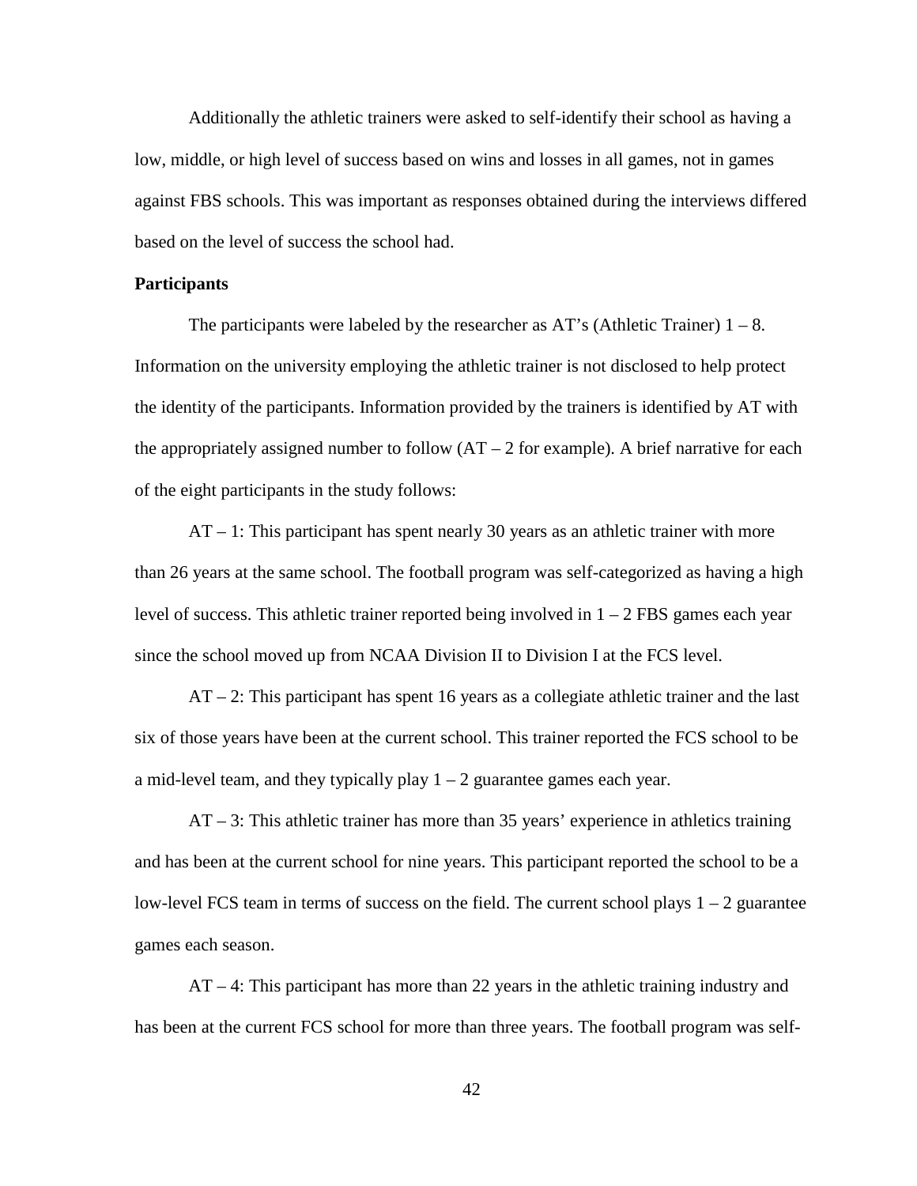Additionally the athletic trainers were asked to self-identify their school as having a low, middle, or high level of success based on wins and losses in all games, not in games against FBS schools. This was important as responses obtained during the interviews differed based on the level of success the school had.

**Participants**

The participants were labeled by the researcher as AT's (Athletic Trainer) 1 – 8. Information on the university employing the athletic trainer is not disclosed to help protect the identity of the participants. Information provided by the trainers is identified by AT with the appropriately assigned number to follow (AT – 2 for example). A brief narrative for each of the eight participants in the study follows:

AT – 1: This participant has spent nearly 30 years as an athletic trainer with more than 26 years at the same school. The football program was self-categorized as having a high level of success. This athletic trainer reported being involved in 1 – 2 FBS games each year since the school moved up from NCAA Division II to Division I at the FCS level.

AT – 2: This participant has spent 16 years as a collegiate athletic trainer and the last six of those years have been at the current school. This trainer reported the FCS school to be a mid-level team, and they typically play 1 – 2 guarantee games each year.

AT – 3: This athletic trainer has more than 35 years' experience in athletics training and has been at the current school for nine years. This participant reported the school to be a low-level FCS team in terms of success on the field. The current school plays 1 – 2 guarantee games each season.

AT – 4: This participant has more than 22 years in the athletic training industry and has been at the current FCS school for more than three years. The football program was self-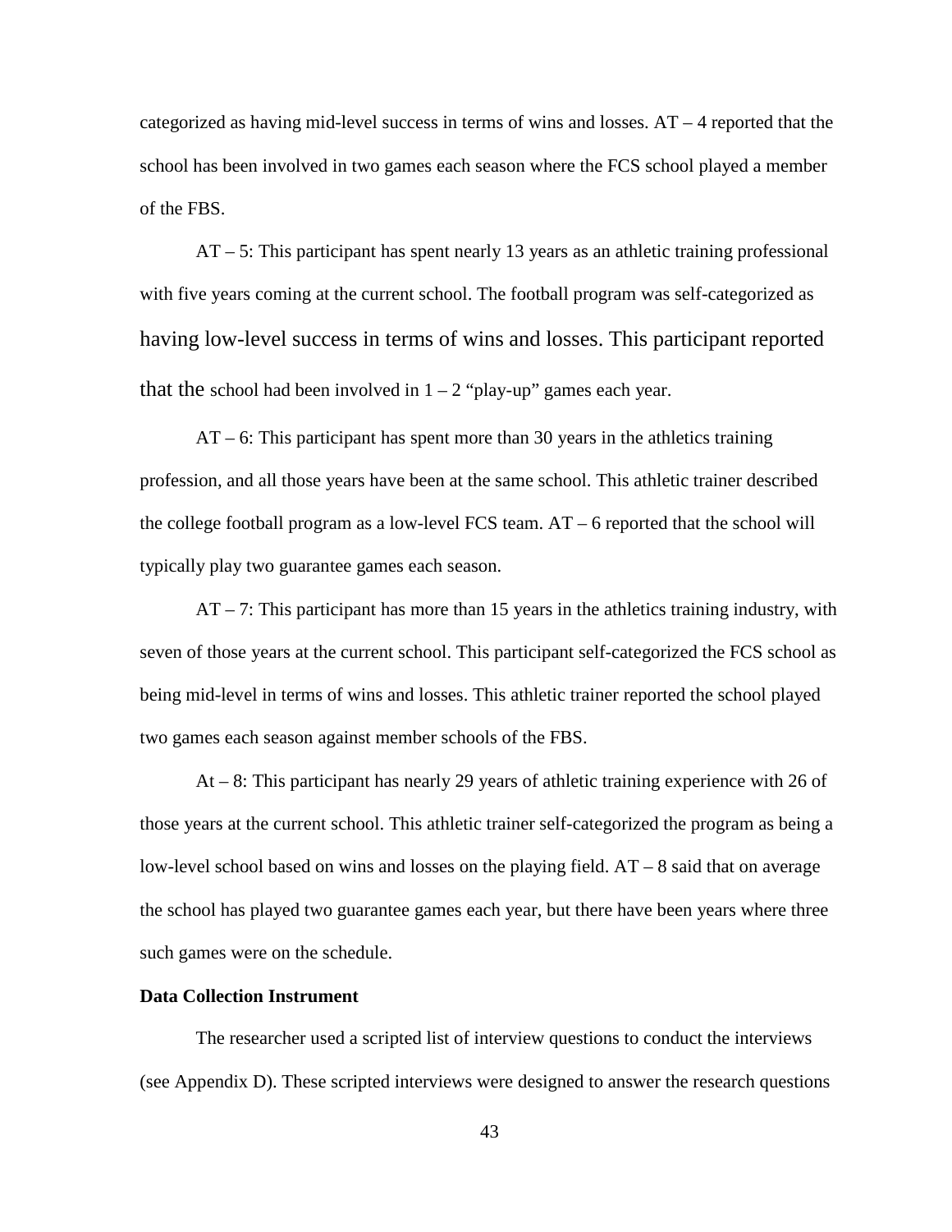categorized as having mid-level success in terms of wins and losses. AT – 4 reported that the school has been involved in two games each season where the FCS school played a member of the FBS.

AT – 5: This participant has spent nearly 13 years as an athletic training professional with five years coming at the current school. The football program was self-categorized as having low-level success in terms of wins and losses. This participant reported that the school had been involved in 1 – 2 "play-up" games each year.

AT – 6: This participant has spent more than 30 years in the athletics training profession, and all those years have been at the same school. This athletic trainer described the college football program as a low-level FCS team. AT – 6 reported that the school will typically play two guarantee games each season.

AT – 7: This participant has more than 15 years in the athletics training industry, with seven of those years at the current school. This participant self-categorized the FCS school as being mid-level in terms of wins and losses. This athletic trainer reported the school played two games each season against member schools of the FBS.

At – 8: This participant has nearly 29 years of athletic training experience with 26 of those years at the current school. This athletic trainer self-categorized the program as being a low-level school based on wins and losses on the playing field. AT – 8 said that on average the school has played two guarantee games each year, but there have been years where three such games were on the schedule.

**Data Collection Instrument**

The researcher used a scripted list of interview questions to conduct the interviews (see Appendix D). These scripted interviews were designed to answer the research questions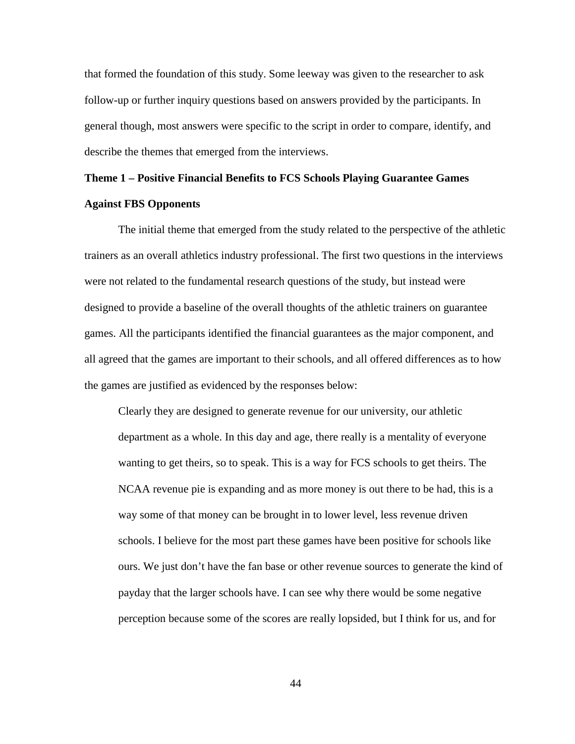that formed the foundation of this study. Some leeway was given to the researcher to ask follow-up or further inquiry questions based on answers provided by the participants. In general though, most answers were specific to the script in order to compare, identify, and describe the themes that emerged from the interviews.

## Theme 1 – Positive Financial Benefits to FCS Schools Playing Guarantee Games Against FBS Opponents

The initial theme that emerged from the study related to the perspective of the athletic trainers as an overall athletics industry professional. The first two questions in the interviews were not related to the fundamental research questions of the study, but instead were designed to provide a baseline of the overall thoughts of the athletic trainers on guarantee games. All the participants identified the financial guarantees as the major component, and all agreed that the games are important to their schools, and all offered differences as to how the games are justified as evidenced by the responses below:

> Clearly they are designed to generate revenue for our university, our athletic department as a whole. In this day and age, there really is a mentality of everyone wanting to get theirs, so to speak. This is a way for FCS schools to get theirs. The NCAA revenue pie is expanding and as more money is out there to be had, this is a way some of that money can be brought in to lower level, less revenue driven schools. I believe for the most part these games have been positive for schools like ours. We just don't have the fan base or other revenue sources to generate the kind of payday that the larger schools have. I can see why there would be some negative perception because some of the scores are really lopsided, but I think for us, and for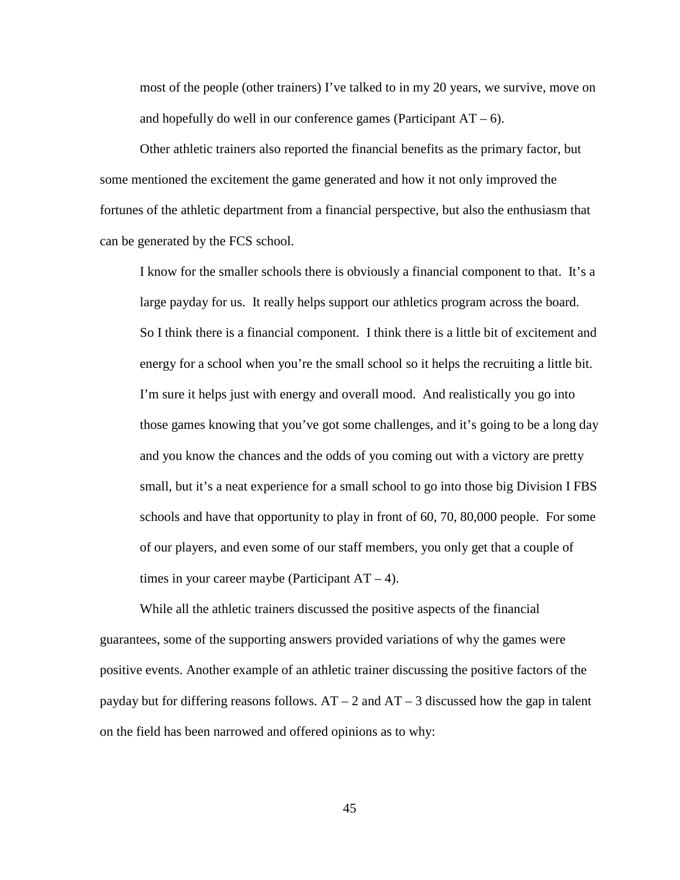> most of the people (other trainers) I've talked to in my 20 years, we survive, move on and hopefully do well in our conference games (Participant AT – 6).

Other athletic trainers also reported the financial benefits as the primary factor, but some mentioned the excitement the game generated and how it not only improved the fortunes of the athletic department from a financial perspective, but also the enthusiasm that can be generated by the FCS school.

> I know for the smaller schools there is obviously a financial component to that. It's a large payday for us. It really helps support our athletics program across the board. So I think there is a financial component. I think there is a little bit of excitement and energy for a school when you're the small school so it helps the recruiting a little bit. I'm sure it helps just with energy and overall mood. And realistically you go into those games knowing that you've got some challenges, and it's going to be a long day and you know the chances and the odds of you coming out with a victory are pretty small, but it's a neat experience for a small school to go into those big Division I FBS schools and have that opportunity to play in front of 60, 70, 80,000 people. For some of our players, and even some of our staff members, you only get that a couple of times in your career maybe (Participant AT – 4).

While all the athletic trainers discussed the positive aspects of the financial guarantees, some of the supporting answers provided variations of why the games were positive events. Another example of an athletic trainer discussing the positive factors of the payday but for differing reasons follows. AT – 2 and AT – 3 discussed how the gap in talent on the field has been narrowed and offered opinions as to why: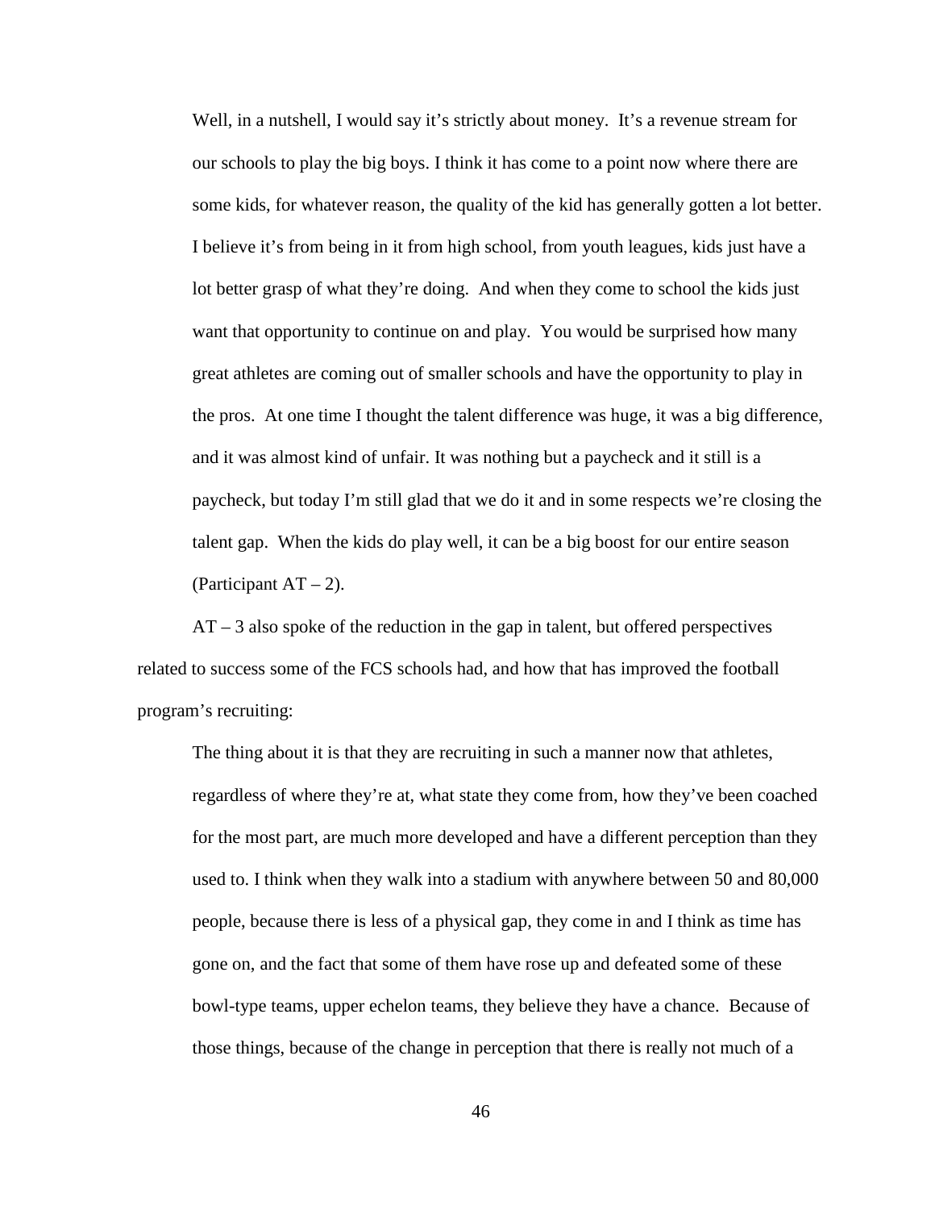> Well, in a nutshell, I would say it's strictly about money. It's a revenue stream for our schools to play the big boys. I think it has come to a point now where there are some kids, for whatever reason, the quality of the kid has generally gotten a lot better. I believe it's from being in it from high school, from youth leagues, kids just have a lot better grasp of what they're doing. And when they come to school the kids just want that opportunity to continue on and play. You would be surprised how many great athletes are coming out of smaller schools and have the opportunity to play in the pros. At one time I thought the talent difference was huge, it was a big difference, and it was almost kind of unfair. It was nothing but a paycheck and it still is a paycheck, but today I'm still glad that we do it and in some respects we're closing the talent gap. When the kids do play well, it can be a big boost for our entire season (Participant AT – 2).

AT – 3 also spoke of the reduction in the gap in talent, but offered perspectives related to success some of the FCS schools had, and how that has improved the football program's recruiting:

> The thing about it is that they are recruiting in such a manner now that athletes, regardless of where they're at, what state they come from, how they've been coached for the most part, are much more developed and have a different perception than they used to. I think when they walk into a stadium with anywhere between 50 and 80,000 people, because there is less of a physical gap, they come in and I think as time has gone on, and the fact that some of them have rose up and defeated some of these bowl-type teams, upper echelon teams, they believe they have a chance. Because of those things, because of the change in perception that there is really not much of a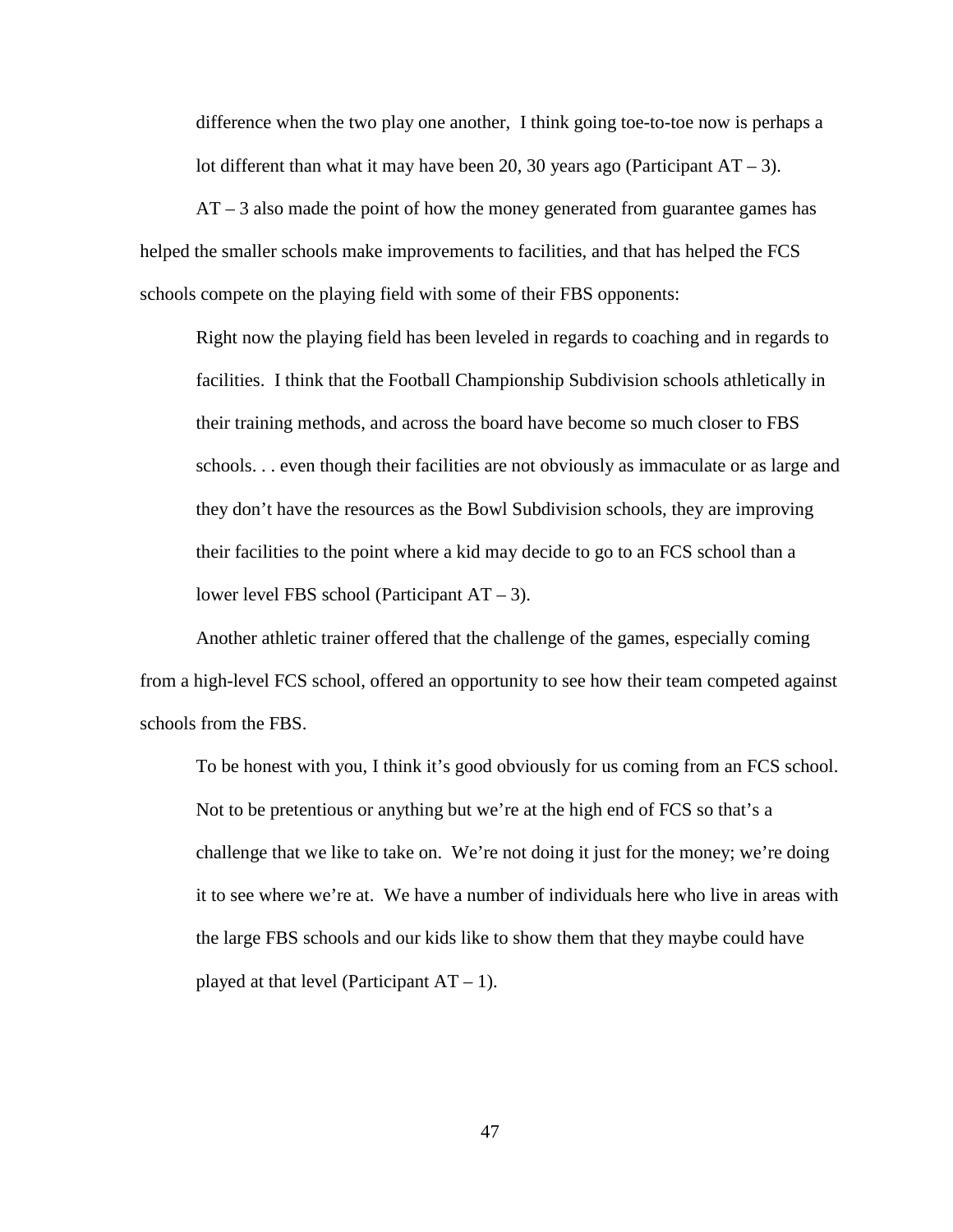> difference when the two play one another,  I think going toe-to-toe now is perhaps a lot different than what it may have been 20, 30 years ago (Participant AT – 3).

AT – 3 also made the point of how the money generated from guarantee games has helped the smaller schools make improvements to facilities, and that has helped the FCS schools compete on the playing field with some of their FBS opponents:

> Right now the playing field has been leveled in regards to coaching and in regards to facilities.  I think that the Football Championship Subdivision schools athletically in their training methods, and across the board have become so much closer to FBS schools. . . even though their facilities are not obviously as immaculate or as large and they don't have the resources as the Bowl Subdivision schools, they are improving their facilities to the point where a kid may decide to go to an FCS school than a lower level FBS school (Participant AT – 3).

Another athletic trainer offered that the challenge of the games, especially coming from a high-level FCS school, offered an opportunity to see how their team competed against schools from the FBS.

> To be honest with you, I think it's good obviously for us coming from an FCS school. Not to be pretentious or anything but we're at the high end of FCS so that's a challenge that we like to take on.  We're not doing it just for the money; we're doing it to see where we're at.  We have a number of individuals here who live in areas with the large FBS schools and our kids like to show them that they maybe could have played at that level (Participant AT – 1).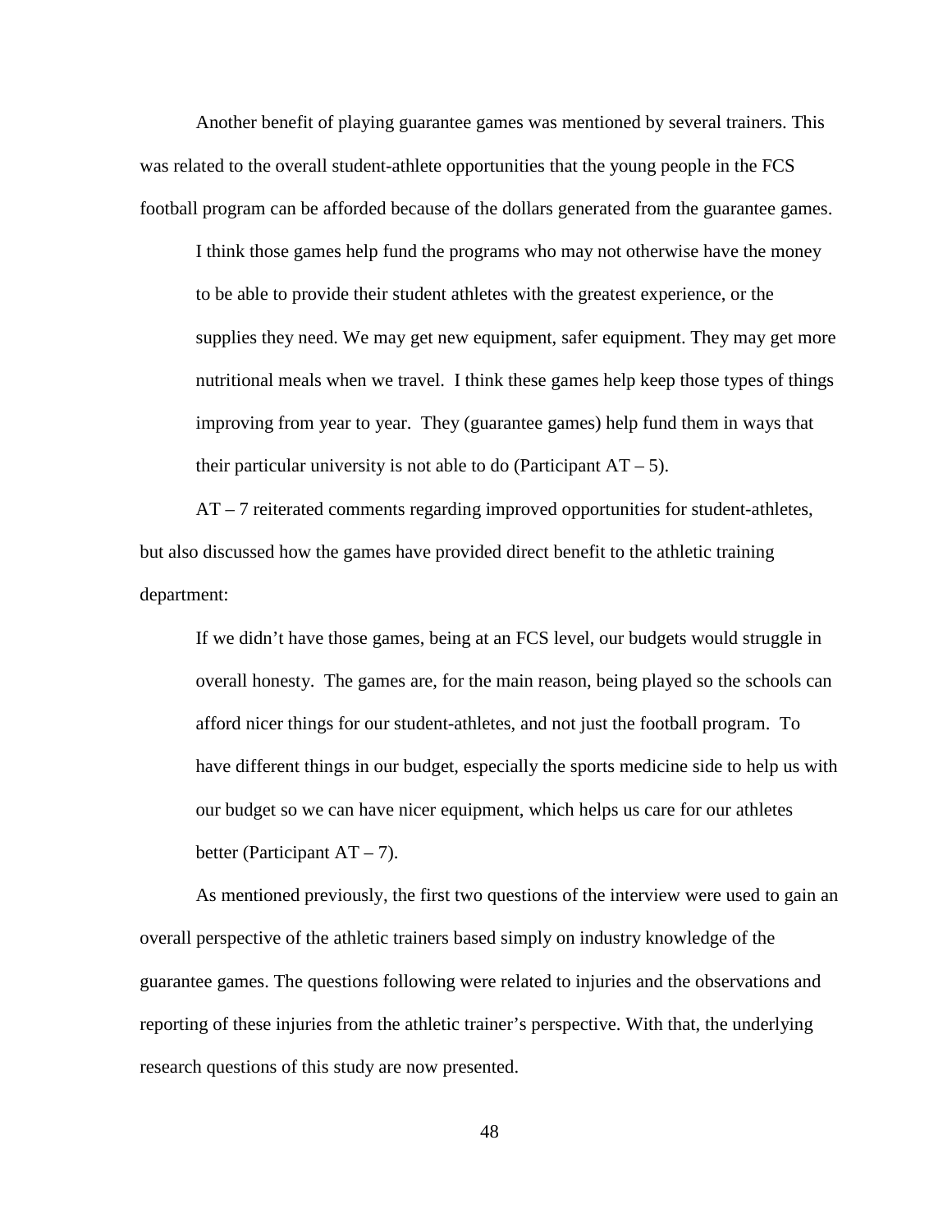Another benefit of playing guarantee games was mentioned by several trainers. This was related to the overall student-athlete opportunities that the young people in the FCS football program can be afforded because of the dollars generated from the guarantee games.

> I think those games help fund the programs who may not otherwise have the money to be able to provide their student athletes with the greatest experience, or the supplies they need. We may get new equipment, safer equipment. They may get more nutritional meals when we travel. I think these games help keep those types of things improving from year to year. They (guarantee games) help fund them in ways that their particular university is not able to do (Participant AT – 5).

AT – 7 reiterated comments regarding improved opportunities for student-athletes, but also discussed how the games have provided direct benefit to the athletic training department:

> If we didn't have those games, being at an FCS level, our budgets would struggle in overall honesty. The games are, for the main reason, being played so the schools can afford nicer things for our student-athletes, and not just the football program. To have different things in our budget, especially the sports medicine side to help us with our budget so we can have nicer equipment, which helps us care for our athletes better (Participant AT – 7).

As mentioned previously, the first two questions of the interview were used to gain an overall perspective of the athletic trainers based simply on industry knowledge of the guarantee games. The questions following were related to injuries and the observations and reporting of these injuries from the athletic trainer's perspective. With that, the underlying research questions of this study are now presented.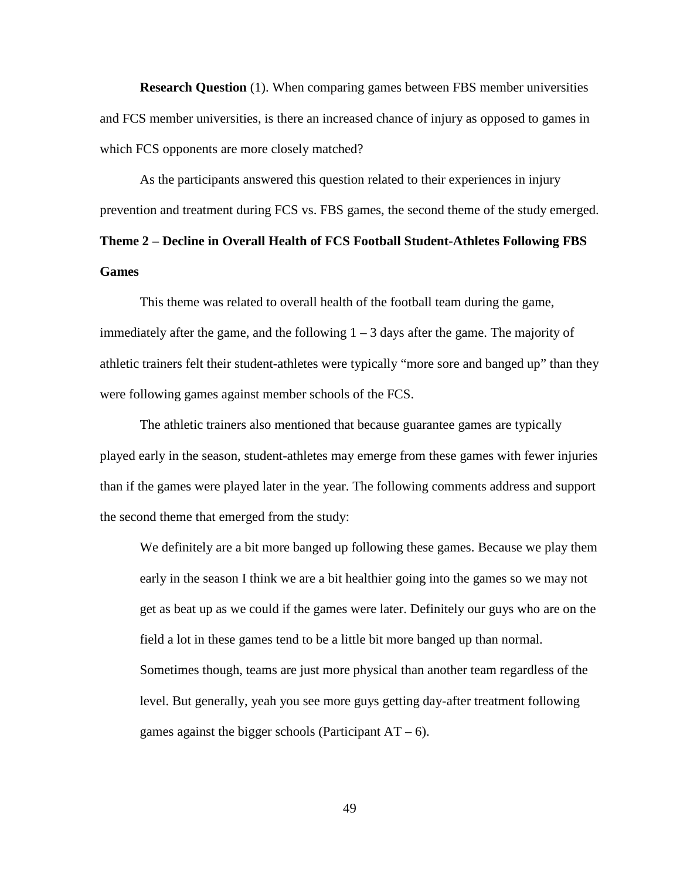**Research Question** (1). When comparing games between FBS member universities and FCS member universities, is there an increased chance of injury as opposed to games in which FCS opponents are more closely matched?

As the participants answered this question related to their experiences in injury prevention and treatment during FCS vs. FBS games, the second theme of the study emerged.

**Theme 2 – Decline in Overall Health of FCS Football Student-Athletes Following FBS Games**

This theme was related to overall health of the football team during the game, immediately after the game, and the following 1 – 3 days after the game. The majority of athletic trainers felt their student-athletes were typically "more sore and banged up" than they were following games against member schools of the FCS.

The athletic trainers also mentioned that because guarantee games are typically played early in the season, student-athletes may emerge from these games with fewer injuries than if the games were played later in the year. The following comments address and support the second theme that emerged from the study:

> We definitely are a bit more banged up following these games. Because we play them early in the season I think we are a bit healthier going into the games so we may not get as beat up as we could if the games were later. Definitely our guys who are on the field a lot in these games tend to be a little bit more banged up than normal. Sometimes though, teams are just more physical than another team regardless of the level. But generally, yeah you see more guys getting day-after treatment following games against the bigger schools (Participant AT – 6).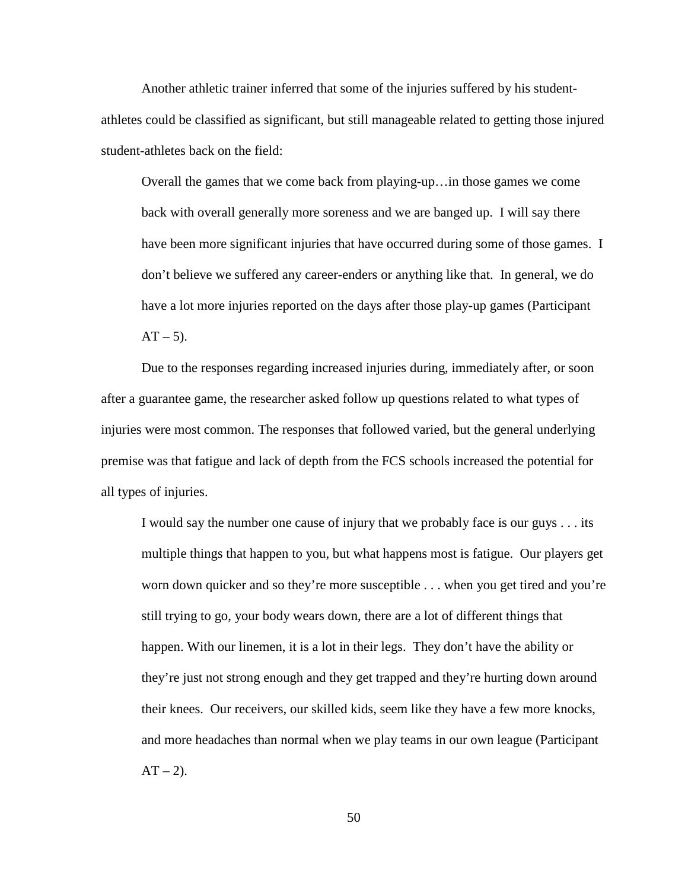Another athletic trainer inferred that some of the injuries suffered by his student-athletes could be classified as significant, but still manageable related to getting those injured student-athletes back on the field:

> Overall the games that we come back from playing-up…in those games we come back with overall generally more soreness and we are banged up. I will say there have been more significant injuries that have occurred during some of those games. I don't believe we suffered any career-enders or anything like that. In general, we do have a lot more injuries reported on the days after those play-up games (Participant AT – 5).

Due to the responses regarding increased injuries during, immediately after, or soon after a guarantee game, the researcher asked follow up questions related to what types of injuries were most common. The responses that followed varied, but the general underlying premise was that fatigue and lack of depth from the FCS schools increased the potential for all types of injuries.

> I would say the number one cause of injury that we probably face is our guys . . . its multiple things that happen to you, but what happens most is fatigue. Our players get worn down quicker and so they're more susceptible . . . when you get tired and you're still trying to go, your body wears down, there are a lot of different things that happen. With our linemen, it is a lot in their legs. They don't have the ability or they're just not strong enough and they get trapped and they're hurting down around their knees. Our receivers, our skilled kids, seem like they have a few more knocks, and more headaches than normal when we play teams in our own league (Participant AT – 2).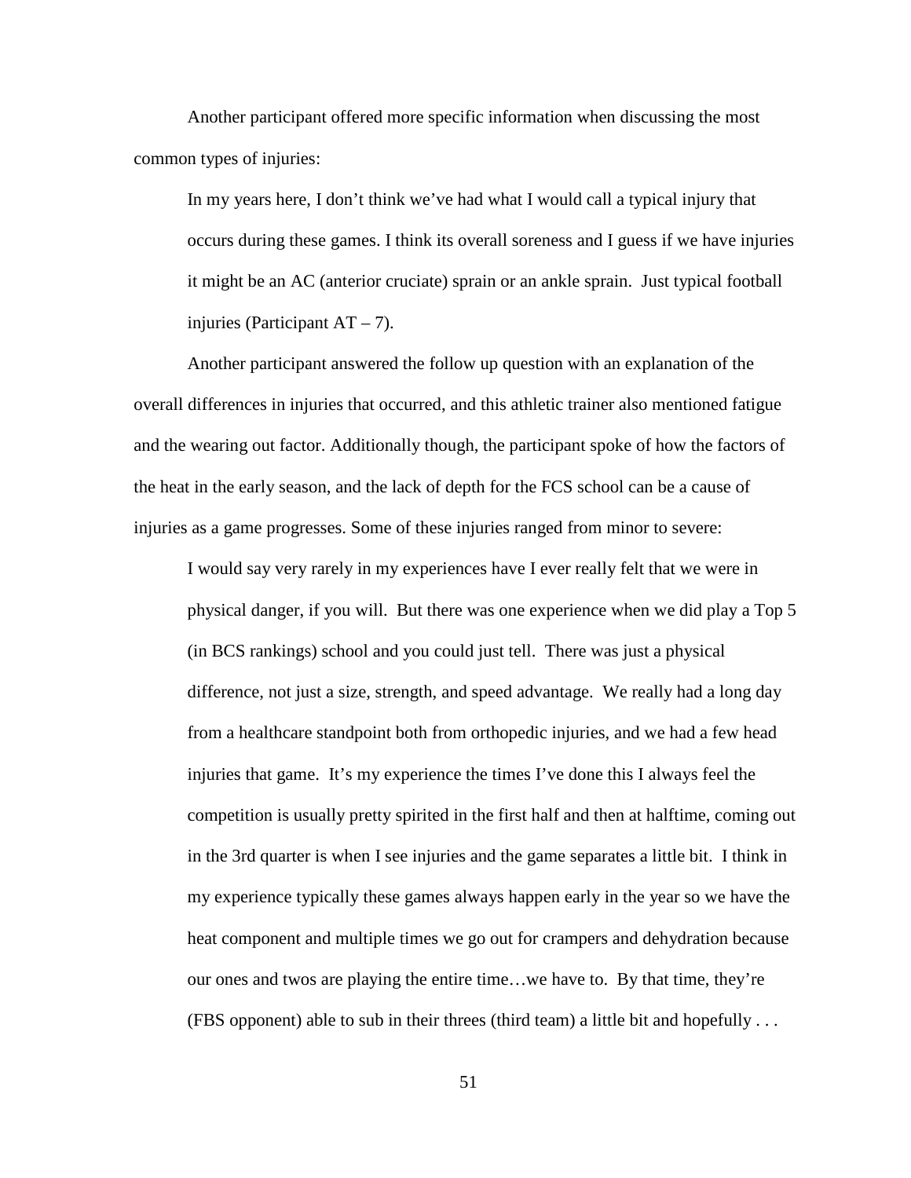Another participant offered more specific information when discussing the most common types of injuries:

> In my years here, I don't think we've had what I would call a typical injury that occurs during these games. I think its overall soreness and I guess if we have injuries it might be an AC (anterior cruciate) sprain or an ankle sprain. Just typical football injuries (Participant AT – 7).

Another participant answered the follow up question with an explanation of the overall differences in injuries that occurred, and this athletic trainer also mentioned fatigue and the wearing out factor. Additionally though, the participant spoke of how the factors of the heat in the early season, and the lack of depth for the FCS school can be a cause of injuries as a game progresses. Some of these injuries ranged from minor to severe:

> I would say very rarely in my experiences have I ever really felt that we were in physical danger, if you will. But there was one experience when we did play a Top 5 (in BCS rankings) school and you could just tell. There was just a physical difference, not just a size, strength, and speed advantage. We really had a long day from a healthcare standpoint both from orthopedic injuries, and we had a few head injuries that game. It's my experience the times I've done this I always feel the competition is usually pretty spirited in the first half and then at halftime, coming out in the 3rd quarter is when I see injuries and the game separates a little bit. I think in my experience typically these games always happen early in the year so we have the heat component and multiple times we go out for crampers and dehydration because our ones and twos are playing the entire time…we have to. By that time, they're (FBS opponent) able to sub in their threes (third team) a little bit and hopefully . . .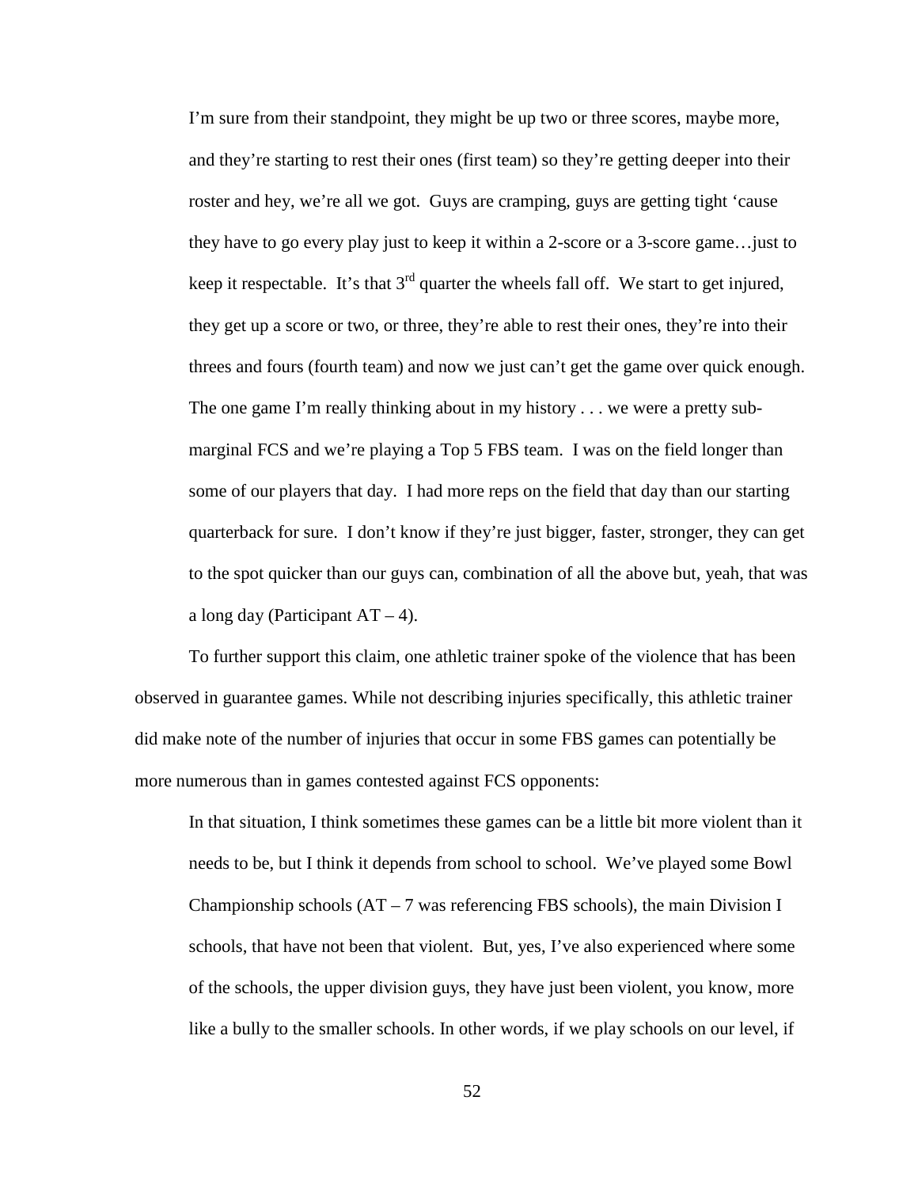> I'm sure from their standpoint, they might be up two or three scores, maybe more, and they're starting to rest their ones (first team) so they're getting deeper into their roster and hey, we're all we got. Guys are cramping, guys are getting tight 'cause they have to go every play just to keep it within a 2-score or a 3-score game…just to keep it respectable. It's that 3rd quarter the wheels fall off. We start to get injured, they get up a score or two, or three, they're able to rest their ones, they're into their threes and fours (fourth team) and now we just can't get the game over quick enough. The one game I'm really thinking about in my history . . . we were a pretty sub-marginal FCS and we're playing a Top 5 FBS team. I was on the field longer than some of our players that day. I had more reps on the field that day than our starting quarterback for sure. I don't know if they're just bigger, faster, stronger, they can get to the spot quicker than our guys can, combination of all the above but, yeah, that was a long day (Participant AT – 4).

To further support this claim, one athletic trainer spoke of the violence that has been observed in guarantee games. While not describing injuries specifically, this athletic trainer did make note of the number of injuries that occur in some FBS games can potentially be more numerous than in games contested against FCS opponents:

> In that situation, I think sometimes these games can be a little bit more violent than it needs to be, but I think it depends from school to school. We've played some Bowl Championship schools (AT – 7 was referencing FBS schools), the main Division I schools, that have not been that violent. But, yes, I've also experienced where some of the schools, the upper division guys, they have just been violent, you know, more like a bully to the smaller schools. In other words, if we play schools on our level, if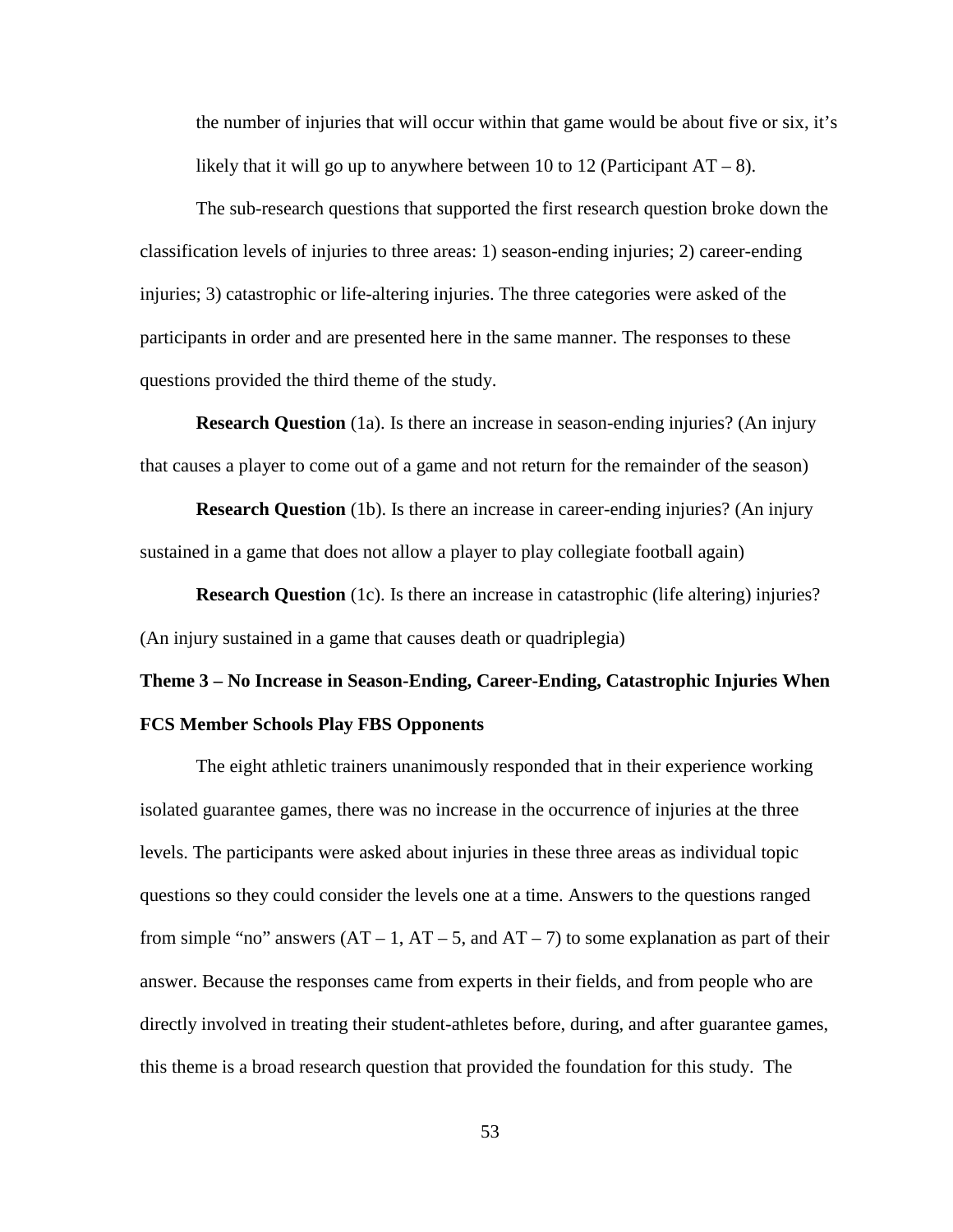the number of injuries that will occur within that game would be about five or six, it's likely that it will go up to anywhere between 10 to 12 (Participant AT – 8).

The sub-research questions that supported the first research question broke down the classification levels of injuries to three areas: 1) season-ending injuries; 2) career-ending injuries; 3) catastrophic or life-altering injuries. The three categories were asked of the participants in order and are presented here in the same manner. The responses to these questions provided the third theme of the study.

**Research Question** (1a). Is there an increase in season-ending injuries? (An injury that causes a player to come out of a game and not return for the remainder of the season)

**Research Question** (1b). Is there an increase in career-ending injuries? (An injury sustained in a game that does not allow a player to play collegiate football again)

**Research Question** (1c). Is there an increase in catastrophic (life altering) injuries? (An injury sustained in a game that causes death or quadriplegia)

**Theme 3 – No Increase in Season-Ending, Career-Ending, Catastrophic Injuries When FCS Member Schools Play FBS Opponents**

The eight athletic trainers unanimously responded that in their experience working isolated guarantee games, there was no increase in the occurrence of injuries at the three levels. The participants were asked about injuries in these three areas as individual topic questions so they could consider the levels one at a time. Answers to the questions ranged from simple "no" answers (AT – 1, AT – 5, and AT – 7) to some explanation as part of their answer. Because the responses came from experts in their fields, and from people who are directly involved in treating their student-athletes before, during, and after guarantee games, this theme is a broad research question that provided the foundation for this study. The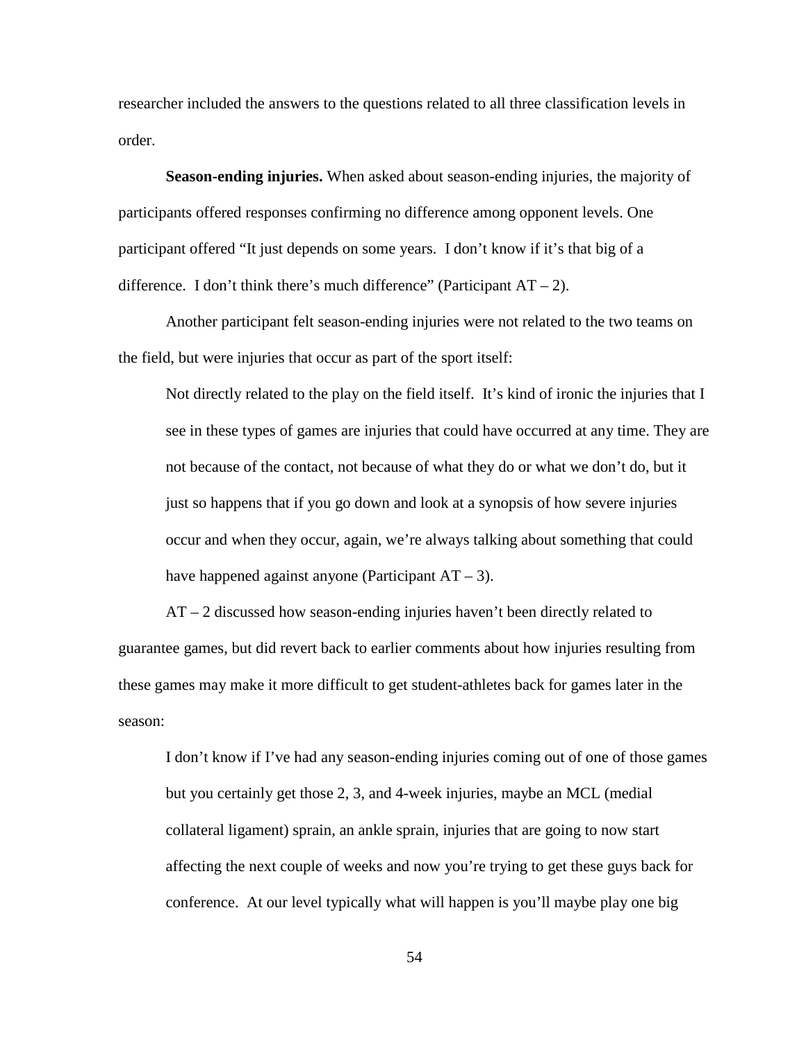researcher included the answers to the questions related to all three classification levels in order.

**Season-ending injuries.** When asked about season-ending injuries, the majority of participants offered responses confirming no difference among opponent levels. One participant offered "It just depends on some years.  I don't know if it's that big of a difference.  I don't think there's much difference" (Participant AT – 2).

Another participant felt season-ending injuries were not related to the two teams on the field, but were injuries that occur as part of the sport itself:

> Not directly related to the play on the field itself.  It's kind of ironic the injuries that I see in these types of games are injuries that could have occurred at any time. They are not because of the contact, not because of what they do or what we don't do, but it just so happens that if you go down and look at a synopsis of how severe injuries occur and when they occur, again, we're always talking about something that could have happened against anyone (Participant AT – 3).

AT – 2 discussed how season-ending injuries haven't been directly related to guarantee games, but did revert back to earlier comments about how injuries resulting from these games may make it more difficult to get student-athletes back for games later in the season:

> I don't know if I've had any season-ending injuries coming out of one of those games but you certainly get those 2, 3, and 4-week injuries, maybe an MCL (medial collateral ligament) sprain, an ankle sprain, injuries that are going to now start affecting the next couple of weeks and now you're trying to get these guys back for conference.  At our level typically what will happen is you'll maybe play one big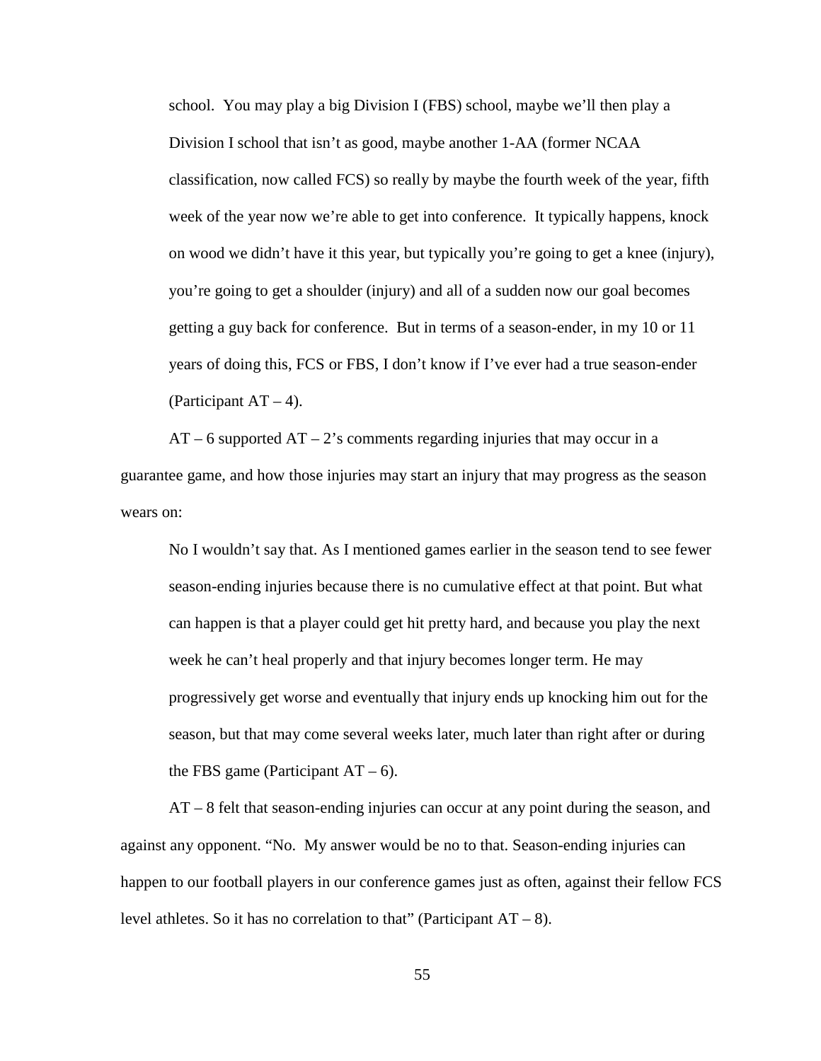> school. You may play a big Division I (FBS) school, maybe we'll then play a Division I school that isn't as good, maybe another 1-AA (former NCAA classification, now called FCS) so really by maybe the fourth week of the year, fifth week of the year now we're able to get into conference. It typically happens, knock on wood we didn't have it this year, but typically you're going to get a knee (injury), you're going to get a shoulder (injury) and all of a sudden now our goal becomes getting a guy back for conference. But in terms of a season-ender, in my 10 or 11 years of doing this, FCS or FBS, I don't know if I've ever had a true season-ender (Participant AT – 4).

AT – 6 supported AT – 2's comments regarding injuries that may occur in a guarantee game, and how those injuries may start an injury that may progress as the season wears on:

> No I wouldn't say that. As I mentioned games earlier in the season tend to see fewer season-ending injuries because there is no cumulative effect at that point. But what can happen is that a player could get hit pretty hard, and because you play the next week he can't heal properly and that injury becomes longer term. He may progressively get worse and eventually that injury ends up knocking him out for the season, but that may come several weeks later, much later than right after or during the FBS game (Participant AT – 6).

AT – 8 felt that season-ending injuries can occur at any point during the season, and against any opponent. "No. My answer would be no to that. Season-ending injuries can happen to our football players in our conference games just as often, against their fellow FCS level athletes. So it has no correlation to that" (Participant AT – 8).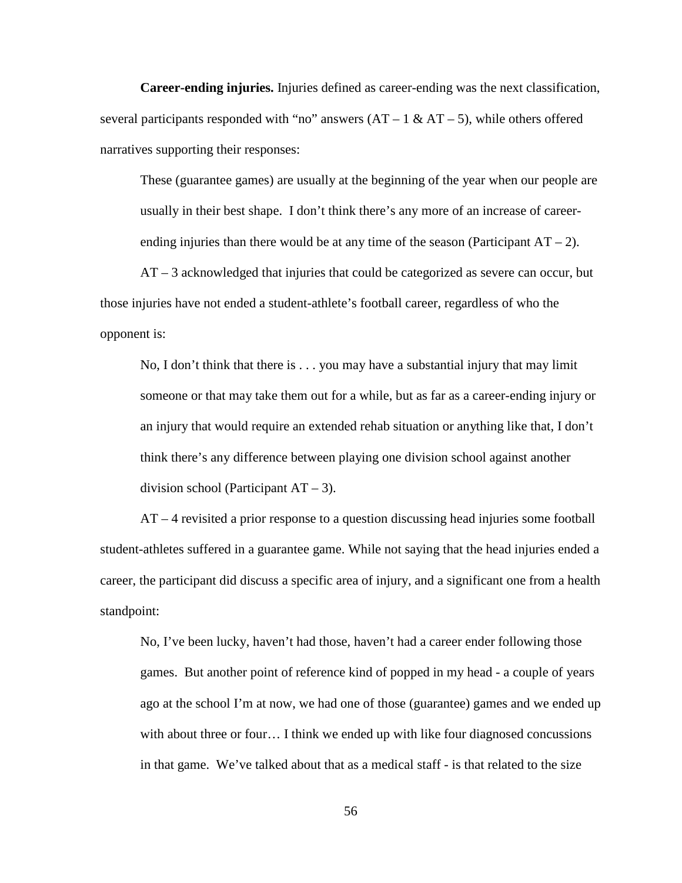**Career-ending injuries.** Injuries defined as career-ending was the next classification, several participants responded with "no" answers (AT – 1 & AT – 5), while others offered narratives supporting their responses:

> These (guarantee games) are usually at the beginning of the year when our people are usually in their best shape. I don't think there's any more of an increase of career-ending injuries than there would be at any time of the season (Participant AT – 2).

AT – 3 acknowledged that injuries that could be categorized as severe can occur, but those injuries have not ended a student-athlete's football career, regardless of who the opponent is:

> No, I don't think that there is . . . you may have a substantial injury that may limit someone or that may take them out for a while, but as far as a career-ending injury or an injury that would require an extended rehab situation or anything like that, I don't think there's any difference between playing one division school against another division school (Participant AT – 3).

AT – 4 revisited a prior response to a question discussing head injuries some football student-athletes suffered in a guarantee game. While not saying that the head injuries ended a career, the participant did discuss a specific area of injury, and a significant one from a health standpoint:

> No, I've been lucky, haven't had those, haven't had a career ender following those games. But another point of reference kind of popped in my head - a couple of years ago at the school I'm at now, we had one of those (guarantee) games and we ended up with about three or four… I think we ended up with like four diagnosed concussions in that game. We've talked about that as a medical staff - is that related to the size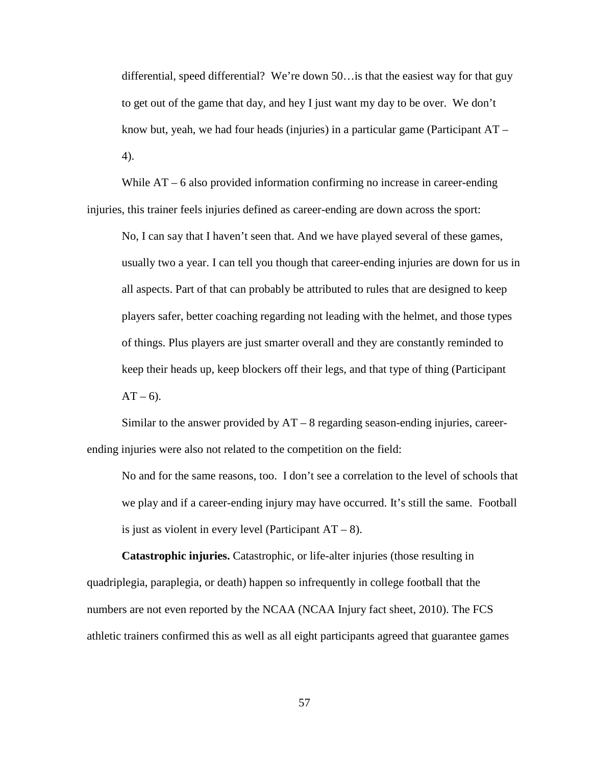> differential, speed differential? We're down 50…is that the easiest way for that guy to get out of the game that day, and hey I just want my day to be over. We don't know but, yeah, we had four heads (injuries) in a particular game (Participant AT – 4).

While AT – 6 also provided information confirming no increase in career-ending injuries, this trainer feels injuries defined as career-ending are down across the sport:

> No, I can say that I haven't seen that. And we have played several of these games, usually two a year. I can tell you though that career-ending injuries are down for us in all aspects. Part of that can probably be attributed to rules that are designed to keep players safer, better coaching regarding not leading with the helmet, and those types of things. Plus players are just smarter overall and they are constantly reminded to keep their heads up, keep blockers off their legs, and that type of thing (Participant AT – 6).

Similar to the answer provided by AT – 8 regarding season-ending injuries, career-ending injuries were also not related to the competition on the field:

> No and for the same reasons, too. I don't see a correlation to the level of schools that we play and if a career-ending injury may have occurred. It's still the same. Football is just as violent in every level (Participant AT – 8).

**Catastrophic injuries.** Catastrophic, or life-alter injuries (those resulting in quadriplegia, paraplegia, or death) happen so infrequently in college football that the numbers are not even reported by the NCAA (NCAA Injury fact sheet, 2010). The FCS athletic trainers confirmed this as well as all eight participants agreed that guarantee games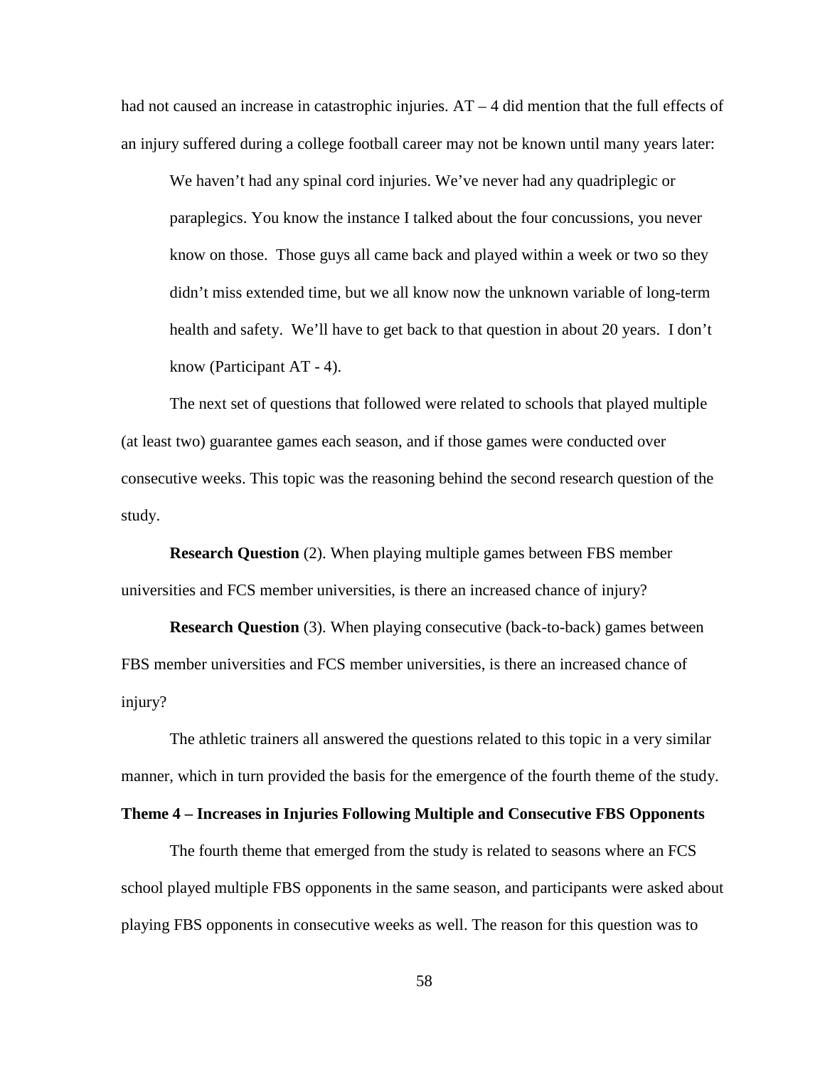had not caused an increase in catastrophic injuries. AT – 4 did mention that the full effects of an injury suffered during a college football career may not be known until many years later:

> We haven't had any spinal cord injuries. We've never had any quadriplegic or paraplegics. You know the instance I talked about the four concussions, you never know on those. Those guys all came back and played within a week or two so they didn't miss extended time, but we all know now the unknown variable of long-term health and safety. We'll have to get back to that question in about 20 years. I don't know (Participant AT - 4).

The next set of questions that followed were related to schools that played multiple (at least two) guarantee games each season, and if those games were conducted over consecutive weeks. This topic was the reasoning behind the second research question of the study.

**Research Question** (2). When playing multiple games between FBS member universities and FCS member universities, is there an increased chance of injury?

**Research Question** (3). When playing consecutive (back-to-back) games between FBS member universities and FCS member universities, is there an increased chance of injury?

The athletic trainers all answered the questions related to this topic in a very similar manner, which in turn provided the basis for the emergence of the fourth theme of the study.

**Theme 4 – Increases in Injuries Following Multiple and Consecutive FBS Opponents**

The fourth theme that emerged from the study is related to seasons where an FCS school played multiple FBS opponents in the same season, and participants were asked about playing FBS opponents in consecutive weeks as well. The reason for this question was to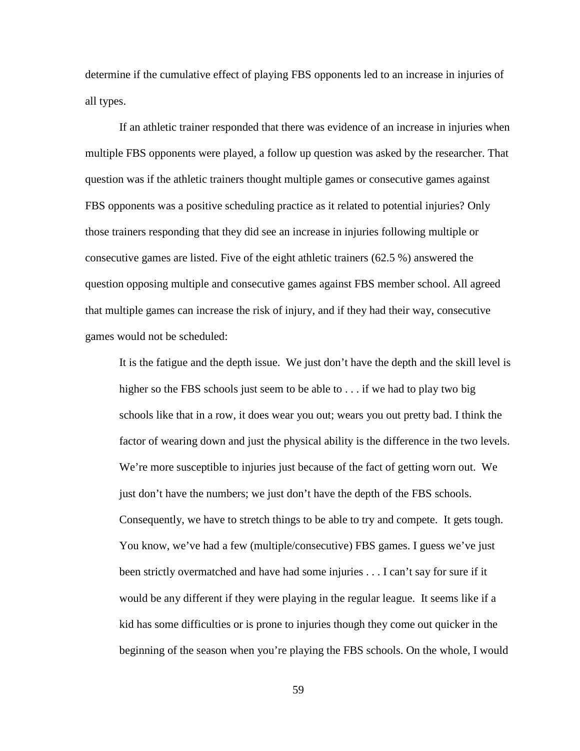determine if the cumulative effect of playing FBS opponents led to an increase in injuries of all types.

If an athletic trainer responded that there was evidence of an increase in injuries when multiple FBS opponents were played, a follow up question was asked by the researcher. That question was if the athletic trainers thought multiple games or consecutive games against FBS opponents was a positive scheduling practice as it related to potential injuries? Only those trainers responding that they did see an increase in injuries following multiple or consecutive games are listed. Five of the eight athletic trainers (62.5 %) answered the question opposing multiple and consecutive games against FBS member school. All agreed that multiple games can increase the risk of injury, and if they had their way, consecutive games would not be scheduled:

> It is the fatigue and the depth issue. We just don't have the depth and the skill level is higher so the FBS schools just seem to be able to . . . if we had to play two big schools like that in a row, it does wear you out; wears you out pretty bad. I think the factor of wearing down and just the physical ability is the difference in the two levels. We're more susceptible to injuries just because of the fact of getting worn out. We just don't have the numbers; we just don't have the depth of the FBS schools. Consequently, we have to stretch things to be able to try and compete. It gets tough. You know, we've had a few (multiple/consecutive) FBS games. I guess we've just been strictly overmatched and have had some injuries . . . I can't say for sure if it would be any different if they were playing in the regular league. It seems like if a kid has some difficulties or is prone to injuries though they come out quicker in the beginning of the season when you're playing the FBS schools. On the whole, I would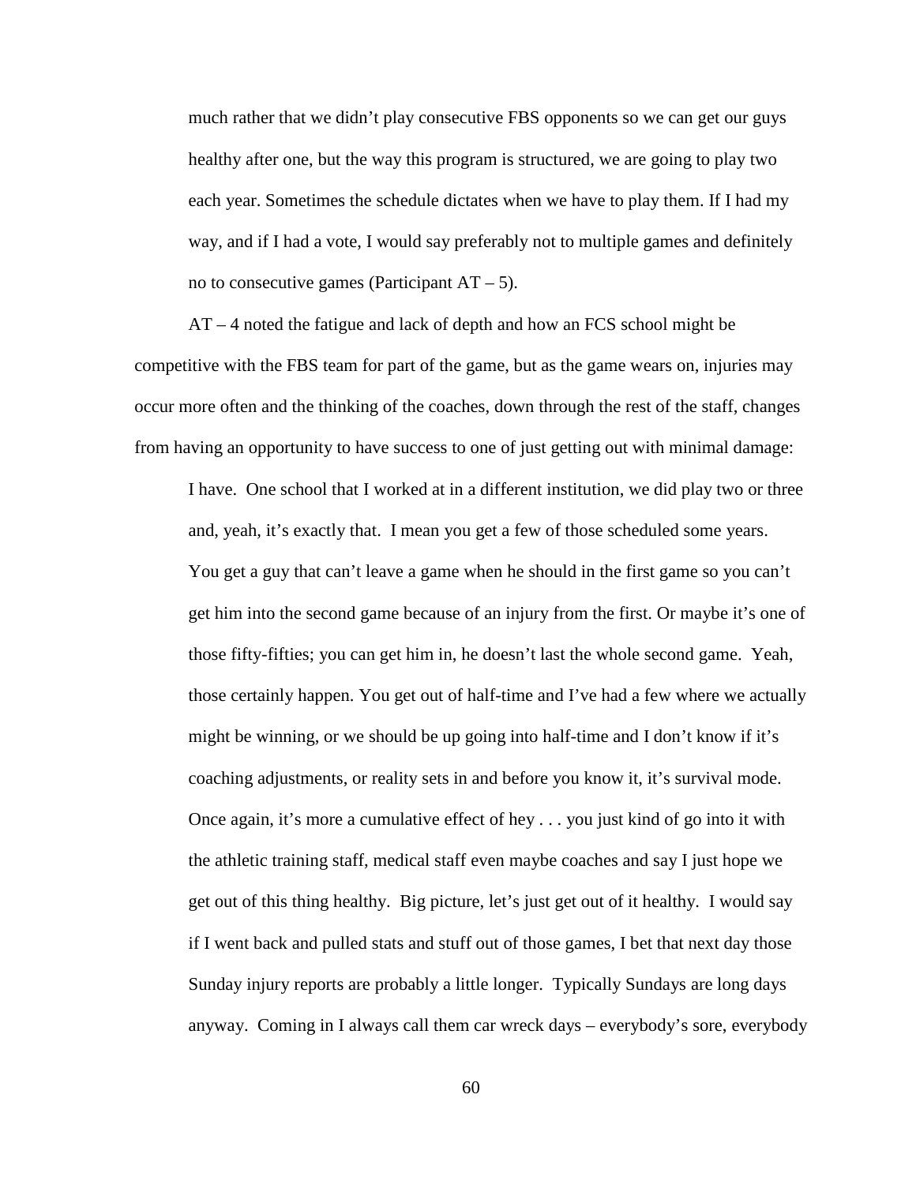much rather that we didn't play consecutive FBS opponents so we can get our guys healthy after one, but the way this program is structured, we are going to play two each year. Sometimes the schedule dictates when we have to play them. If I had my way, and if I had a vote, I would say preferably not to multiple games and definitely no to consecutive games (Participant AT – 5).

AT – 4 noted the fatigue and lack of depth and how an FCS school might be competitive with the FBS team for part of the game, but as the game wears on, injuries may occur more often and the thinking of the coaches, down through the rest of the staff, changes from having an opportunity to have success to one of just getting out with minimal damage:

> I have. One school that I worked at in a different institution, we did play two or three and, yeah, it's exactly that. I mean you get a few of those scheduled some years. You get a guy that can't leave a game when he should in the first game so you can't get him into the second game because of an injury from the first. Or maybe it's one of those fifty-fifties; you can get him in, he doesn't last the whole second game. Yeah, those certainly happen. You get out of half-time and I've had a few where we actually might be winning, or we should be up going into half-time and I don't know if it's coaching adjustments, or reality sets in and before you know it, it's survival mode. Once again, it's more a cumulative effect of hey . . . you just kind of go into it with the athletic training staff, medical staff even maybe coaches and say I just hope we get out of this thing healthy. Big picture, let's just get out of it healthy. I would say if I went back and pulled stats and stuff out of those games, I bet that next day those Sunday injury reports are probably a little longer. Typically Sundays are long days anyway. Coming in I always call them car wreck days – everybody's sore, everybody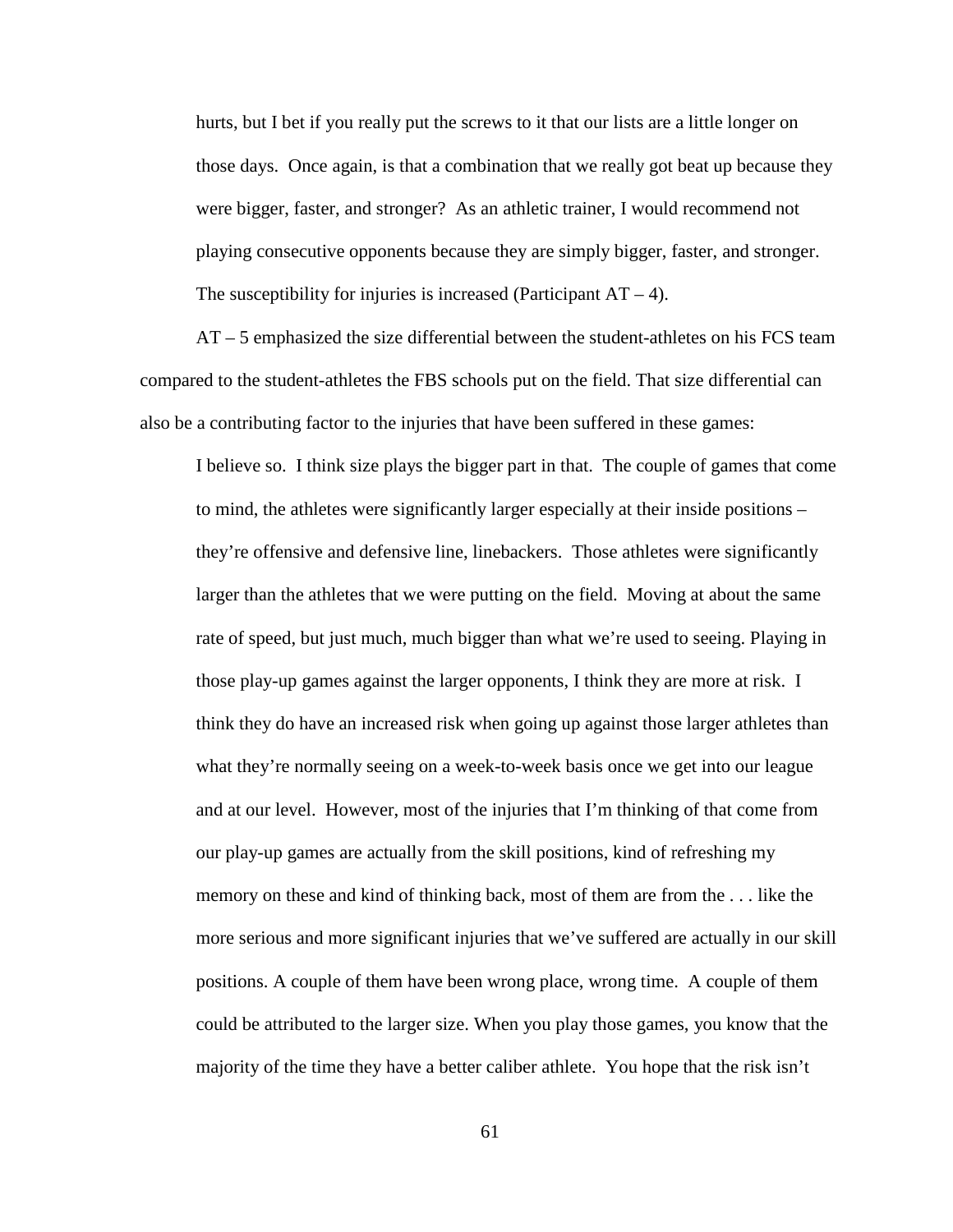> hurts, but I bet if you really put the screws to it that our lists are a little longer on those days. Once again, is that a combination that we really got beat up because they were bigger, faster, and stronger? As an athletic trainer, I would recommend not playing consecutive opponents because they are simply bigger, faster, and stronger. The susceptibility for injuries is increased (Participant AT – 4).

AT – 5 emphasized the size differential between the student-athletes on his FCS team compared to the student-athletes the FBS schools put on the field. That size differential can also be a contributing factor to the injuries that have been suffered in these games:

> I believe so. I think size plays the bigger part in that. The couple of games that come to mind, the athletes were significantly larger especially at their inside positions – they're offensive and defensive line, linebackers. Those athletes were significantly larger than the athletes that we were putting on the field. Moving at about the same rate of speed, but just much, much bigger than what we're used to seeing. Playing in those play-up games against the larger opponents, I think they are more at risk. I think they do have an increased risk when going up against those larger athletes than what they're normally seeing on a week-to-week basis once we get into our league and at our level. However, most of the injuries that I'm thinking of that come from our play-up games are actually from the skill positions, kind of refreshing my memory on these and kind of thinking back, most of them are from the . . . like the more serious and more significant injuries that we've suffered are actually in our skill positions. A couple of them have been wrong place, wrong time. A couple of them could be attributed to the larger size. When you play those games, you know that the majority of the time they have a better caliber athlete. You hope that the risk isn't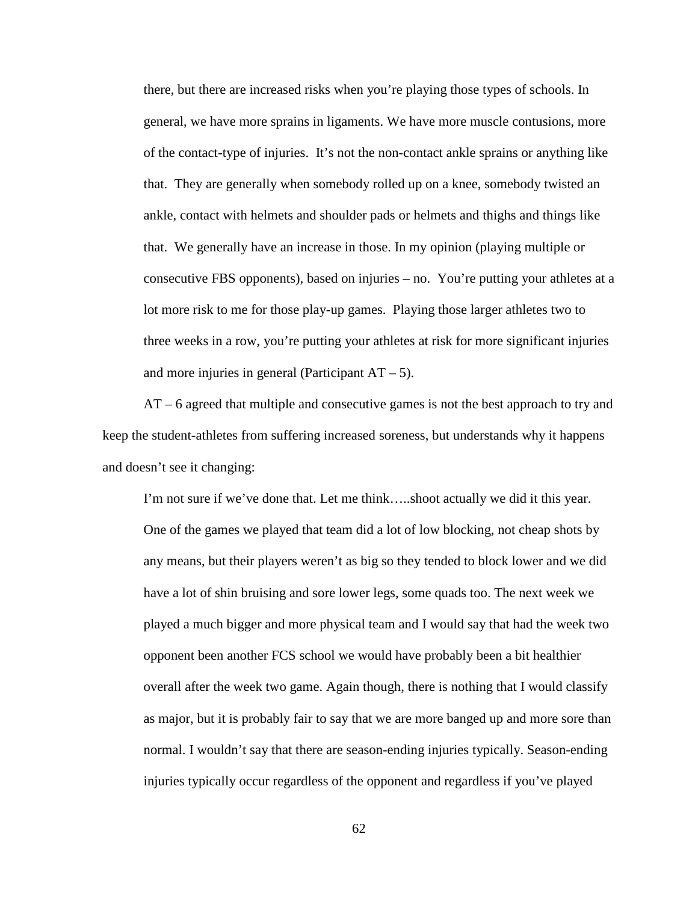> there, but there are increased risks when you're playing those types of schools. In general, we have more sprains in ligaments. We have more muscle contusions, more of the contact-type of injuries. It's not the non-contact ankle sprains or anything like that. They are generally when somebody rolled up on a knee, somebody twisted an ankle, contact with helmets and shoulder pads or helmets and thighs and things like that. We generally have an increase in those. In my opinion (playing multiple or consecutive FBS opponents), based on injuries – no. You're putting your athletes at a lot more risk to me for those play-up games. Playing those larger athletes two to three weeks in a row, you're putting your athletes at risk for more significant injuries and more injuries in general (Participant AT – 5).

AT – 6 agreed that multiple and consecutive games is not the best approach to try and keep the student-athletes from suffering increased soreness, but understands why it happens and doesn't see it changing:

> I'm not sure if we've done that. Let me think…..shoot actually we did it this year. One of the games we played that team did a lot of low blocking, not cheap shots by any means, but their players weren't as big so they tended to block lower and we did have a lot of shin bruising and sore lower legs, some quads too. The next week we played a much bigger and more physical team and I would say that had the week two opponent been another FCS school we would have probably been a bit healthier overall after the week two game. Again though, there is nothing that I would classify as major, but it is probably fair to say that we are more banged up and more sore than normal. I wouldn't say that there are season-ending injuries typically. Season-ending injuries typically occur regardless of the opponent and regardless if you've played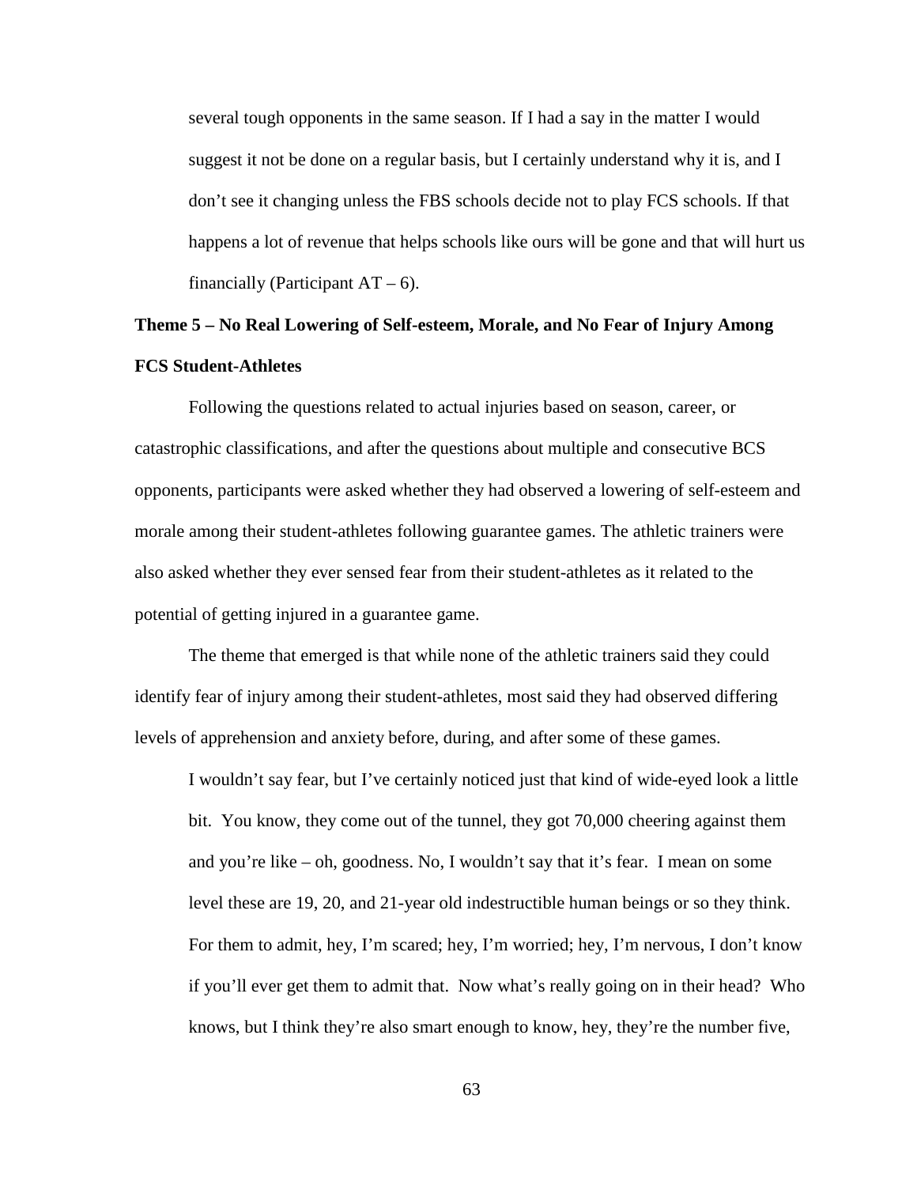> several tough opponents in the same season. If I had a say in the matter I would suggest it not be done on a regular basis, but I certainly understand why it is, and I don't see it changing unless the FBS schools decide not to play FCS schools. If that happens a lot of revenue that helps schools like ours will be gone and that will hurt us financially (Participant AT – 6).

**Theme 5 – No Real Lowering of Self-esteem, Morale, and No Fear of Injury Among FCS Student-Athletes**

Following the questions related to actual injuries based on season, career, or catastrophic classifications, and after the questions about multiple and consecutive BCS opponents, participants were asked whether they had observed a lowering of self-esteem and morale among their student-athletes following guarantee games. The athletic trainers were also asked whether they ever sensed fear from their student-athletes as it related to the potential of getting injured in a guarantee game.

The theme that emerged is that while none of the athletic trainers said they could identify fear of injury among their student-athletes, most said they had observed differing levels of apprehension and anxiety before, during, and after some of these games.

> I wouldn't say fear, but I've certainly noticed just that kind of wide-eyed look a little bit. You know, they come out of the tunnel, they got 70,000 cheering against them and you're like – oh, goodness. No, I wouldn't say that it's fear. I mean on some level these are 19, 20, and 21-year old indestructible human beings or so they think. For them to admit, hey, I'm scared; hey, I'm worried; hey, I'm nervous, I don't know if you'll ever get them to admit that. Now what's really going on in their head? Who knows, but I think they're also smart enough to know, hey, they're the number five,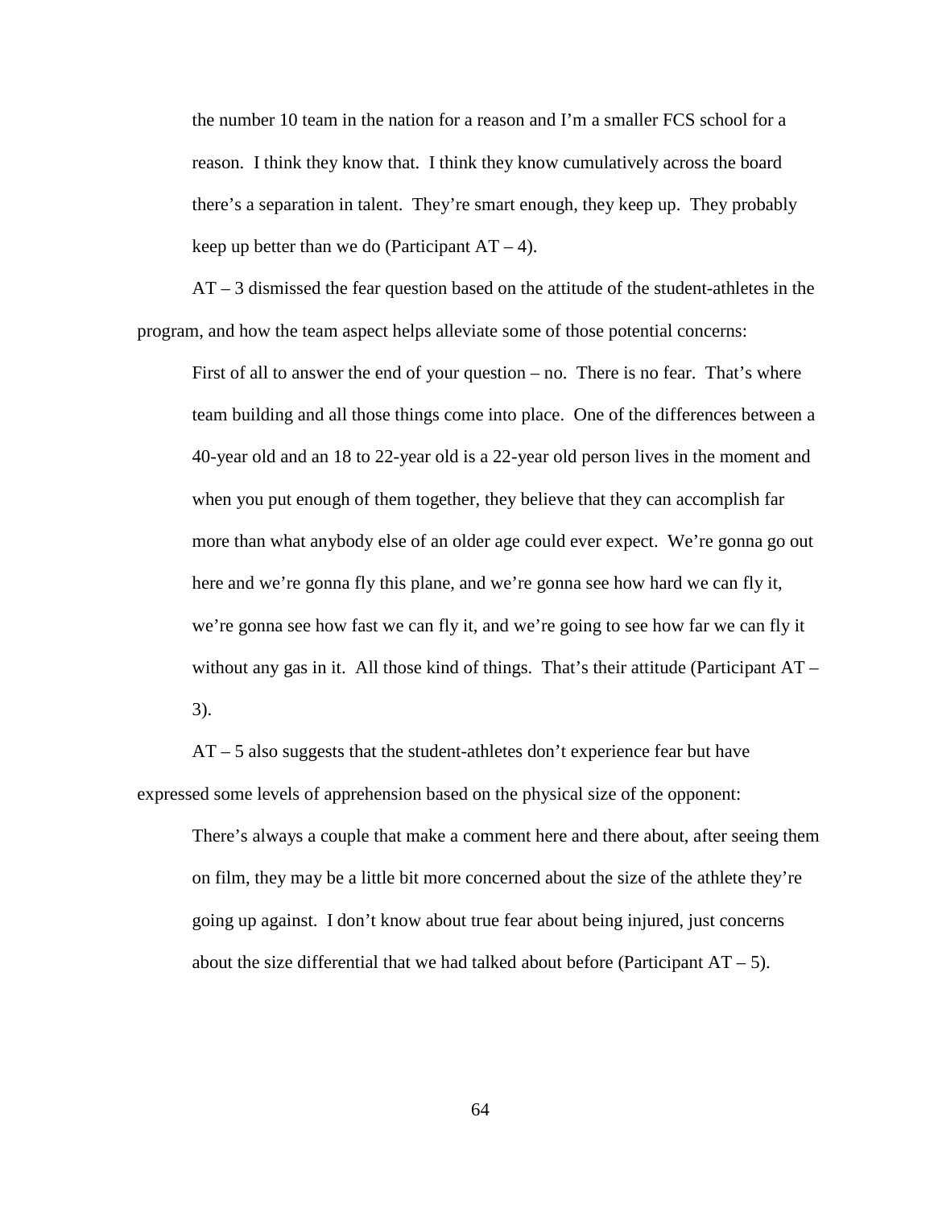> the number 10 team in the nation for a reason and I'm a smaller FCS school for a reason. I think they know that. I think they know cumulatively across the board there's a separation in talent. They're smart enough, they keep up. They probably keep up better than we do (Participant AT – 4).

AT – 3 dismissed the fear question based on the attitude of the student-athletes in the program, and how the team aspect helps alleviate some of those potential concerns:

> First of all to answer the end of your question – no. There is no fear. That's where team building and all those things come into place. One of the differences between a 40-year old and an 18 to 22-year old is a 22-year old person lives in the moment and when you put enough of them together, they believe that they can accomplish far more than what anybody else of an older age could ever expect. We're gonna go out here and we're gonna fly this plane, and we're gonna see how hard we can fly it, we're gonna see how fast we can fly it, and we're going to see how far we can fly it without any gas in it. All those kind of things. That's their attitude (Participant AT – 3).

AT – 5 also suggests that the student-athletes don't experience fear but have expressed some levels of apprehension based on the physical size of the opponent:

> There's always a couple that make a comment here and there about, after seeing them on film, they may be a little bit more concerned about the size of the athlete they're going up against. I don't know about true fear about being injured, just concerns about the size differential that we had talked about before (Participant AT – 5).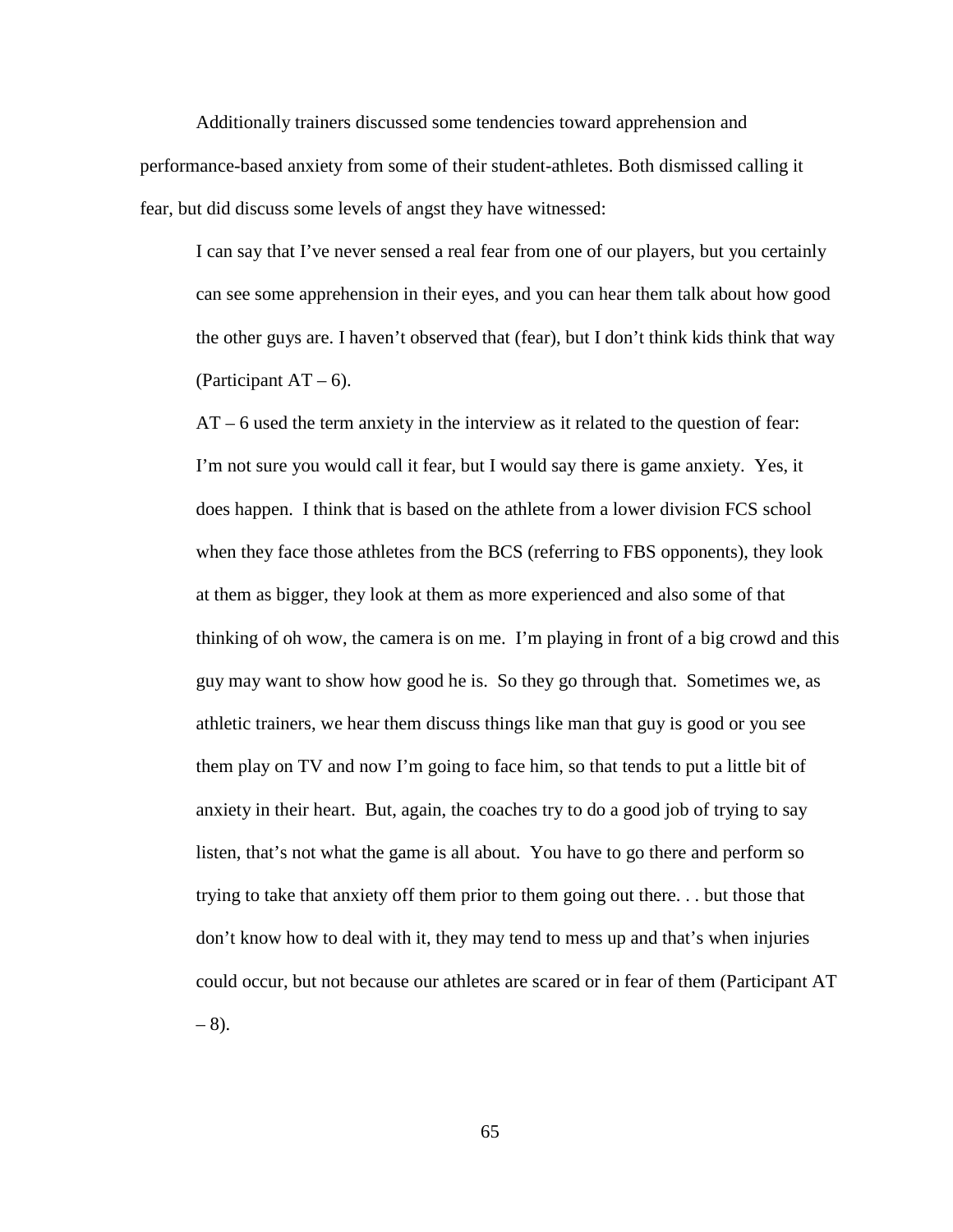Additionally trainers discussed some tendencies toward apprehension and performance-based anxiety from some of their student-athletes. Both dismissed calling it fear, but did discuss some levels of angst they have witnessed:

> I can say that I've never sensed a real fear from one of our players, but you certainly can see some apprehension in their eyes, and you can hear them talk about how good the other guys are. I haven't observed that (fear), but I don't think kids think that way (Participant AT – 6).

> AT – 6 used the term anxiety in the interview as it related to the question of fear:

> I'm not sure you would call it fear, but I would say there is game anxiety. Yes, it does happen. I think that is based on the athlete from a lower division FCS school when they face those athletes from the BCS (referring to FBS opponents), they look at them as bigger, they look at them as more experienced and also some of that thinking of oh wow, the camera is on me. I'm playing in front of a big crowd and this guy may want to show how good he is. So they go through that. Sometimes we, as athletic trainers, we hear them discuss things like man that guy is good or you see them play on TV and now I'm going to face him, so that tends to put a little bit of anxiety in their heart. But, again, the coaches try to do a good job of trying to say listen, that's not what the game is all about. You have to go there and perform so trying to take that anxiety off them prior to them going out there. . . but those that don't know how to deal with it, they may tend to mess up and that's when injuries could occur, but not because our athletes are scared or in fear of them (Participant AT – 8).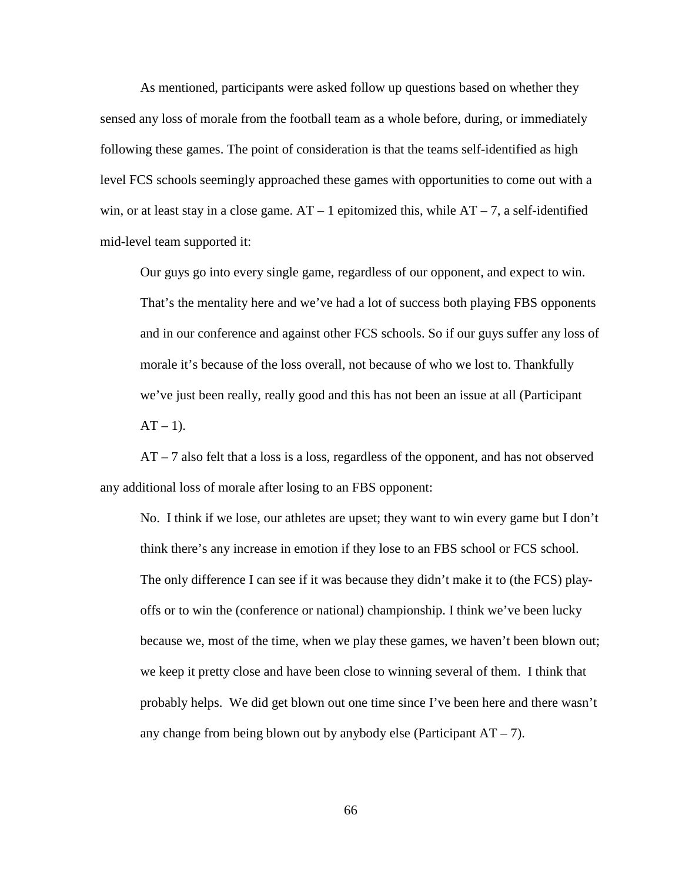As mentioned, participants were asked follow up questions based on whether they sensed any loss of morale from the football team as a whole before, during, or immediately following these games. The point of consideration is that the teams self-identified as high level FCS schools seemingly approached these games with opportunities to come out with a win, or at least stay in a close game. AT – 1 epitomized this, while AT – 7, a self-identified mid-level team supported it:

> Our guys go into every single game, regardless of our opponent, and expect to win. That's the mentality here and we've had a lot of success both playing FBS opponents and in our conference and against other FCS schools. So if our guys suffer any loss of morale it's because of the loss overall, not because of who we lost to. Thankfully we've just been really, really good and this has not been an issue at all (Participant AT – 1).

AT – 7 also felt that a loss is a loss, regardless of the opponent, and has not observed any additional loss of morale after losing to an FBS opponent:

> No. I think if we lose, our athletes are upset; they want to win every game but I don't think there's any increase in emotion if they lose to an FBS school or FCS school. The only difference I can see if it was because they didn't make it to (the FCS) play-offs or to win the (conference or national) championship. I think we've been lucky because we, most of the time, when we play these games, we haven't been blown out; we keep it pretty close and have been close to winning several of them. I think that probably helps. We did get blown out one time since I've been here and there wasn't any change from being blown out by anybody else (Participant AT – 7).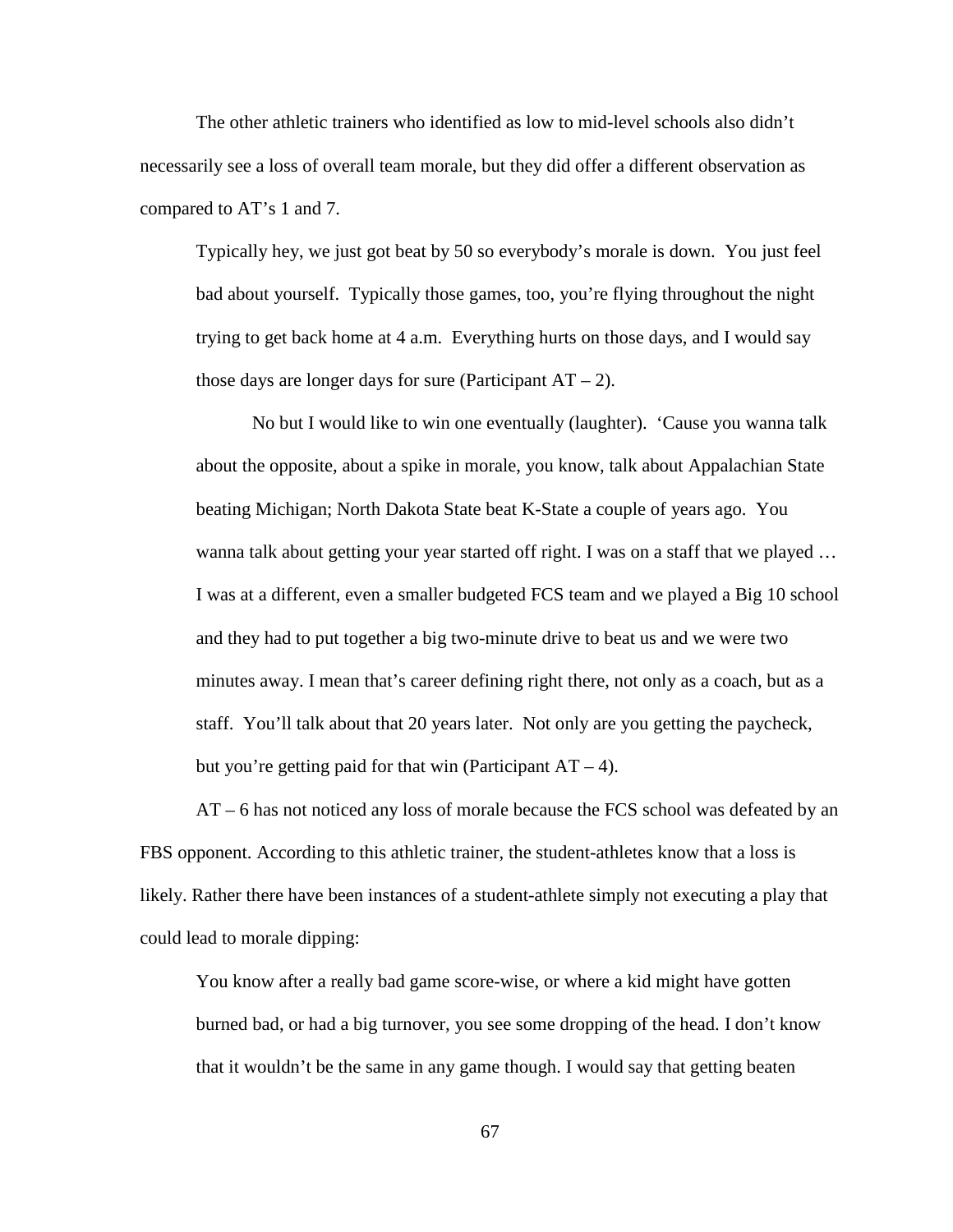The other athletic trainers who identified as low to mid-level schools also didn't necessarily see a loss of overall team morale, but they did offer a different observation as compared to AT's 1 and 7.

> Typically hey, we just got beat by 50 so everybody's morale is down. You just feel bad about yourself. Typically those games, too, you're flying throughout the night trying to get back home at 4 a.m. Everything hurts on those days, and I would say those days are longer days for sure (Participant AT – 2).
>
> No but I would like to win one eventually (laughter). 'Cause you wanna talk about the opposite, about a spike in morale, you know, talk about Appalachian State beating Michigan; North Dakota State beat K-State a couple of years ago. You wanna talk about getting your year started off right. I was on a staff that we played … I was at a different, even a smaller budgeted FCS team and we played a Big 10 school and they had to put together a big two-minute drive to beat us and we were two minutes away. I mean that's career defining right there, not only as a coach, but as a staff. You'll talk about that 20 years later. Not only are you getting the paycheck, but you're getting paid for that win (Participant AT – 4).

AT – 6 has not noticed any loss of morale because the FCS school was defeated by an FBS opponent. According to this athletic trainer, the student-athletes know that a loss is likely. Rather there have been instances of a student-athlete simply not executing a play that could lead to morale dipping:

> You know after a really bad game score-wise, or where a kid might have gotten burned bad, or had a big turnover, you see some dropping of the head. I don't know that it wouldn't be the same in any game though. I would say that getting beaten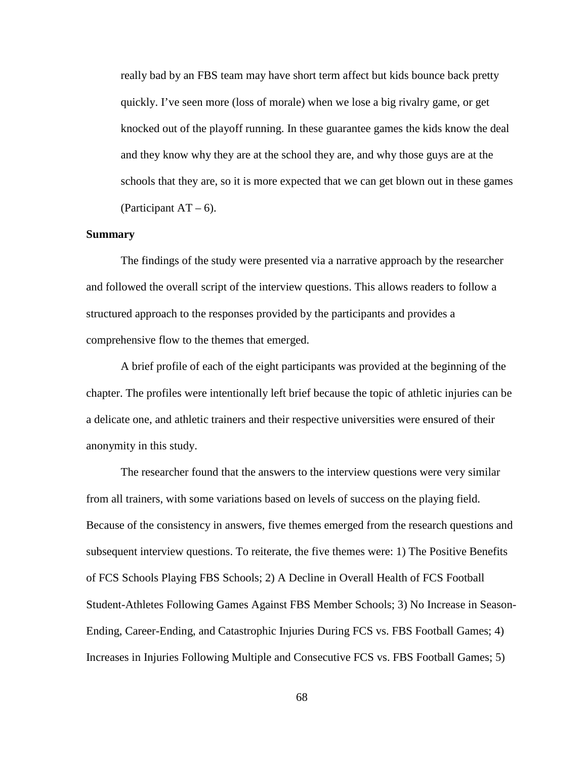> really bad by an FBS team may have short term affect but kids bounce back pretty quickly. I've seen more (loss of morale) when we lose a big rivalry game, or get knocked out of the playoff running. In these guarantee games the kids know the deal and they know why they are at the school they are, and why those guys are at the schools that they are, so it is more expected that we can get blown out in these games (Participant AT – 6).

**Summary**

The findings of the study were presented via a narrative approach by the researcher and followed the overall script of the interview questions. This allows readers to follow a structured approach to the responses provided by the participants and provides a comprehensive flow to the themes that emerged.

A brief profile of each of the eight participants was provided at the beginning of the chapter. The profiles were intentionally left brief because the topic of athletic injuries can be a delicate one, and athletic trainers and their respective universities were ensured of their anonymity in this study.

The researcher found that the answers to the interview questions were very similar from all trainers, with some variations based on levels of success on the playing field. Because of the consistency in answers, five themes emerged from the research questions and subsequent interview questions. To reiterate, the five themes were: 1) The Positive Benefits of FCS Schools Playing FBS Schools; 2) A Decline in Overall Health of FCS Football Student-Athletes Following Games Against FBS Member Schools; 3) No Increase in Season-Ending, Career-Ending, and Catastrophic Injuries During FCS vs. FBS Football Games; 4) Increases in Injuries Following Multiple and Consecutive FCS vs. FBS Football Games; 5)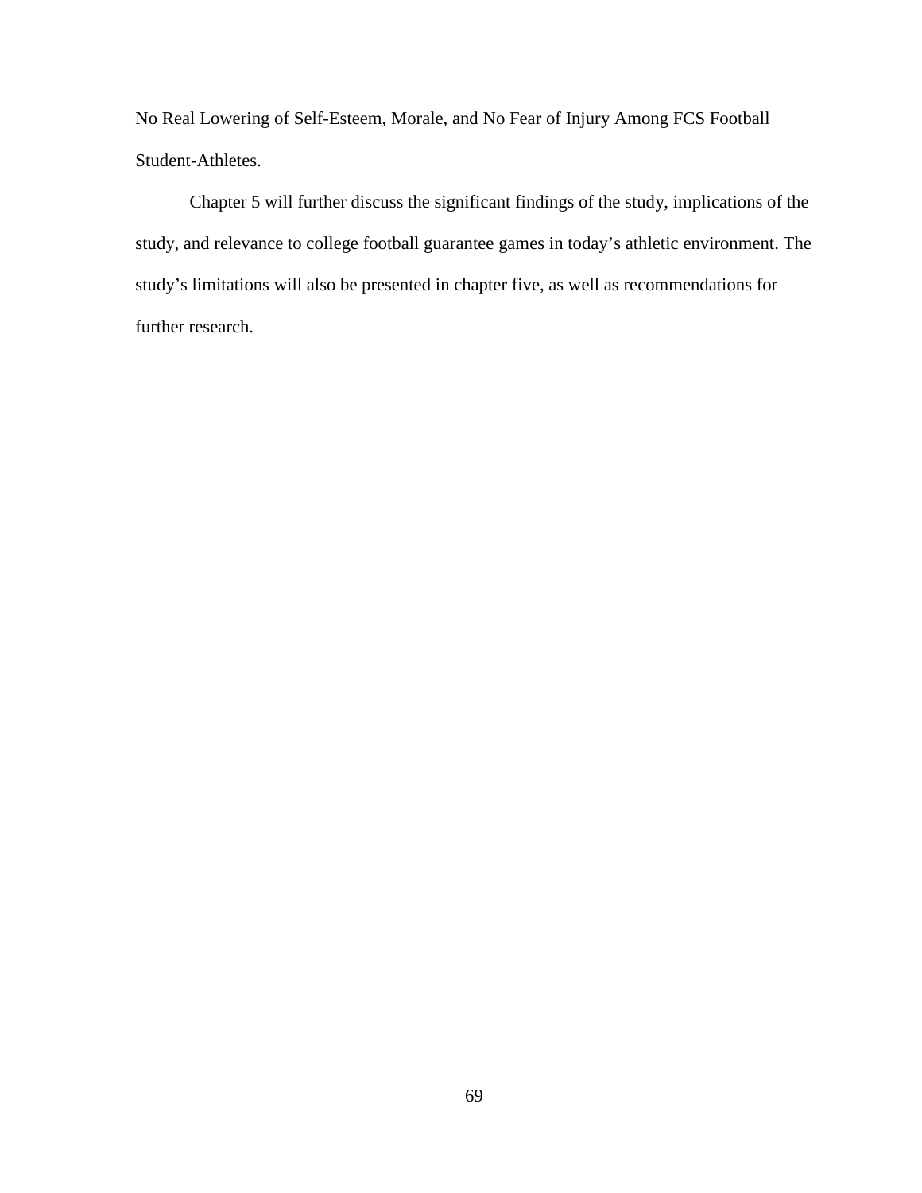No Real Lowering of Self-Esteem, Morale, and No Fear of Injury Among FCS Football Student-Athletes.

Chapter 5 will further discuss the significant findings of the study, implications of the study, and relevance to college football guarantee games in today's athletic environment. The study's limitations will also be presented in chapter five, as well as recommendations for further research.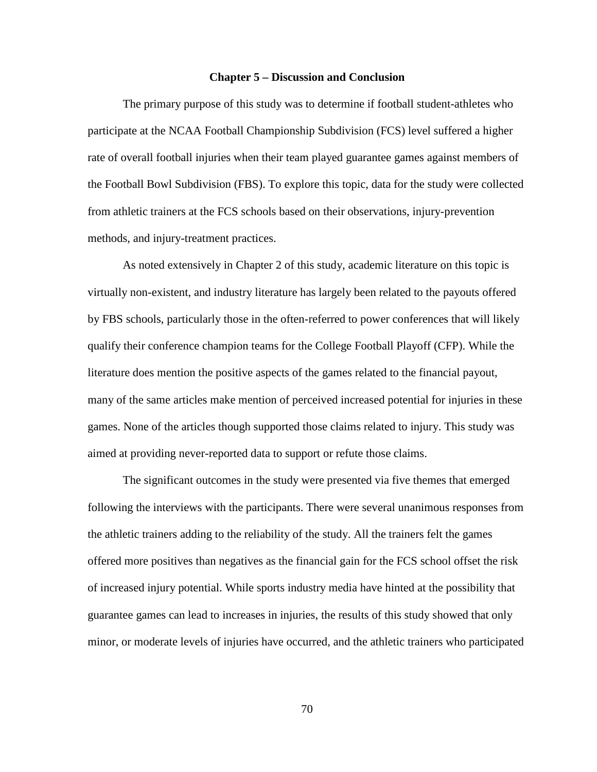## Chapter 5 – Discussion and Conclusion

The primary purpose of this study was to determine if football student-athletes who participate at the NCAA Football Championship Subdivision (FCS) level suffered a higher rate of overall football injuries when their team played guarantee games against members of the Football Bowl Subdivision (FBS). To explore this topic, data for the study were collected from athletic trainers at the FCS schools based on their observations, injury-prevention methods, and injury-treatment practices.

As noted extensively in Chapter 2 of this study, academic literature on this topic is virtually non-existent, and industry literature has largely been related to the payouts offered by FBS schools, particularly those in the often-referred to power conferences that will likely qualify their conference champion teams for the College Football Playoff (CFP). While the literature does mention the positive aspects of the games related to the financial payout, many of the same articles make mention of perceived increased potential for injuries in these games. None of the articles though supported those claims related to injury. This study was aimed at providing never-reported data to support or refute those claims.

The significant outcomes in the study were presented via five themes that emerged following the interviews with the participants. There were several unanimous responses from the athletic trainers adding to the reliability of the study. All the trainers felt the games offered more positives than negatives as the financial gain for the FCS school offset the risk of increased injury potential. While sports industry media have hinted at the possibility that guarantee games can lead to increases in injuries, the results of this study showed that only minor, or moderate levels of injuries have occurred, and the athletic trainers who participated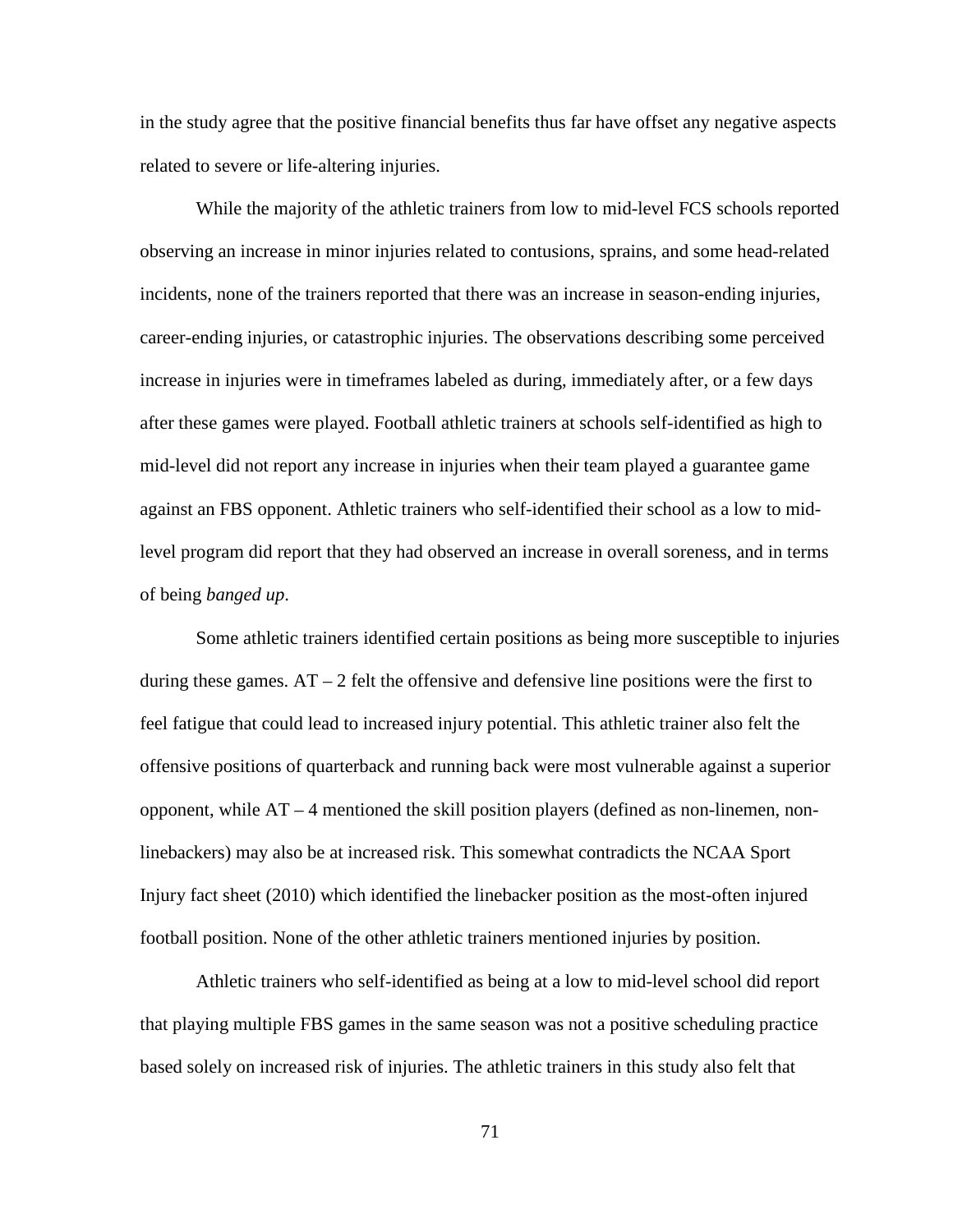in the study agree that the positive financial benefits thus far have offset any negative aspects related to severe or life-altering injuries.

While the majority of the athletic trainers from low to mid-level FCS schools reported observing an increase in minor injuries related to contusions, sprains, and some head-related incidents, none of the trainers reported that there was an increase in season-ending injuries, career-ending injuries, or catastrophic injuries. The observations describing some perceived increase in injuries were in timeframes labeled as during, immediately after, or a few days after these games were played. Football athletic trainers at schools self-identified as high to mid-level did not report any increase in injuries when their team played a guarantee game against an FBS opponent. Athletic trainers who self-identified their school as a low to mid-level program did report that they had observed an increase in overall soreness, and in terms of being *banged up*.

Some athletic trainers identified certain positions as being more susceptible to injuries during these games. AT – 2 felt the offensive and defensive line positions were the first to feel fatigue that could lead to increased injury potential. This athletic trainer also felt the offensive positions of quarterback and running back were most vulnerable against a superior opponent, while AT – 4 mentioned the skill position players (defined as non-linemen, non-linebackers) may also be at increased risk. This somewhat contradicts the NCAA Sport Injury fact sheet (2010) which identified the linebacker position as the most-often injured football position. None of the other athletic trainers mentioned injuries by position.

Athletic trainers who self-identified as being at a low to mid-level school did report that playing multiple FBS games in the same season was not a positive scheduling practice based solely on increased risk of injuries. The athletic trainers in this study also felt that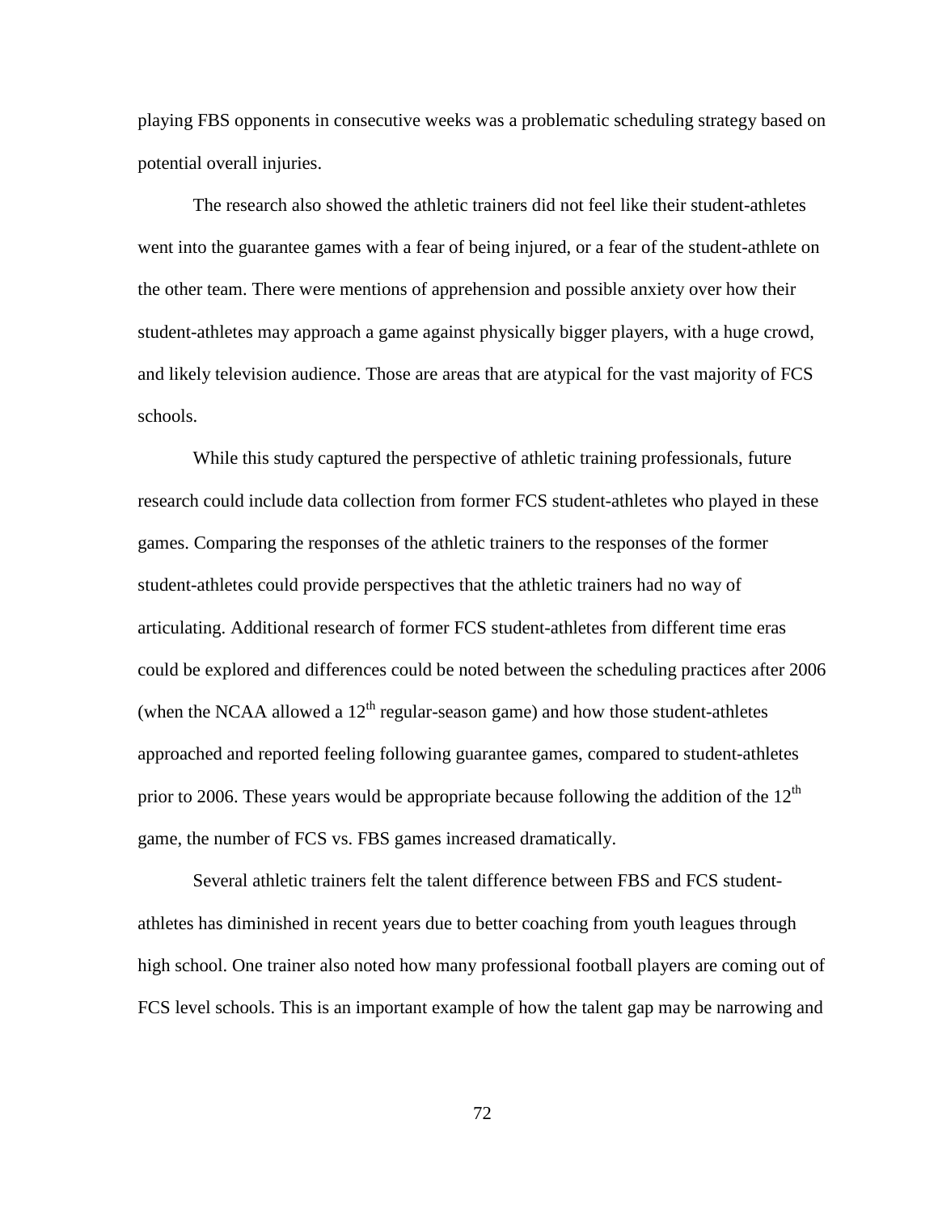playing FBS opponents in consecutive weeks was a problematic scheduling strategy based on potential overall injuries.

The research also showed the athletic trainers did not feel like their student-athletes went into the guarantee games with a fear of being injured, or a fear of the student-athlete on the other team. There were mentions of apprehension and possible anxiety over how their student-athletes may approach a game against physically bigger players, with a huge crowd, and likely television audience. Those are areas that are atypical for the vast majority of FCS schools.

While this study captured the perspective of athletic training professionals, future research could include data collection from former FCS student-athletes who played in these games. Comparing the responses of the athletic trainers to the responses of the former student-athletes could provide perspectives that the athletic trainers had no way of articulating. Additional research of former FCS student-athletes from different time eras could be explored and differences could be noted between the scheduling practices after 2006 (when the NCAA allowed a $12^{th}$ regular-season game) and how those student-athletes approached and reported feeling following guarantee games, compared to student-athletes prior to 2006. These years would be appropriate because following the addition of the $12^{th}$ game, the number of FCS vs. FBS games increased dramatically.

Several athletic trainers felt the talent difference between FBS and FCS student-athletes has diminished in recent years due to better coaching from youth leagues through high school. One trainer also noted how many professional football players are coming out of FCS level schools. This is an important example of how the talent gap may be narrowing and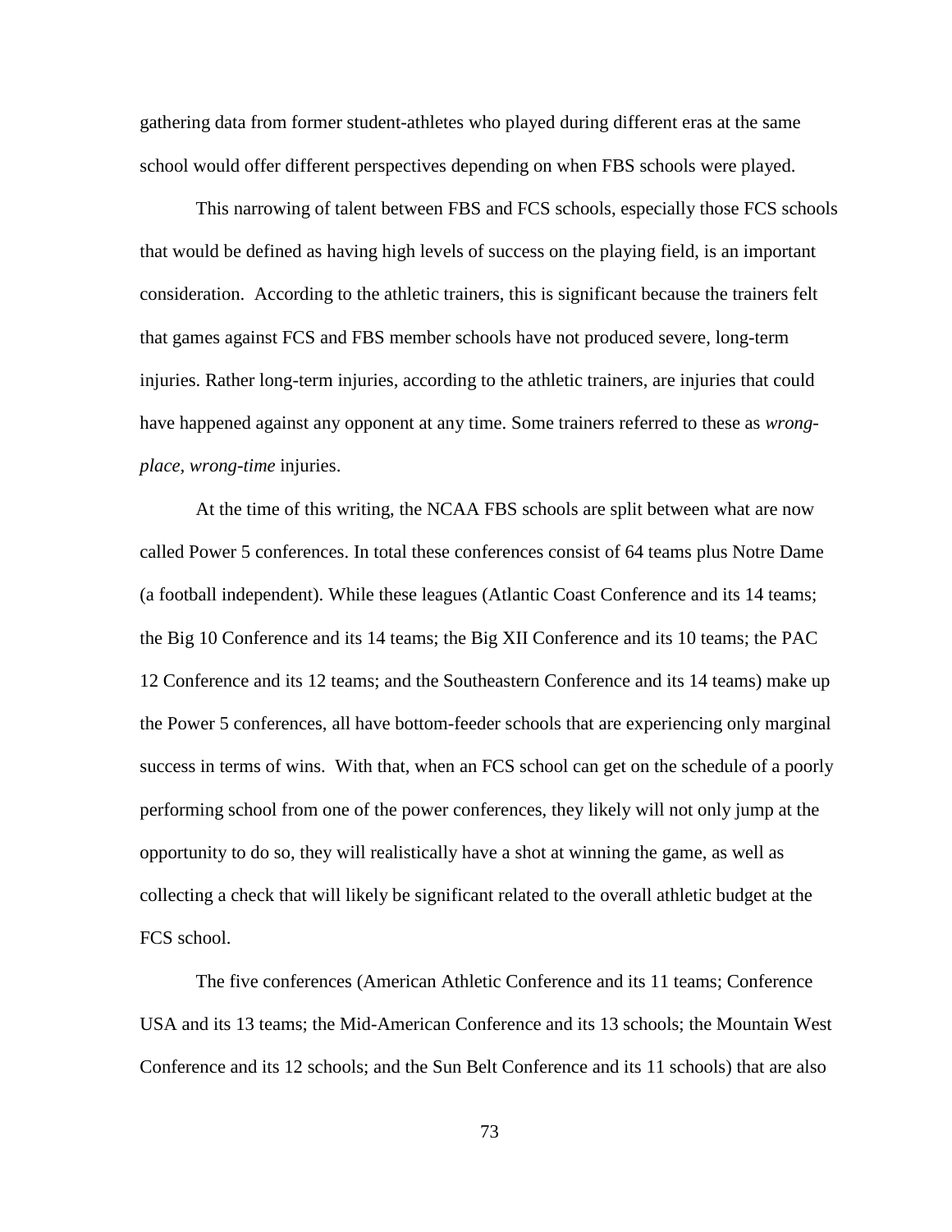gathering data from former student-athletes who played during different eras at the same school would offer different perspectives depending on when FBS schools were played.

This narrowing of talent between FBS and FCS schools, especially those FCS schools that would be defined as having high levels of success on the playing field, is an important consideration. According to the athletic trainers, this is significant because the trainers felt that games against FCS and FBS member schools have not produced severe, long-term injuries. Rather long-term injuries, according to the athletic trainers, are injuries that could have happened against any opponent at any time. Some trainers referred to these as *wrong-place, wrong-time* injuries.

At the time of this writing, the NCAA FBS schools are split between what are now called Power 5 conferences. In total these conferences consist of 64 teams plus Notre Dame (a football independent). While these leagues (Atlantic Coast Conference and its 14 teams; the Big 10 Conference and its 14 teams; the Big XII Conference and its 10 teams; the PAC 12 Conference and its 12 teams; and the Southeastern Conference and its 14 teams) make up the Power 5 conferences, all have bottom-feeder schools that are experiencing only marginal success in terms of wins. With that, when an FCS school can get on the schedule of a poorly performing school from one of the power conferences, they likely will not only jump at the opportunity to do so, they will realistically have a shot at winning the game, as well as collecting a check that will likely be significant related to the overall athletic budget at the FCS school.

The five conferences (American Athletic Conference and its 11 teams; Conference USA and its 13 teams; the Mid-American Conference and its 13 schools; the Mountain West Conference and its 12 schools; and the Sun Belt Conference and its 11 schools) that are also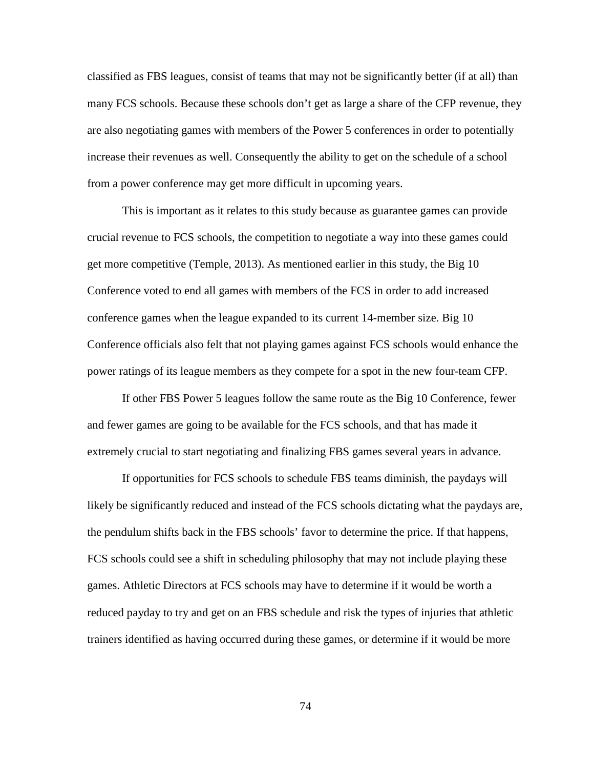classified as FBS leagues, consist of teams that may not be significantly better (if at all) than many FCS schools. Because these schools don't get as large a share of the CFP revenue, they are also negotiating games with members of the Power 5 conferences in order to potentially increase their revenues as well. Consequently the ability to get on the schedule of a school from a power conference may get more difficult in upcoming years.

This is important as it relates to this study because as guarantee games can provide crucial revenue to FCS schools, the competition to negotiate a way into these games could get more competitive (Temple, 2013). As mentioned earlier in this study, the Big 10 Conference voted to end all games with members of the FCS in order to add increased conference games when the league expanded to its current 14-member size. Big 10 Conference officials also felt that not playing games against FCS schools would enhance the power ratings of its league members as they compete for a spot in the new four-team CFP.

If other FBS Power 5 leagues follow the same route as the Big 10 Conference, fewer and fewer games are going to be available for the FCS schools, and that has made it extremely crucial to start negotiating and finalizing FBS games several years in advance.

If opportunities for FCS schools to schedule FBS teams diminish, the paydays will likely be significantly reduced and instead of the FCS schools dictating what the paydays are, the pendulum shifts back in the FBS schools' favor to determine the price. If that happens, FCS schools could see a shift in scheduling philosophy that may not include playing these games. Athletic Directors at FCS schools may have to determine if it would be worth a reduced payday to try and get on an FBS schedule and risk the types of injuries that athletic trainers identified as having occurred during these games, or determine if it would be more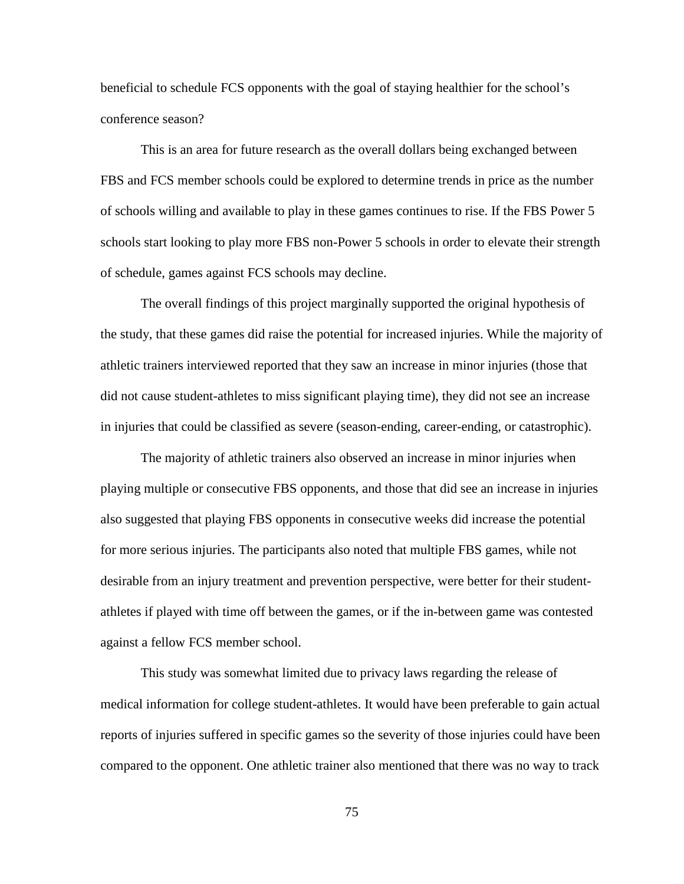beneficial to schedule FCS opponents with the goal of staying healthier for the school's conference season?

This is an area for future research as the overall dollars being exchanged between FBS and FCS member schools could be explored to determine trends in price as the number of schools willing and available to play in these games continues to rise. If the FBS Power 5 schools start looking to play more FBS non-Power 5 schools in order to elevate their strength of schedule, games against FCS schools may decline.

The overall findings of this project marginally supported the original hypothesis of the study, that these games did raise the potential for increased injuries. While the majority of athletic trainers interviewed reported that they saw an increase in minor injuries (those that did not cause student-athletes to miss significant playing time), they did not see an increase in injuries that could be classified as severe (season-ending, career-ending, or catastrophic).

The majority of athletic trainers also observed an increase in minor injuries when playing multiple or consecutive FBS opponents, and those that did see an increase in injuries also suggested that playing FBS opponents in consecutive weeks did increase the potential for more serious injuries. The participants also noted that multiple FBS games, while not desirable from an injury treatment and prevention perspective, were better for their student-athletes if played with time off between the games, or if the in-between game was contested against a fellow FCS member school.

This study was somewhat limited due to privacy laws regarding the release of medical information for college student-athletes. It would have been preferable to gain actual reports of injuries suffered in specific games so the severity of those injuries could have been compared to the opponent. One athletic trainer also mentioned that there was no way to track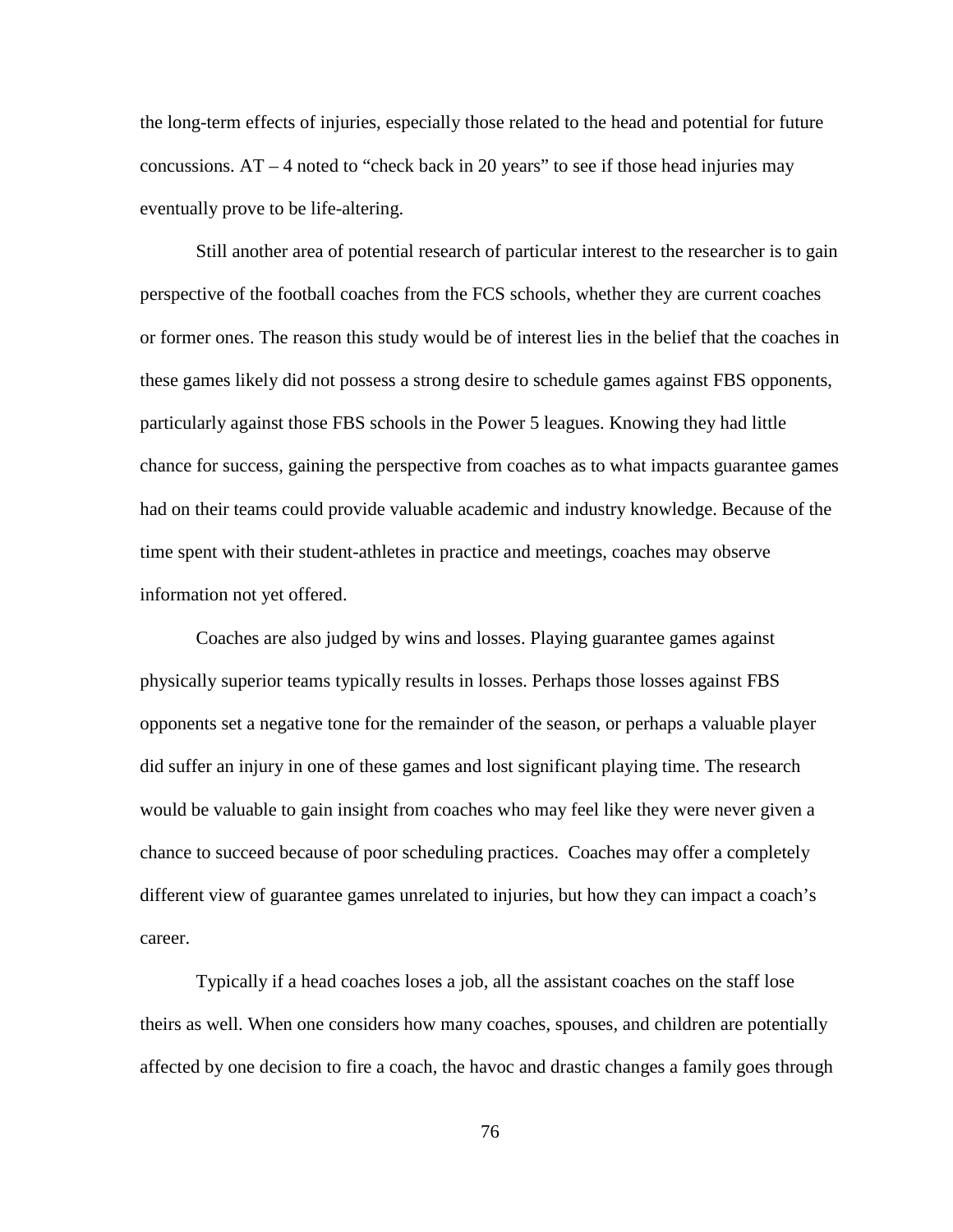the long-term effects of injuries, especially those related to the head and potential for future concussions. AT – 4 noted to "check back in 20 years" to see if those head injuries may eventually prove to be life-altering.

Still another area of potential research of particular interest to the researcher is to gain perspective of the football coaches from the FCS schools, whether they are current coaches or former ones. The reason this study would be of interest lies in the belief that the coaches in these games likely did not possess a strong desire to schedule games against FBS opponents, particularly against those FBS schools in the Power 5 leagues. Knowing they had little chance for success, gaining the perspective from coaches as to what impacts guarantee games had on their teams could provide valuable academic and industry knowledge. Because of the time spent with their student-athletes in practice and meetings, coaches may observe information not yet offered.

Coaches are also judged by wins and losses. Playing guarantee games against physically superior teams typically results in losses. Perhaps those losses against FBS opponents set a negative tone for the remainder of the season, or perhaps a valuable player did suffer an injury in one of these games and lost significant playing time. The research would be valuable to gain insight from coaches who may feel like they were never given a chance to succeed because of poor scheduling practices. Coaches may offer a completely different view of guarantee games unrelated to injuries, but how they can impact a coach's career.

Typically if a head coaches loses a job, all the assistant coaches on the staff lose theirs as well. When one considers how many coaches, spouses, and children are potentially affected by one decision to fire a coach, the havoc and drastic changes a family goes through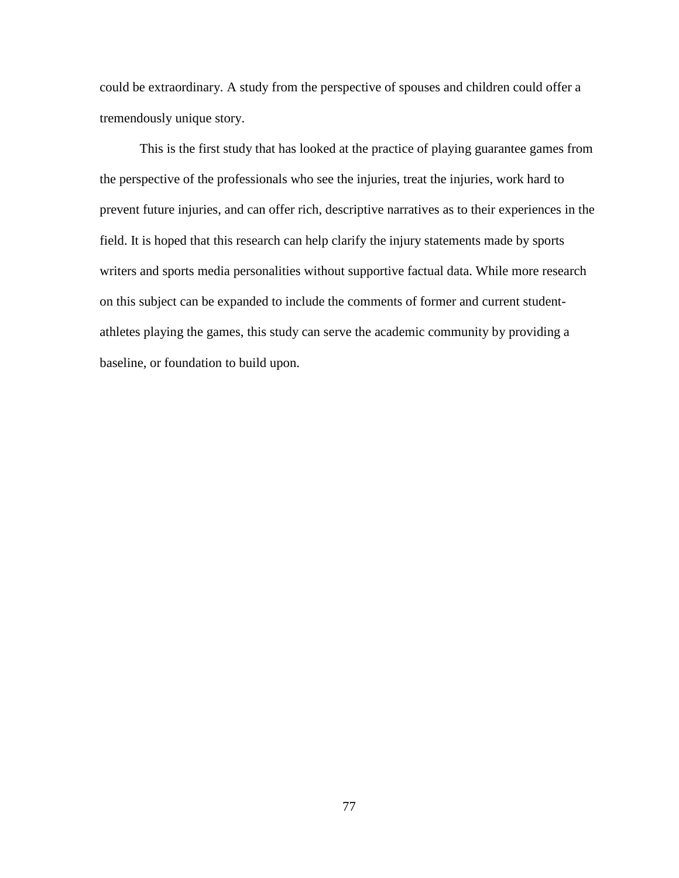could be extraordinary. A study from the perspective of spouses and children could offer a tremendously unique story.

This is the first study that has looked at the practice of playing guarantee games from the perspective of the professionals who see the injuries, treat the injuries, work hard to prevent future injuries, and can offer rich, descriptive narratives as to their experiences in the field. It is hoped that this research can help clarify the injury statements made by sports writers and sports media personalities without supportive factual data. While more research on this subject can be expanded to include the comments of former and current student-athletes playing the games, this study can serve the academic community by providing a baseline, or foundation to build upon.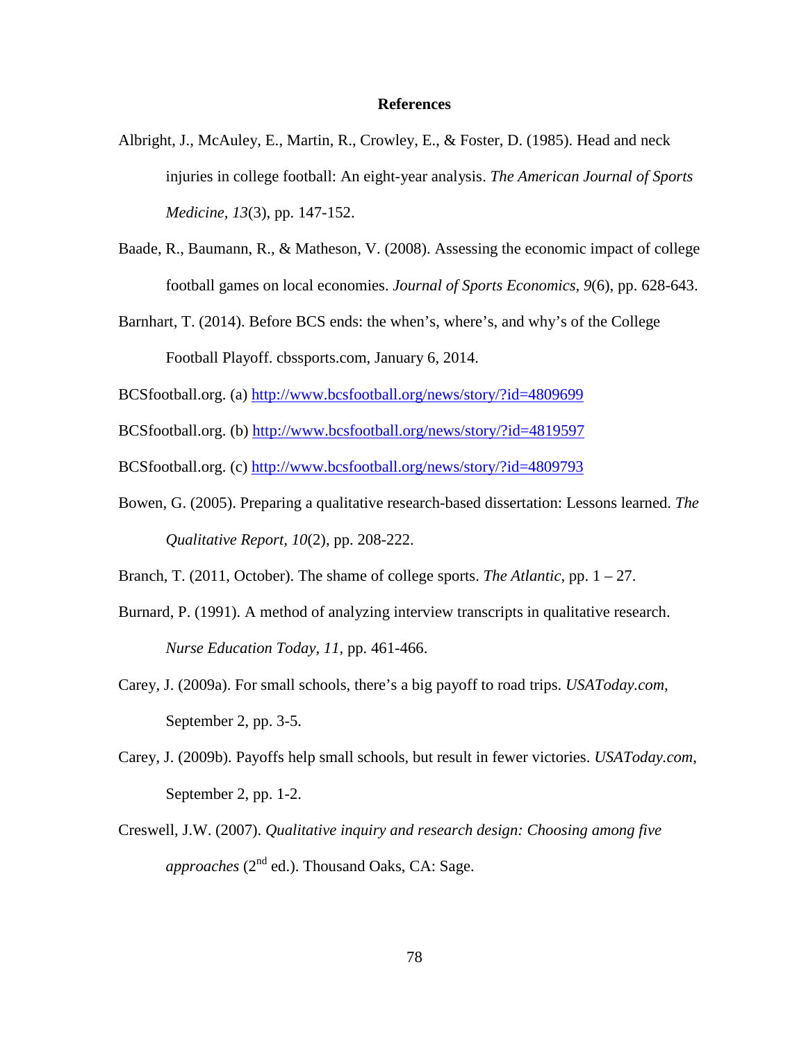# References

Albright, J., McAuley, E., Martin, R., Crowley, E., & Foster, D. (1985). Head and neck injuries in college football: An eight-year analysis. *The American Journal of Sports Medicine*, *13*(3), pp. 147-152.

Baade, R., Baumann, R., & Matheson, V. (2008). Assessing the economic impact of college football games on local economies. *Journal of Sports Economics*, *9*(6), pp. 628-643.

Barnhart, T. (2014). Before BCS ends: the when's, where's, and why's of the College Football Playoff. cbssports.com, January 6, 2014.

BCSfootball.org. (a) http://www.bcsfootball.org/news/story/?id=4809699

BCSfootball.org. (b) http://www.bcsfootball.org/news/story/?id=4819597

BCSfootball.org. (c) http://www.bcsfootball.org/news/story/?id=4809793

Bowen, G. (2005). Preparing a qualitative research-based dissertation: Lessons learned. *The Qualitative Report, 10*(2), pp. 208-222.

Branch, T. (2011, October). The shame of college sports. *The Atlantic*, pp. 1 – 27.

Burnard, P. (1991). A method of analyzing interview transcripts in qualitative research. *Nurse Education Today, 11*, pp. 461-466.

Carey, J. (2009a). For small schools, there's a big payoff to road trips. *USAToday.com*, September 2, pp. 3-5.

Carey, J. (2009b). Payoffs help small schools, but result in fewer victories. *USAToday.com*, September 2, pp. 1-2.

Creswell, J.W. (2007). *Qualitative inquiry and research design: Choosing among five approaches* (2nd ed.). Thousand Oaks, CA: Sage.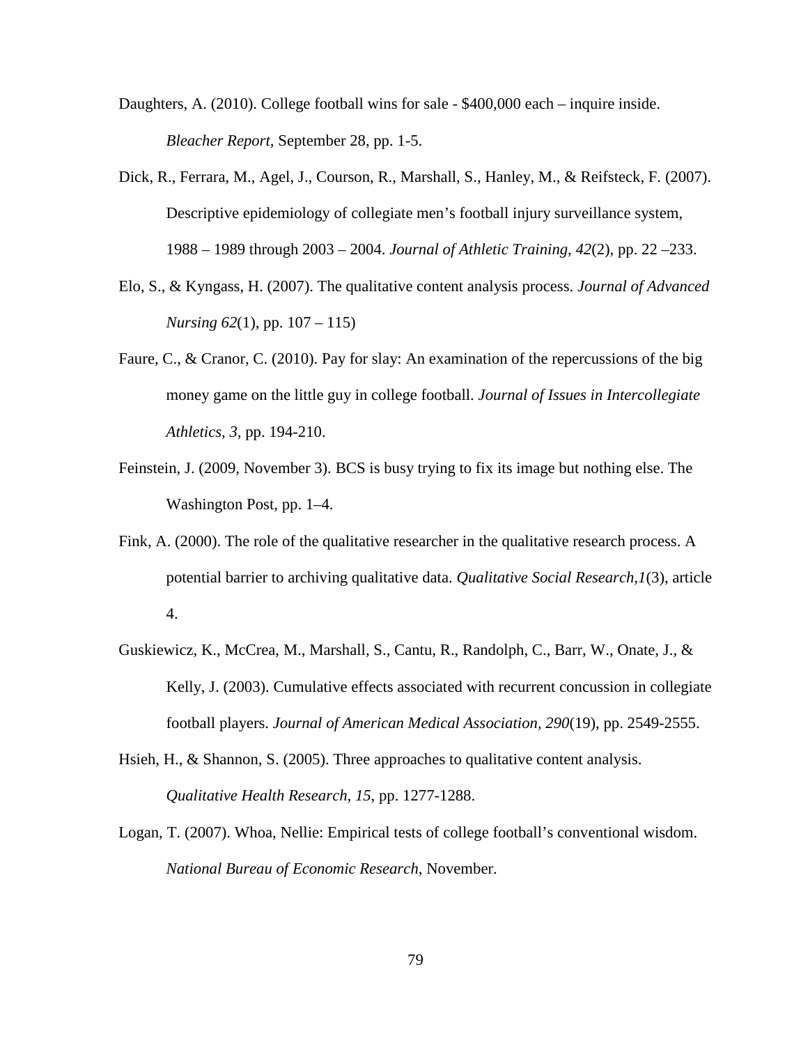Daughters, A. (2010). College football wins for sale - $400,000 each – inquire inside. *Bleacher Report*, September 28, pp. 1-5.

Dick, R., Ferrara, M., Agel, J., Courson, R., Marshall, S., Hanley, M., & Reifsteck, F. (2007). Descriptive epidemiology of collegiate men's football injury surveillance system, 1988 – 1989 through 2003 – 2004. *Journal of Athletic Training*, *42*(2), pp. 22 –233.

Elo, S., & Kyngass, H. (2007). The qualitative content analysis process. *Journal of Advanced Nursing 62*(1), pp. 107 – 115)

Faure, C., & Cranor, C. (2010). Pay for slay: An examination of the repercussions of the big money game on the little guy in college football. *Journal of Issues in Intercollegiate Athletics, 3*, pp. 194-210.

Feinstein, J. (2009, November 3). BCS is busy trying to fix its image but nothing else. The Washington Post, pp. 1–4.

Fink, A. (2000). The role of the qualitative researcher in the qualitative research process. A potential barrier to archiving qualitative data. *Qualitative Social Research,1*(3), article 4.

Guskiewicz, K., McCrea, M., Marshall, S., Cantu, R., Randolph, C., Barr, W., Onate, J., & Kelly, J. (2003). Cumulative effects associated with recurrent concussion in collegiate football players. *Journal of American Medical Association, 290*(19), pp. 2549-2555.

Hsieh, H., & Shannon, S. (2005). Three approaches to qualitative content analysis. *Qualitative Health Research, 15*, pp. 1277-1288.

Logan, T. (2007). Whoa, Nellie: Empirical tests of college football's conventional wisdom. *National Bureau of Economic Research*, November.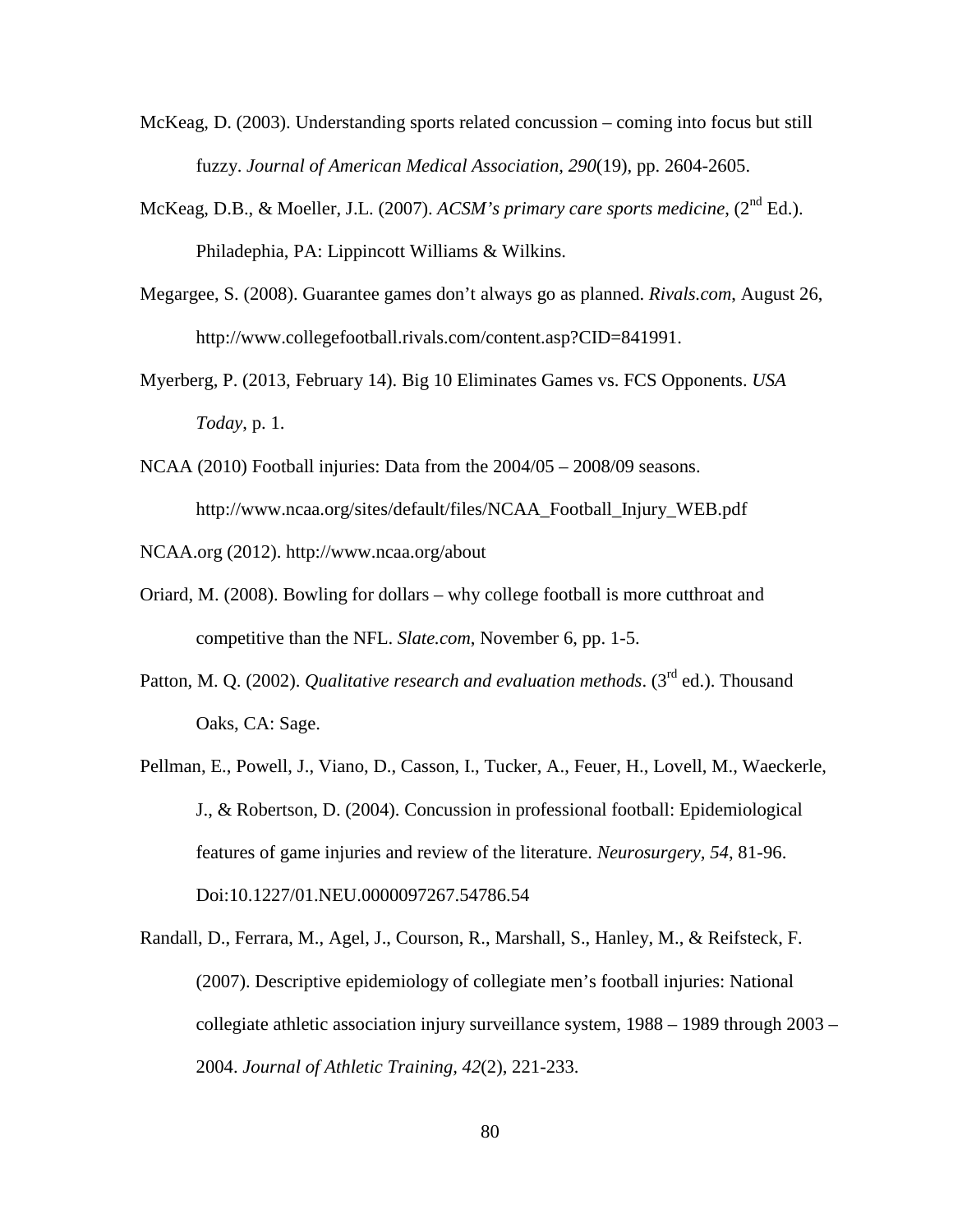McKeag, D. (2003). Understanding sports related concussion – coming into focus but still fuzzy. *Journal of American Medical Association, 290*(19), pp. 2604-2605.

McKeag, D.B., & Moeller, J.L. (2007). *ACSM's primary care sports medicine*, (2nd Ed.). Philadephia, PA: Lippincott Williams & Wilkins.

Megargee, S. (2008). Guarantee games don't always go as planned. *Rivals.com*, August 26, http://www.collegefootball.rivals.com/content.asp?CID=841991.

Myerberg, P. (2013, February 14). Big 10 Eliminates Games vs. FCS Opponents. *USA Today*, p. 1.

NCAA (2010) Football injuries: Data from the 2004/05 – 2008/09 seasons. http://www.ncaa.org/sites/default/files/NCAA_Football_Injury_WEB.pdf

NCAA.org (2012). http://www.ncaa.org/about

Oriard, M. (2008). Bowling for dollars – why college football is more cutthroat and competitive than the NFL. *Slate.com*, November 6, pp. 1-5.

Patton, M. Q. (2002). *Qualitative research and evaluation methods*. (3rd ed.). Thousand Oaks, CA: Sage.

Pellman, E., Powell, J., Viano, D., Casson, I., Tucker, A., Feuer, H., Lovell, M., Waeckerle, J., & Robertson, D. (2004). Concussion in professional football: Epidemiological features of game injuries and review of the literature. *Neurosurgery, 54*, 81-96. Doi:10.1227/01.NEU.0000097267.54786.54

Randall, D., Ferrara, M., Agel, J., Courson, R., Marshall, S., Hanley, M., & Reifsteck, F. (2007). Descriptive epidemiology of collegiate men's football injuries: National collegiate athletic association injury surveillance system, 1988 – 1989 through 2003 – 2004. *Journal of Athletic Training, 42*(2), 221-233.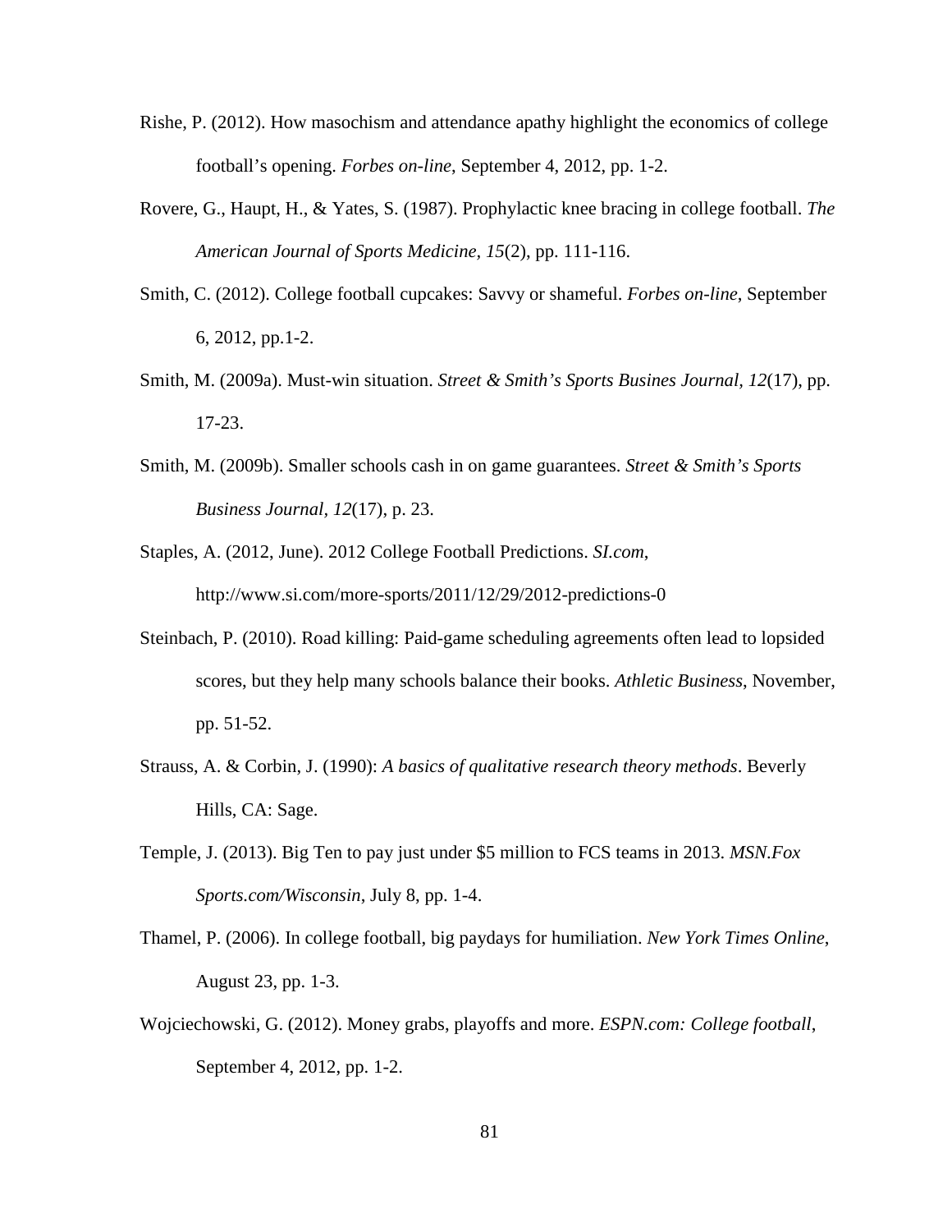Rishe, P. (2012). How masochism and attendance apathy highlight the economics of college football's opening. *Forbes on-line*, September 4, 2012, pp. 1-2.

Rovere, G., Haupt, H., & Yates, S. (1987). Prophylactic knee bracing in college football. *The American Journal of Sports Medicine, 15*(2), pp. 111-116.

Smith, C. (2012). College football cupcakes: Savvy or shameful. *Forbes on-line*, September 6, 2012, pp.1-2.

Smith, M. (2009a). Must-win situation. *Street & Smith's Sports Busines Journal, 12*(17), pp. 17-23.

Smith, M. (2009b). Smaller schools cash in on game guarantees. *Street & Smith's Sports Business Journal, 12*(17), p. 23.

Staples, A. (2012, June). 2012 College Football Predictions. *SI.com*, http://www.si.com/more-sports/2011/12/29/2012-predictions-0

Steinbach, P. (2010). Road killing: Paid-game scheduling agreements often lead to lopsided scores, but they help many schools balance their books. *Athletic Business*, November, pp. 51-52.

Strauss, A. & Corbin, J. (1990): *A basics of qualitative research theory methods*. Beverly Hills, CA: Sage.

Temple, J. (2013). Big Ten to pay just under $5 million to FCS teams in 2013. *MSN.Fox Sports.com/Wisconsin*, July 8, pp. 1-4.

Thamel, P. (2006). In college football, big paydays for humiliation. *New York Times Online*, August 23, pp. 1-3.

Wojciechowski, G. (2012). Money grabs, playoffs and more. *ESPN.com: College football*, September 4, 2012, pp. 1-2.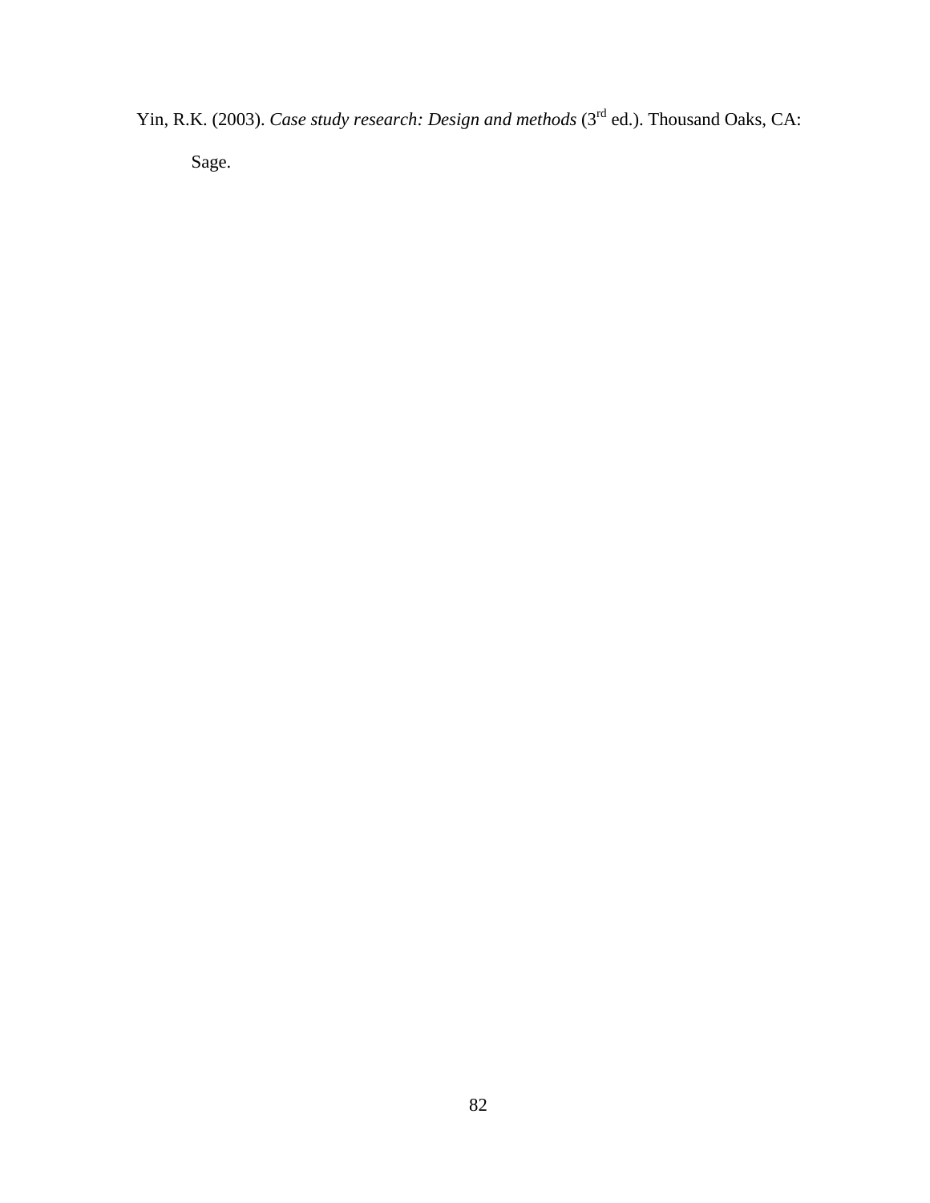Yin, R.K. (2003). *Case study research: Design and methods* (3rd ed.). Thousand Oaks, CA: Sage.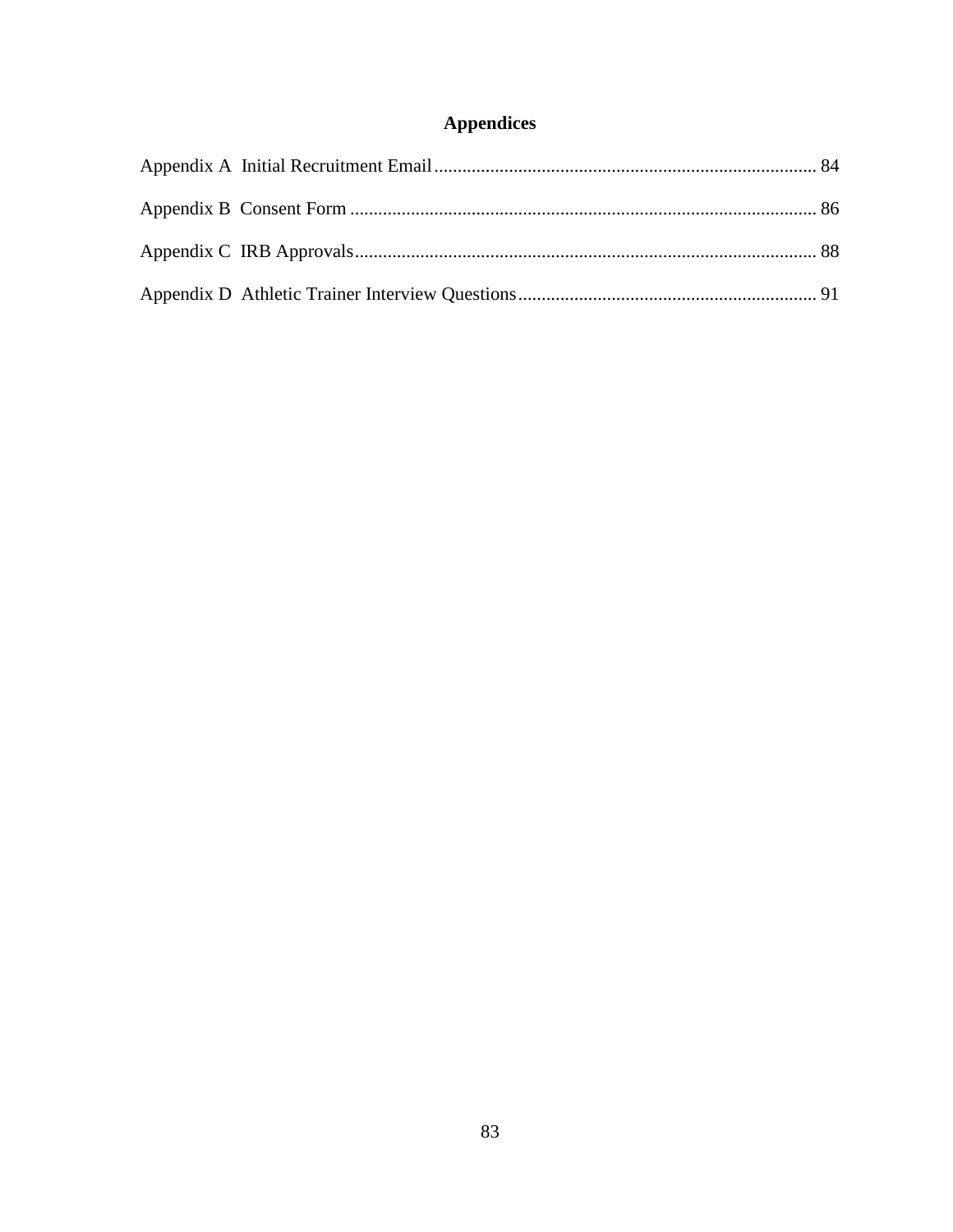# Appendices

Appendix A Initial Recruitment Email ................................................................................ 84

Appendix B Consent Form .................................................................................................. 86

Appendix C IRB Approvals ................................................................................................. 88

Appendix D Athletic Trainer Interview Questions ............................................................... 91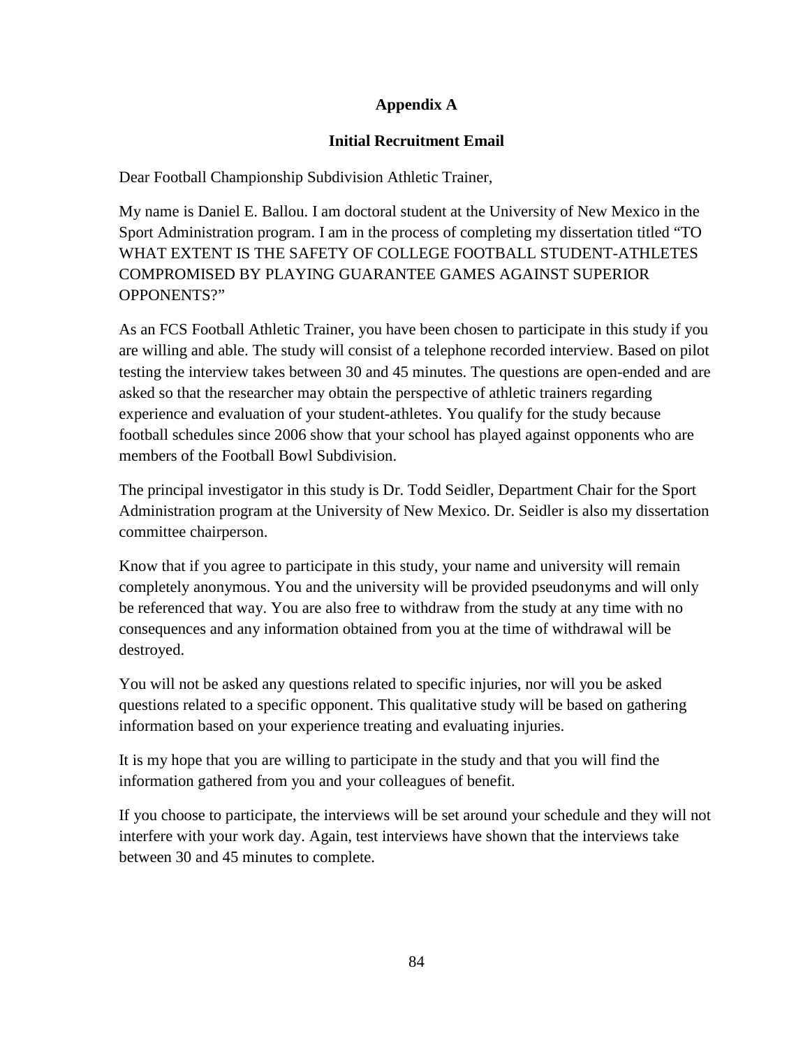# Appendix A

## Initial Recruitment Email

Dear Football Championship Subdivision Athletic Trainer,

My name is Daniel E. Ballou. I am doctoral student at the University of New Mexico in the Sport Administration program. I am in the process of completing my dissertation titled "TO WHAT EXTENT IS THE SAFETY OF COLLEGE FOOTBALL STUDENT-ATHLETES COMPROMISED BY PLAYING GUARANTEE GAMES AGAINST SUPERIOR OPPONENTS?"

As an FCS Football Athletic Trainer, you have been chosen to participate in this study if you are willing and able. The study will consist of a telephone recorded interview. Based on pilot testing the interview takes between 30 and 45 minutes. The questions are open-ended and are asked so that the researcher may obtain the perspective of athletic trainers regarding experience and evaluation of your student-athletes. You qualify for the study because football schedules since 2006 show that your school has played against opponents who are members of the Football Bowl Subdivision.

The principal investigator in this study is Dr. Todd Seidler, Department Chair for the Sport Administration program at the University of New Mexico. Dr. Seidler is also my dissertation committee chairperson.

Know that if you agree to participate in this study, your name and university will remain completely anonymous. You and the university will be provided pseudonyms and will only be referenced that way. You are also free to withdraw from the study at any time with no consequences and any information obtained from you at the time of withdrawal will be destroyed.

You will not be asked any questions related to specific injuries, nor will you be asked questions related to a specific opponent. This qualitative study will be based on gathering information based on your experience treating and evaluating injuries.

It is my hope that you are willing to participate in the study and that you will find the information gathered from you and your colleagues of benefit.

If you choose to participate, the interviews will be set around your schedule and they will not interfere with your work day. Again, test interviews have shown that the interviews take between 30 and 45 minutes to complete.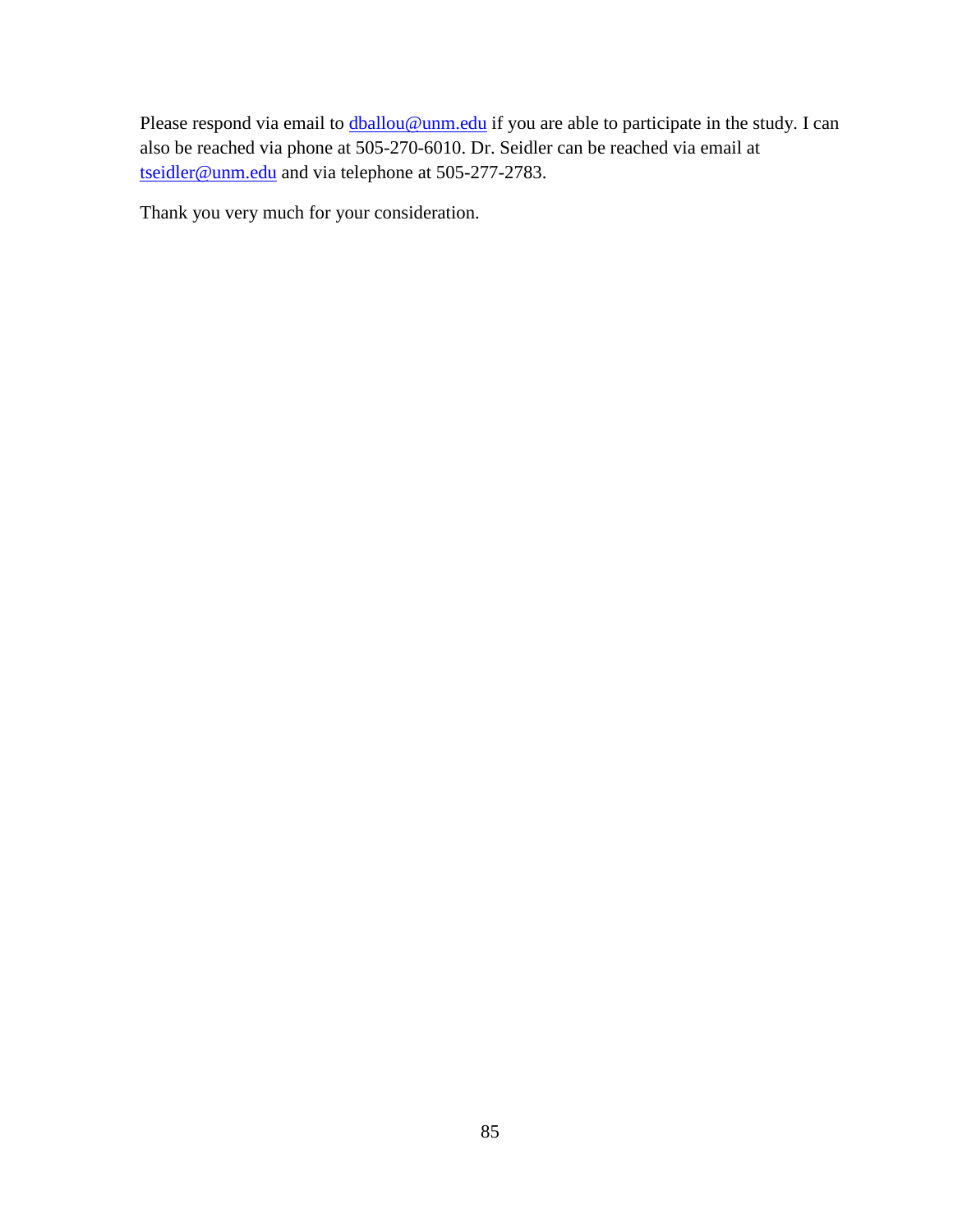Please respond via email to dballou@unm.edu if you are able to participate in the study. I can also be reached via phone at 505-270-6010. Dr. Seidler can be reached via email at tseidler@unm.edu and via telephone at 505-277-2783.

Thank you very much for your consideration.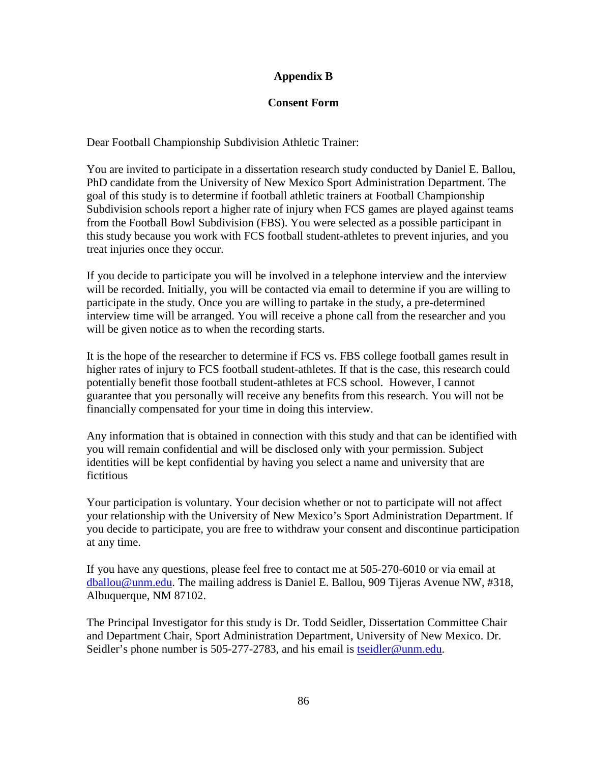## Appendix B

## Consent Form

Dear Football Championship Subdivision Athletic Trainer:

You are invited to participate in a dissertation research study conducted by Daniel E. Ballou, PhD candidate from the University of New Mexico Sport Administration Department. The goal of this study is to determine if football athletic trainers at Football Championship Subdivision schools report a higher rate of injury when FCS games are played against teams from the Football Bowl Subdivision (FBS). You were selected as a possible participant in this study because you work with FCS football student-athletes to prevent injuries, and you treat injuries once they occur.

If you decide to participate you will be involved in a telephone interview and the interview will be recorded. Initially, you will be contacted via email to determine if you are willing to participate in the study. Once you are willing to partake in the study, a pre-determined interview time will be arranged. You will receive a phone call from the researcher and you will be given notice as to when the recording starts.

It is the hope of the researcher to determine if FCS vs. FBS college football games result in higher rates of injury to FCS football student-athletes. If that is the case, this research could potentially benefit those football student-athletes at FCS school. However, I cannot guarantee that you personally will receive any benefits from this research. You will not be financially compensated for your time in doing this interview.

Any information that is obtained in connection with this study and that can be identified with you will remain confidential and will be disclosed only with your permission. Subject identities will be kept confidential by having you select a name and university that are fictitious

Your participation is voluntary. Your decision whether or not to participate will not affect your relationship with the University of New Mexico's Sport Administration Department. If you decide to participate, you are free to withdraw your consent and discontinue participation at any time.

If you have any questions, please feel free to contact me at 505-270-6010 or via email at dballou@unm.edu. The mailing address is Daniel E. Ballou, 909 Tijeras Avenue NW, #318, Albuquerque, NM 87102.

The Principal Investigator for this study is Dr. Todd Seidler, Dissertation Committee Chair and Department Chair, Sport Administration Department, University of New Mexico. Dr. Seidler's phone number is 505-277-2783, and his email is tseidler@unm.edu.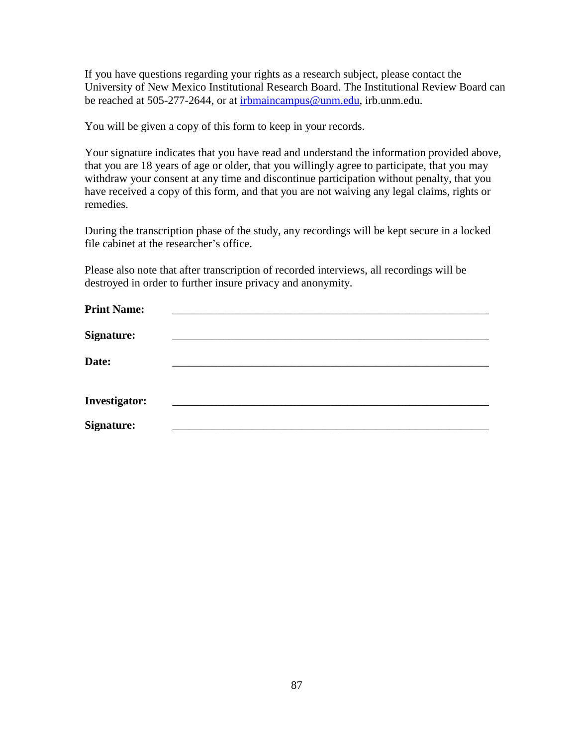If you have questions regarding your rights as a research subject, please contact the University of New Mexico Institutional Research Board. The Institutional Review Board can be reached at 505-277-2644, or at irbmaincampus@unm.edu, irb.unm.edu.

You will be given a copy of this form to keep in your records.

Your signature indicates that you have read and understand the information provided above, that you are 18 years of age or older, that you willingly agree to participate, that you may withdraw your consent at any time and discontinue participation without penalty, that you have received a copy of this form, and that you are not waiving any legal claims, rights or remedies.

During the transcription phase of the study, any recordings will be kept secure in a locked file cabinet at the researcher's office.

Please also note that after transcription of recorded interviews, all recordings will be destroyed in order to further insure privacy and anonymity.

**Print Name:** ___________________________________________________________

**Signature:** ___________________________________________________________

**Date:** ___________________________________________________________

**Investigator:** ___________________________________________________________

**Signature:** ___________________________________________________________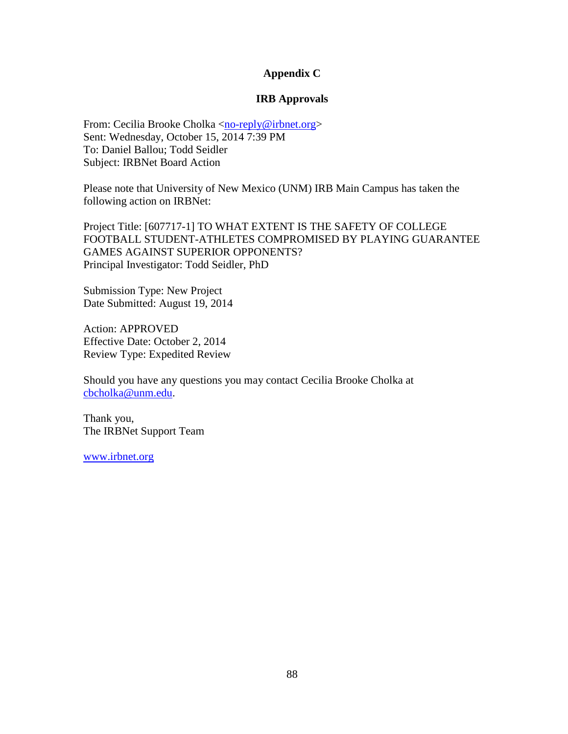# Appendix C

## IRB Approvals

From: Cecilia Brooke Cholka <no-reply@irbnet.org>
Sent: Wednesday, October 15, 2014 7:39 PM
To: Daniel Ballou; Todd Seidler
Subject: IRBNet Board Action

Please note that University of New Mexico (UNM) IRB Main Campus has taken the following action on IRBNet:

Project Title: [607717-1] TO WHAT EXTENT IS THE SAFETY OF COLLEGE FOOTBALL STUDENT-ATHLETES COMPROMISED BY PLAYING GUARANTEE GAMES AGAINST SUPERIOR OPPONENTS?
Principal Investigator: Todd Seidler, PhD

Submission Type: New Project
Date Submitted: August 19, 2014

Action: APPROVED
Effective Date: October 2, 2014
Review Type: Expedited Review

Should you have any questions you may contact Cecilia Brooke Cholka at cbcholka@unm.edu.

Thank you,
The IRBNet Support Team

www.irbnet.org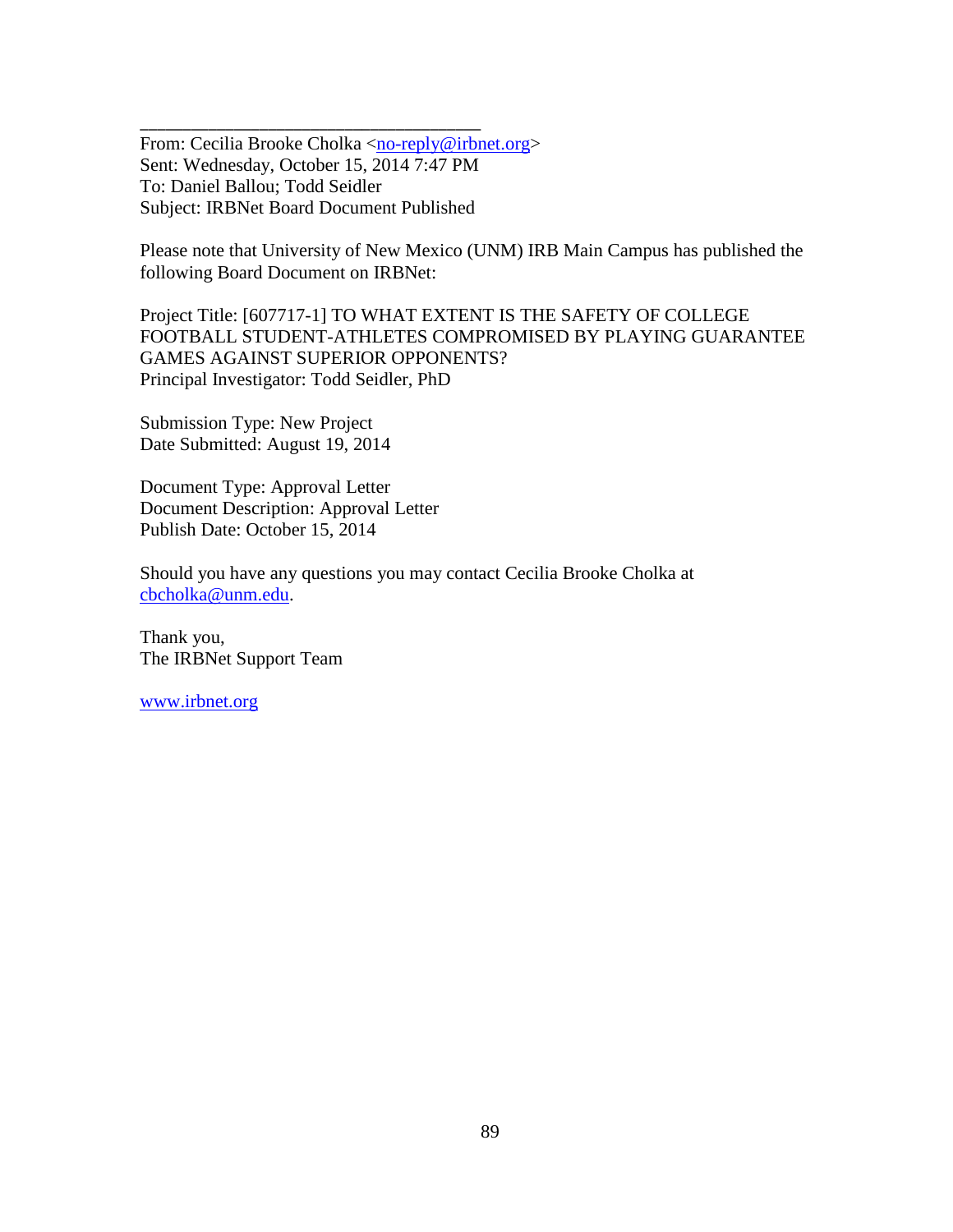______________________________________

From: Cecilia Brooke Cholka <no-reply@irbnet.org>
Sent: Wednesday, October 15, 2014 7:47 PM
To: Daniel Ballou; Todd Seidler
Subject: IRBNet Board Document Published

Please note that University of New Mexico (UNM) IRB Main Campus has published the following Board Document on IRBNet:

Project Title: [607717-1] TO WHAT EXTENT IS THE SAFETY OF COLLEGE FOOTBALL STUDENT-ATHLETES COMPROMISED BY PLAYING GUARANTEE GAMES AGAINST SUPERIOR OPPONENTS?
Principal Investigator: Todd Seidler, PhD

Submission Type: New Project
Date Submitted: August 19, 2014

Document Type: Approval Letter
Document Description: Approval Letter
Publish Date: October 15, 2014

Should you have any questions you may contact Cecilia Brooke Cholka at cbcholka@unm.edu.

Thank you,
The IRBNet Support Team

www.irbnet.org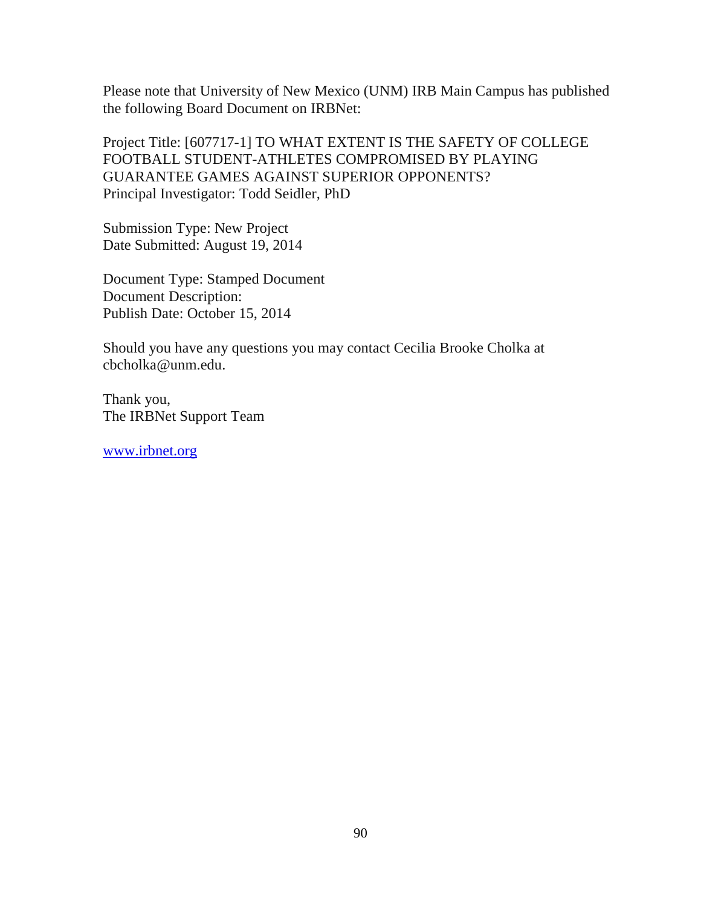Please note that University of New Mexico (UNM) IRB Main Campus has published the following Board Document on IRBNet:

Project Title: [607717-1] TO WHAT EXTENT IS THE SAFETY OF COLLEGE FOOTBALL STUDENT-ATHLETES COMPROMISED BY PLAYING GUARANTEE GAMES AGAINST SUPERIOR OPPONENTS?
Principal Investigator: Todd Seidler, PhD

Submission Type: New Project
Date Submitted: August 19, 2014

Document Type: Stamped Document
Document Description:
Publish Date: October 15, 2014

Should you have any questions you may contact Cecilia Brooke Cholka at cbcholka@unm.edu.

Thank you,
The IRBNet Support Team

[www.irbnet.org](http://www.irbnet.org)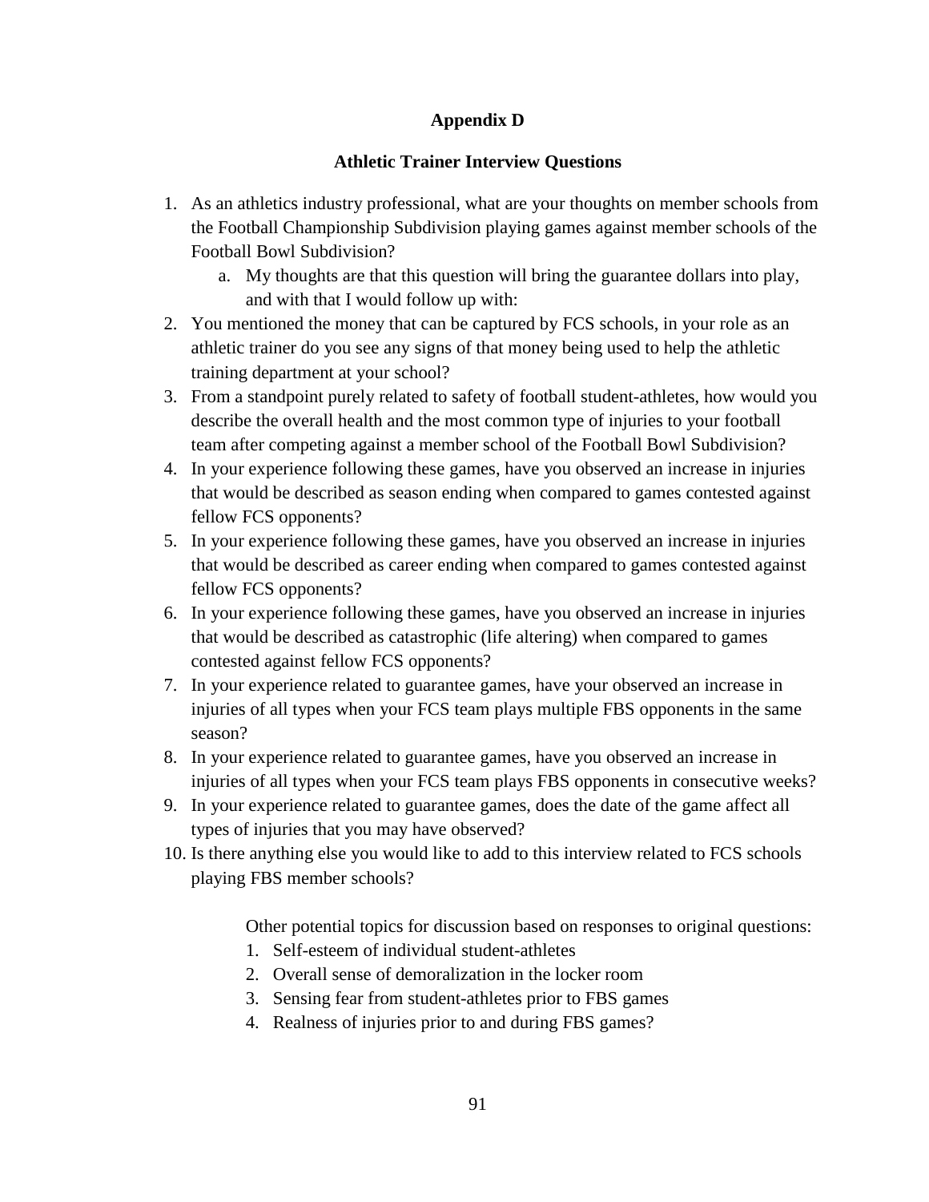## Appendix D

### Athletic Trainer Interview Questions

1. As an athletics industry professional, what are your thoughts on member schools from the Football Championship Subdivision playing games against member schools of the Football Bowl Subdivision?
   a. My thoughts are that this question will bring the guarantee dollars into play, and with that I would follow up with:
2. You mentioned the money that can be captured by FCS schools, in your role as an athletic trainer do you see any signs of that money being used to help the athletic training department at your school?
3. From a standpoint purely related to safety of football student-athletes, how would you describe the overall health and the most common type of injuries to your football team after competing against a member school of the Football Bowl Subdivision?
4. In your experience following these games, have you observed an increase in injuries that would be described as season ending when compared to games contested against fellow FCS opponents?
5. In your experience following these games, have you observed an increase in injuries that would be described as career ending when compared to games contested against fellow FCS opponents?
6. In your experience following these games, have you observed an increase in injuries that would be described as catastrophic (life altering) when compared to games contested against fellow FCS opponents?
7. In your experience related to guarantee games, have your observed an increase in injuries of all types when your FCS team plays multiple FBS opponents in the same season?
8. In your experience related to guarantee games, have you observed an increase in injuries of all types when your FCS team plays FBS opponents in consecutive weeks?
9. In your experience related to guarantee games, does the date of the game affect all types of injuries that you may have observed?
10. Is there anything else you would like to add to this interview related to FCS schools playing FBS member schools?

Other potential topics for discussion based on responses to original questions:

1. Self-esteem of individual student-athletes
2. Overall sense of demoralization in the locker room
3. Sensing fear from student-athletes prior to FBS games
4. Realness of injuries prior to and during FBS games?